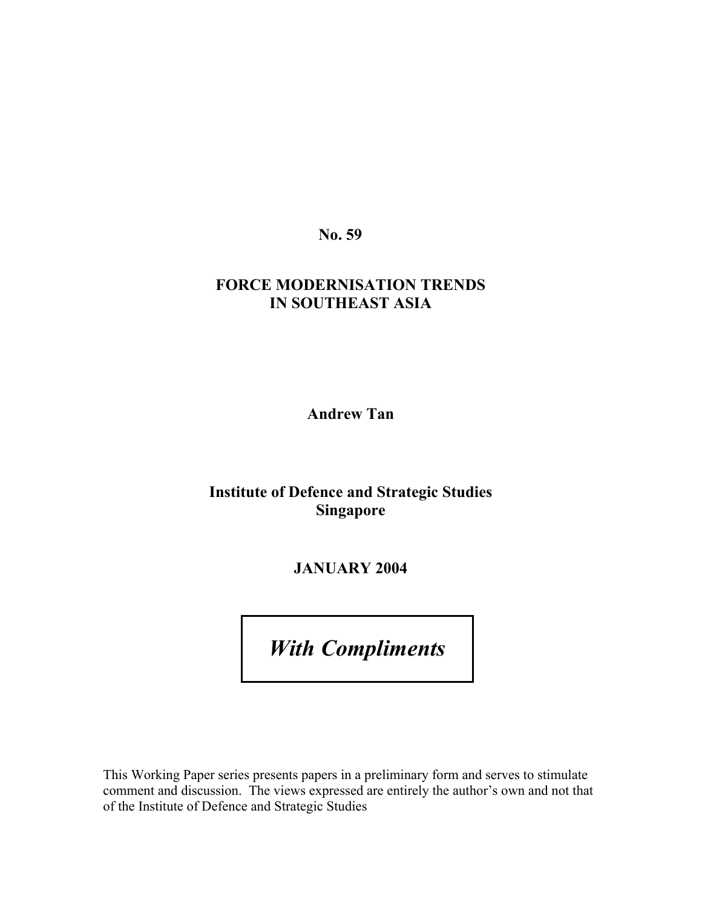**No. 59**

# FORCE MODERNISATION TRENDS IN SOUTHEAST ASIA

**Andrew Tan**

**Institute of Defence and Strategic Studies**
**Singapore**

**JANUARY 2004**

***With Compliments***

This Working Paper series presents papers in a preliminary form and serves to stimulate comment and discussion. The views expressed are entirely the author's own and not that of the Institute of Defence and Strategic Studies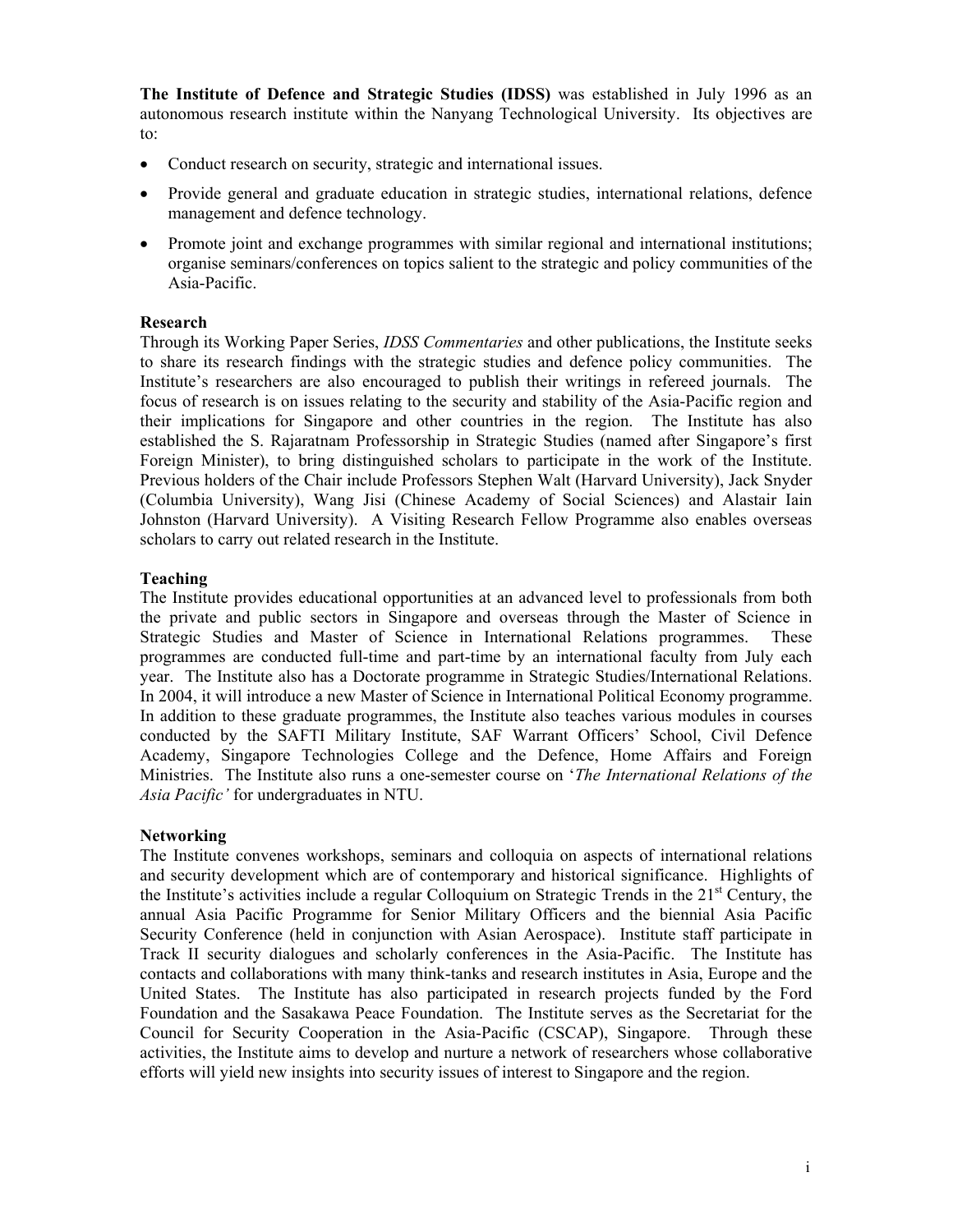**The Institute of Defence and Strategic Studies (IDSS)** was established in July 1996 as an autonomous research institute within the Nanyang Technological University. Its objectives are to:

- Conduct research on security, strategic and international issues.
- Provide general and graduate education in strategic studies, international relations, defence management and defence technology.
- Promote joint and exchange programmes with similar regional and international institutions; organise seminars/conferences on topics salient to the strategic and policy communities of the Asia-Pacific.

**Research**

Through its Working Paper Series, *IDSS Commentaries* and other publications, the Institute seeks to share its research findings with the strategic studies and defence policy communities. The Institute's researchers are also encouraged to publish their writings in refereed journals. The focus of research is on issues relating to the security and stability of the Asia-Pacific region and their implications for Singapore and other countries in the region. The Institute has also established the S. Rajaratnam Professorship in Strategic Studies (named after Singapore's first Foreign Minister), to bring distinguished scholars to participate in the work of the Institute. Previous holders of the Chair include Professors Stephen Walt (Harvard University), Jack Snyder (Columbia University), Wang Jisi (Chinese Academy of Social Sciences) and Alastair Iain Johnston (Harvard University). A Visiting Research Fellow Programme also enables overseas scholars to carry out related research in the Institute.

**Teaching**

The Institute provides educational opportunities at an advanced level to professionals from both the private and public sectors in Singapore and overseas through the Master of Science in Strategic Studies and Master of Science in International Relations programmes. These programmes are conducted full-time and part-time by an international faculty from July each year. The Institute also has a Doctorate programme in Strategic Studies/International Relations. In 2004, it will introduce a new Master of Science in International Political Economy programme. In addition to these graduate programmes, the Institute also teaches various modules in courses conducted by the SAFTI Military Institute, SAF Warrant Officers' School, Civil Defence Academy, Singapore Technologies College and the Defence, Home Affairs and Foreign Ministries. The Institute also runs a one-semester course on '*The International Relations of the Asia Pacific'* for undergraduates in NTU.

**Networking**

The Institute convenes workshops, seminars and colloquia on aspects of international relations and security development which are of contemporary and historical significance. Highlights of the Institute's activities include a regular Colloquium on Strategic Trends in the 21st Century, the annual Asia Pacific Programme for Senior Military Officers and the biennial Asia Pacific Security Conference (held in conjunction with Asian Aerospace). Institute staff participate in Track II security dialogues and scholarly conferences in the Asia-Pacific. The Institute has contacts and collaborations with many think-tanks and research institutes in Asia, Europe and the United States. The Institute has also participated in research projects funded by the Ford Foundation and the Sasakawa Peace Foundation. The Institute serves as the Secretariat for the Council for Security Cooperation in the Asia-Pacific (CSCAP), Singapore. Through these activities, the Institute aims to develop and nurture a network of researchers whose collaborative efforts will yield new insights into security issues of interest to Singapore and the region.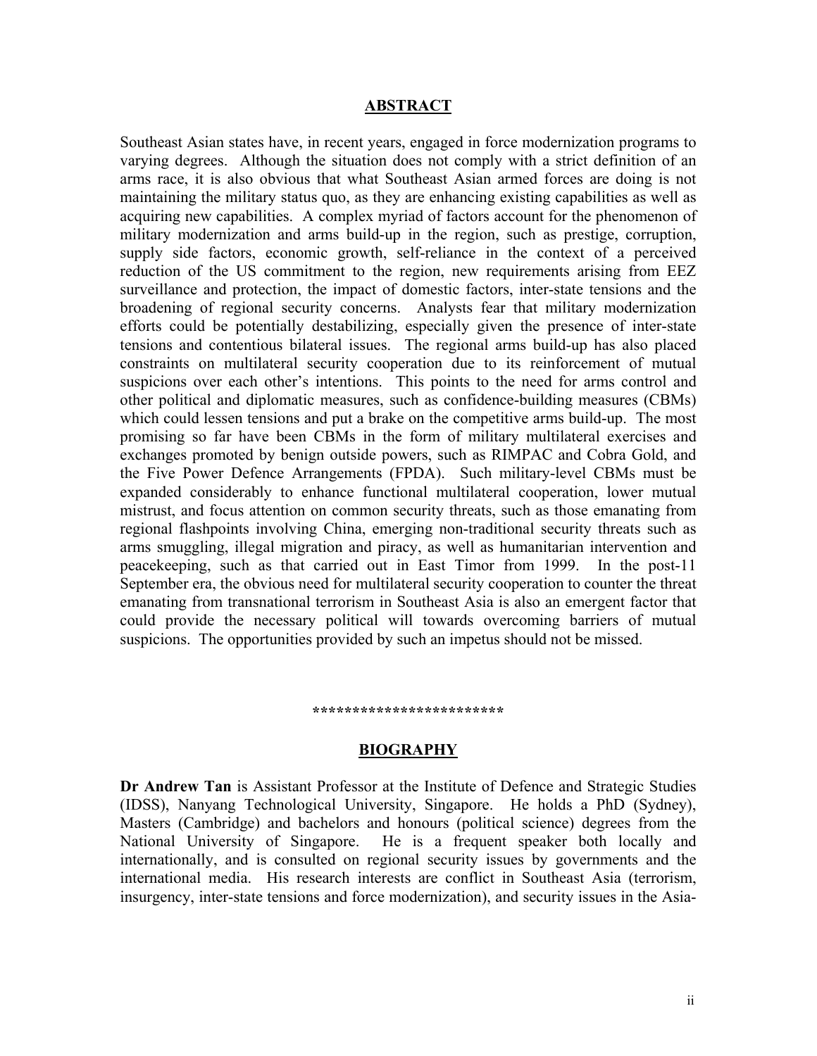## ABSTRACT

Southeast Asian states have, in recent years, engaged in force modernization programs to varying degrees. Although the situation does not comply with a strict definition of an arms race, it is also obvious that what Southeast Asian armed forces are doing is not maintaining the military status quo, as they are enhancing existing capabilities as well as acquiring new capabilities. A complex myriad of factors account for the phenomenon of military modernization and arms build-up in the region, such as prestige, corruption, supply side factors, economic growth, self-reliance in the context of a perceived reduction of the US commitment to the region, new requirements arising from EEZ surveillance and protection, the impact of domestic factors, inter-state tensions and the broadening of regional security concerns. Analysts fear that military modernization efforts could be potentially destabilizing, especially given the presence of inter-state tensions and contentious bilateral issues. The regional arms build-up has also placed constraints on multilateral security cooperation due to its reinforcement of mutual suspicions over each other's intentions. This points to the need for arms control and other political and diplomatic measures, such as confidence-building measures (CBMs) which could lessen tensions and put a brake on the competitive arms build-up. The most promising so far have been CBMs in the form of military multilateral exercises and exchanges promoted by benign outside powers, such as RIMPAC and Cobra Gold, and the Five Power Defence Arrangements (FPDA). Such military-level CBMs must be expanded considerably to enhance functional multilateral cooperation, lower mutual mistrust, and focus attention on common security threats, such as those emanating from regional flashpoints involving China, emerging non-traditional security threats such as arms smuggling, illegal migration and piracy, as well as humanitarian intervention and peacekeeping, such as that carried out in East Timor from 1999. In the post-11 September era, the obvious need for multilateral security cooperation to counter the threat emanating from transnational terrorism in Southeast Asia is also an emergent factor that could provide the necessary political will towards overcoming barriers of mutual suspicions. The opportunities provided by such an impetus should not be missed.

\*\*\*\*\*\*\*\*\*\*\*\*\*\*\*\*\*\*\*\*\*\*\*\*

## BIOGRAPHY

**Dr Andrew Tan** is Assistant Professor at the Institute of Defence and Strategic Studies (IDSS), Nanyang Technological University, Singapore. He holds a PhD (Sydney), Masters (Cambridge) and bachelors and honours (political science) degrees from the National University of Singapore. He is a frequent speaker both locally and internationally, and is consulted on regional security issues by governments and the international media. His research interests are conflict in Southeast Asia (terrorism, insurgency, inter-state tensions and force modernization), and security issues in the Asia-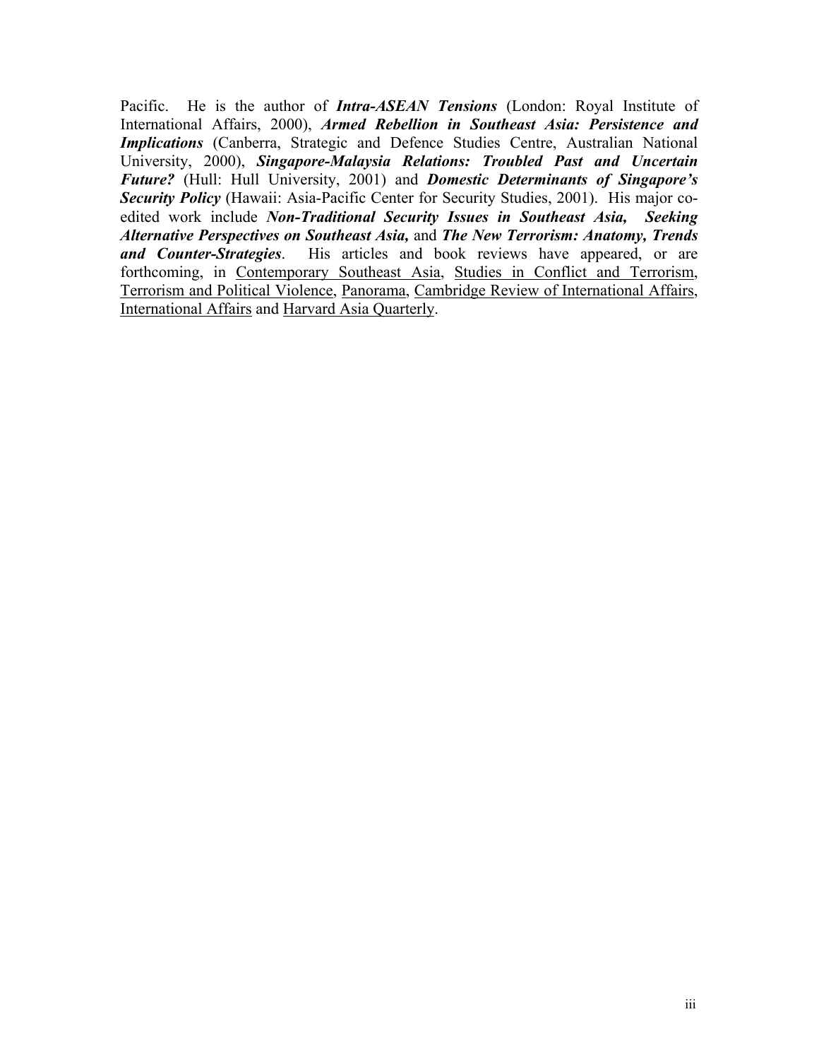Pacific. He is the author of ***Intra-ASEAN Tensions*** (London: Royal Institute of International Affairs, 2000), ***Armed Rebellion in Southeast Asia: Persistence and Implications*** (Canberra, Strategic and Defence Studies Centre, Australian National University, 2000), ***Singapore-Malaysia Relations: Troubled Past and Uncertain Future?*** (Hull: Hull University, 2001) and ***Domestic Determinants of Singapore's Security Policy*** (Hawaii: Asia-Pacific Center for Security Studies, 2001). His major co-edited work include ***Non-Traditional Security Issues in Southeast Asia, Seeking Alternative Perspectives on Southeast Asia,*** and ***The New Terrorism: Anatomy, Trends and Counter-Strategies***. His articles and book reviews have appeared, or are forthcoming, in <u>Contemporary Southeast Asia</u>, <u>Studies in Conflict and Terrorism</u>, <u>Terrorism and Political Violence</u>, <u>Panorama</u>, <u>Cambridge Review of International Affairs</u>, <u>International Affairs</u> and <u>Harvard Asia Quarterly</u>.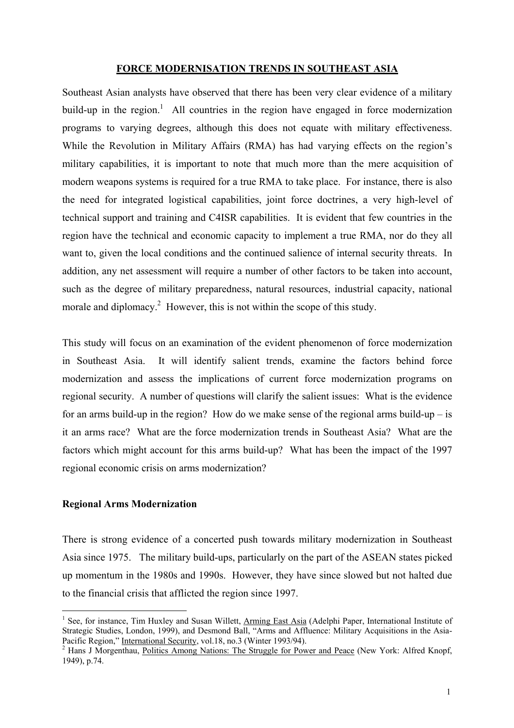## FORCE MODERNISATION TRENDS IN SOUTHEAST ASIA

Southeast Asian analysts have observed that there has been very clear evidence of a military build-up in the region.[1] All countries in the region have engaged in force modernization programs to varying degrees, although this does not equate with military effectiveness. While the Revolution in Military Affairs (RMA) has had varying effects on the region's military capabilities, it is important to note that much more than the mere acquisition of modern weapons systems is required for a true RMA to take place. For instance, there is also the need for integrated logistical capabilities, joint force doctrines, a very high-level of technical support and training and C4ISR capabilities. It is evident that few countries in the region have the technical and economic capacity to implement a true RMA, nor do they all want to, given the local conditions and the continued salience of internal security threats. In addition, any net assessment will require a number of other factors to be taken into account, such as the degree of military preparedness, natural resources, industrial capacity, national morale and diplomacy.[2] However, this is not within the scope of this study.

This study will focus on an examination of the evident phenomenon of force modernization in Southeast Asia. It will identify salient trends, examine the factors behind force modernization and assess the implications of current force modernization programs on regional security. A number of questions will clarify the salient issues: What is the evidence for an arms build-up in the region? How do we make sense of the regional arms build-up – is it an arms race? What are the force modernization trends in Southeast Asia? What are the factors which might account for this arms build-up? What has been the impact of the 1997 regional economic crisis on arms modernization?

### Regional Arms Modernization

There is strong evidence of a concerted push towards military modernization in Southeast Asia since 1975. The military build-ups, particularly on the part of the ASEAN states picked up momentum in the 1980s and 1990s. However, they have since slowed but not halted due to the financial crisis that afflicted the region since 1997.

---

[1] See, for instance, Tim Huxley and Susan Willett, Arming East Asia (Adelphi Paper, International Institute of Strategic Studies, London, 1999), and Desmond Ball, "Arms and Affluence: Military Acquisitions in the Asia-Pacific Region," International Security, vol.18, no.3 (Winter 1993/94).

[2] Hans J Morgenthau, Politics Among Nations: The Struggle for Power and Peace (New York: Alfred Knopf, 1949), p.74.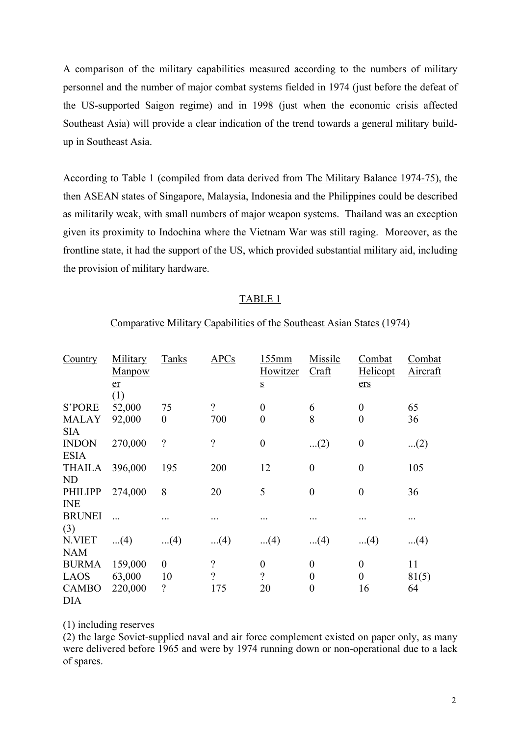A comparison of the military capabilities measured according to the numbers of military personnel and the number of major combat systems fielded in 1974 (just before the defeat of the US-supported Saigon regime) and in 1998 (just when the economic crisis affected Southeast Asia) will provide a clear indication of the trend towards a general military build-up in Southeast Asia.

According to Table 1 (compiled from data derived from The Military Balance 1974-75), the then ASEAN states of Singapore, Malaysia, Indonesia and the Philippines could be described as militarily weak, with small numbers of major weapon systems. Thailand was an exception given its proximity to Indochina where the Vietnam War was still raging. Moreover, as the frontline state, it had the support of the US, which provided substantial military aid, including the provision of military hardware.

TABLE 1

Comparative Military Capabilities of the Southeast Asian States (1974)

| Country | Military Manpower (1) | Tanks | APCs | 155mm Howitzers | Missile Craft | Combat Helicopters | Combat Aircraft |
|---|---|---|---|---|---|---|---|
| S'PORE | 52,000 | 75 | ? | 0 | 6 | 0 | 65 |
| MALAYSIA | 92,000 | 0 | 700 | 0 | 8 | 0 | 36 |
| INDONESIA | 270,000 | ? | ? | 0 | ...(2) | 0 | ...(2) |
| THAILAND | 396,000 | 195 | 200 | 12 | 0 | 0 | 105 |
| PHILIPPINE | 274,000 | 8 | 20 | 5 | 0 | 0 | 36 |
| BRUNEI (3) | ... | ... | ... | ... | ... | ... | ... |
| N.VIETNAM | ...(4) | ...(4) | ...(4) | ...(4) | ...(4) | ...(4) | ...(4) |
| BURMA | 159,000 | 0 | ? | 0 | 0 | 0 | 11 |
| LAOS | 63,000 | 10 | ? | ? | 0 | 0 | 81(5) |
| CAMBODIA | 220,000 | ? | 175 | 20 | 0 | 16 | 64 |

(1) including reserves
(2) the large Soviet-supplied naval and air force complement existed on paper only, as many were delivered before 1965 and were by 1974 running down or non-operational due to a lack of spares.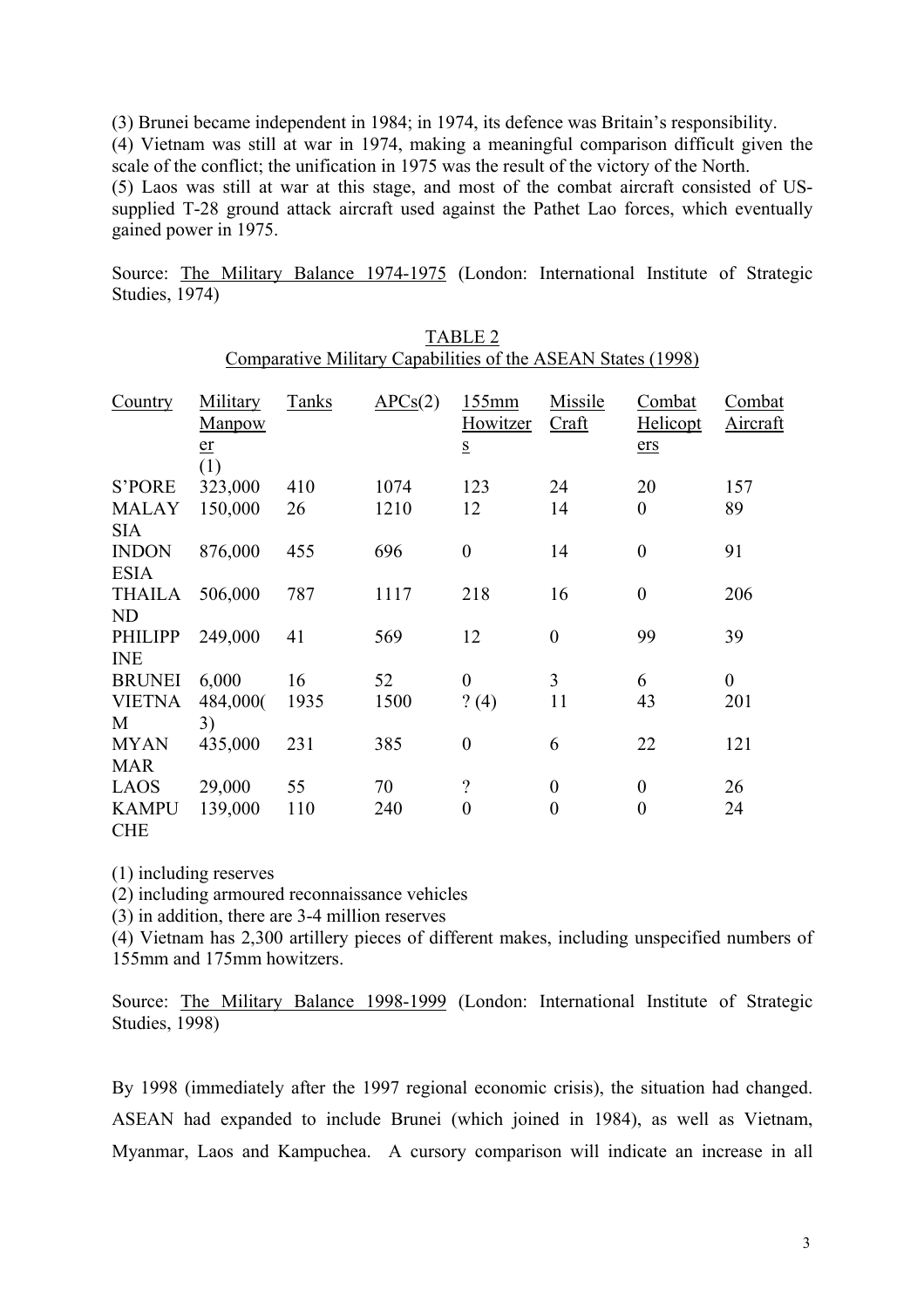(3) Brunei became independent in 1984; in 1974, its defence was Britain's responsibility.
(4) Vietnam was still at war in 1974, making a meaningful comparison difficult given the scale of the conflict; the unification in 1975 was the result of the victory of the North.
(5) Laos was still at war at this stage, and most of the combat aircraft consisted of US-supplied T-28 ground attack aircraft used against the Pathet Lao forces, which eventually gained power in 1975.

Source: The Military Balance 1974-1975 (London: International Institute of Strategic Studies, 1974)

TABLE 2
Comparative Military Capabilities of the ASEAN States (1998)

| Country | Military Manpower (1) | Tanks | APCs(2) | 155mm Howitzers | Missile Craft | Combat Helicopters | Combat Aircraft |
|---|---|---|---|---|---|---|---|
| S'PORE | 323,000 | 410 | 1074 | 123 | 24 | 20 | 157 |
| MALAYSIA | 150,000 | 26 | 1210 | 12 | 14 | 0 | 89 |
| INDONESIA | 876,000 | 455 | 696 | 0 | 14 | 0 | 91 |
| THAILAND | 506,000 | 787 | 1117 | 218 | 16 | 0 | 206 |
| PHILIPPINE | 249,000 | 41 | 569 | 12 | 0 | 99 | 39 |
| BRUNEI | 6,000 | 16 | 52 | 0 | 3 | 6 | 0 |
| VIETNAM | 484,000(3) | 1935 | 1500 | ? (4) | 11 | 43 | 201 |
| MYANMAR | 435,000 | 231 | 385 | 0 | 6 | 22 | 121 |
| LAOS | 29,000 | 55 | 70 | ? | 0 | 0 | 26 |
| KAMPUCHE | 139,000 | 110 | 240 | 0 | 0 | 0 | 24 |

(1) including reserves
(2) including armoured reconnaissance vehicles
(3) in addition, there are 3-4 million reserves
(4) Vietnam has 2,300 artillery pieces of different makes, including unspecified numbers of 155mm and 175mm howitzers.

Source: The Military Balance 1998-1999 (London: International Institute of Strategic Studies, 1998)

By 1998 (immediately after the 1997 regional economic crisis), the situation had changed. ASEAN had expanded to include Brunei (which joined in 1984), as well as Vietnam, Myanmar, Laos and Kampuchea. A cursory comparison will indicate an increase in all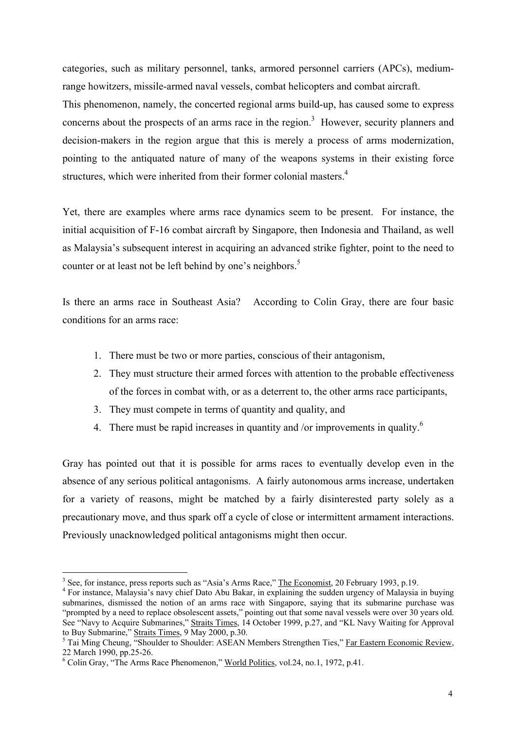categories, such as military personnel, tanks, armored personnel carriers (APCs), medium-range howitzers, missile-armed naval vessels, combat helicopters and combat aircraft.

This phenomenon, namely, the concerted regional arms build-up, has caused some to express concerns about the prospects of an arms race in the region.[3] However, security planners and decision-makers in the region argue that this is merely a process of arms modernization, pointing to the antiquated nature of many of the weapons systems in their existing force structures, which were inherited from their former colonial masters.[4]

Yet, there are examples where arms race dynamics seem to be present. For instance, the initial acquisition of F-16 combat aircraft by Singapore, then Indonesia and Thailand, as well as Malaysia's subsequent interest in acquiring an advanced strike fighter, point to the need to counter or at least not be left behind by one's neighbors.[5]

Is there an arms race in Southeast Asia? According to Colin Gray, there are four basic conditions for an arms race:

1. There must be two or more parties, conscious of their antagonism,
2. They must structure their armed forces with attention to the probable effectiveness of the forces in combat with, or as a deterrent to, the other arms race participants,
3. They must compete in terms of quantity and quality, and
4. There must be rapid increases in quantity and /or improvements in quality.[6]

Gray has pointed out that it is possible for arms races to eventually develop even in the absence of any serious political antagonisms. A fairly autonomous arms increase, undertaken for a variety of reasons, might be matched by a fairly disinterested party solely as a precautionary move, and thus spark off a cycle of close or intermittent armament interactions. Previously unacknowledged political antagonisms might then occur.

---

[3] See, for instance, press reports such as "Asia's Arms Race," The Economist, 20 February 1993, p.19.

[4] For instance, Malaysia's navy chief Dato Abu Bakar, in explaining the sudden urgency of Malaysia in buying submarines, dismissed the notion of an arms race with Singapore, saying that its submarine purchase was "prompted by a need to replace obsolescent assets," pointing out that some naval vessels were over 30 years old. See "Navy to Acquire Submarines," Straits Times, 14 October 1999, p.27, and "KL Navy Waiting for Approval to Buy Submarine," Straits Times, 9 May 2000, p.30.

[5] Tai Ming Cheung, "Shoulder to Shoulder: ASEAN Members Strengthen Ties," Far Eastern Economic Review, 22 March 1990, pp.25-26.

[6] Colin Gray, "The Arms Race Phenomenon," World Politics, vol.24, no.1, 1972, p.41.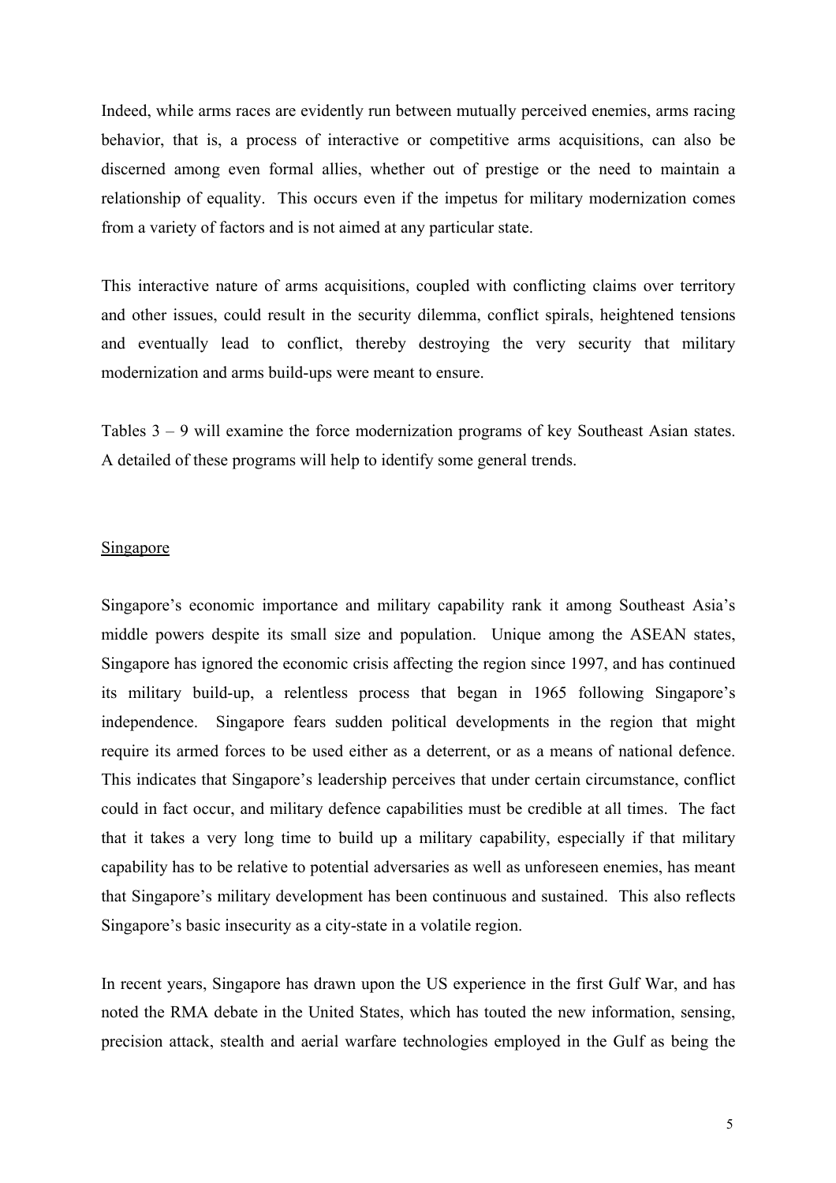Indeed, while arms races are evidently run between mutually perceived enemies, arms racing behavior, that is, a process of interactive or competitive arms acquisitions, can also be discerned among even formal allies, whether out of prestige or the need to maintain a relationship of equality. This occurs even if the impetus for military modernization comes from a variety of factors and is not aimed at any particular state.

This interactive nature of arms acquisitions, coupled with conflicting claims over territory and other issues, could result in the security dilemma, conflict spirals, heightened tensions and eventually lead to conflict, thereby destroying the very security that military modernization and arms build-ups were meant to ensure.

Tables 3 – 9 will examine the force modernization programs of key Southeast Asian states. A detailed of these programs will help to identify some general trends.

## Singapore

Singapore's economic importance and military capability rank it among Southeast Asia's middle powers despite its small size and population. Unique among the ASEAN states, Singapore has ignored the economic crisis affecting the region since 1997, and has continued its military build-up, a relentless process that began in 1965 following Singapore's independence. Singapore fears sudden political developments in the region that might require its armed forces to be used either as a deterrent, or as a means of national defence. This indicates that Singapore's leadership perceives that under certain circumstance, conflict could in fact occur, and military defence capabilities must be credible at all times. The fact that it takes a very long time to build up a military capability, especially if that military capability has to be relative to potential adversaries as well as unforeseen enemies, has meant that Singapore's military development has been continuous and sustained. This also reflects Singapore's basic insecurity as a city-state in a volatile region.

In recent years, Singapore has drawn upon the US experience in the first Gulf War, and has noted the RMA debate in the United States, which has touted the new information, sensing, precision attack, stealth and aerial warfare technologies employed in the Gulf as being the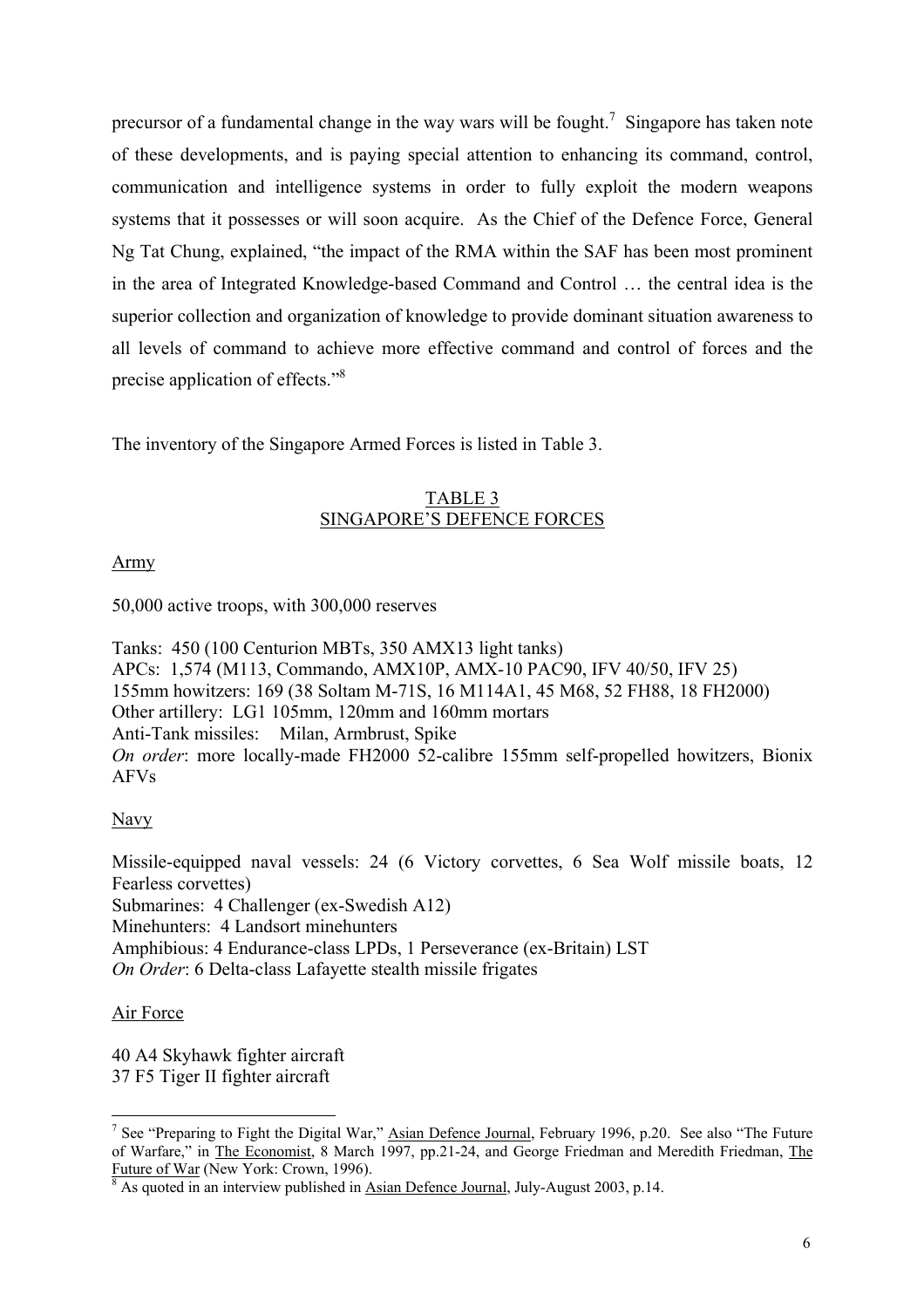precursor of a fundamental change in the way wars will be fought.[7] Singapore has taken note of these developments, and is paying special attention to enhancing its command, control, communication and intelligence systems in order to fully exploit the modern weapons systems that it possesses or will soon acquire. As the Chief of the Defence Force, General Ng Tat Chung, explained, "the impact of the RMA within the SAF has been most prominent in the area of Integrated Knowledge-based Command and Control … the central idea is the superior collection and organization of knowledge to provide dominant situation awareness to all levels of command to achieve more effective command and control of forces and the precise application of effects."[8]

The inventory of the Singapore Armed Forces is listed in Table 3.

TABLE 3
SINGAPORE'S DEFENCE FORCES

Army

50,000 active troops, with 300,000 reserves

Tanks: 450 (100 Centurion MBTs, 350 AMX13 light tanks)
APCs: 1,574 (M113, Commando, AMX10P, AMX-10 PAC90, IFV 40/50, IFV 25)
155mm howitzers: 169 (38 Soltam M-71S, 16 M114A1, 45 M68, 52 FH88, 18 FH2000)
Other artillery: LG1 105mm, 120mm and 160mm mortars
Anti-Tank missiles: Milan, Armbrust, Spike
*On order*: more locally-made FH2000 52-calibre 155mm self-propelled howitzers, Bionix AFVs

Navy

Missile-equipped naval vessels: 24 (6 Victory corvettes, 6 Sea Wolf missile boats, 12 Fearless corvettes)
Submarines: 4 Challenger (ex-Swedish A12)
Minehunters: 4 Landsort minehunters
Amphibious: 4 Endurance-class LPDs, 1 Perseverance (ex-Britain) LST
*On Order*: 6 Delta-class Lafayette stealth missile frigates

Air Force

40 A4 Skyhawk fighter aircraft
37 F5 Tiger II fighter aircraft

[7] See "Preparing to Fight the Digital War," Asian Defence Journal, February 1996, p.20. See also "The Future of Warfare," in The Economist, 8 March 1997, pp.21-24, and George Friedman and Meredith Friedman, The Future of War (New York: Crown, 1996).

[8] As quoted in an interview published in Asian Defence Journal, July-August 2003, p.14.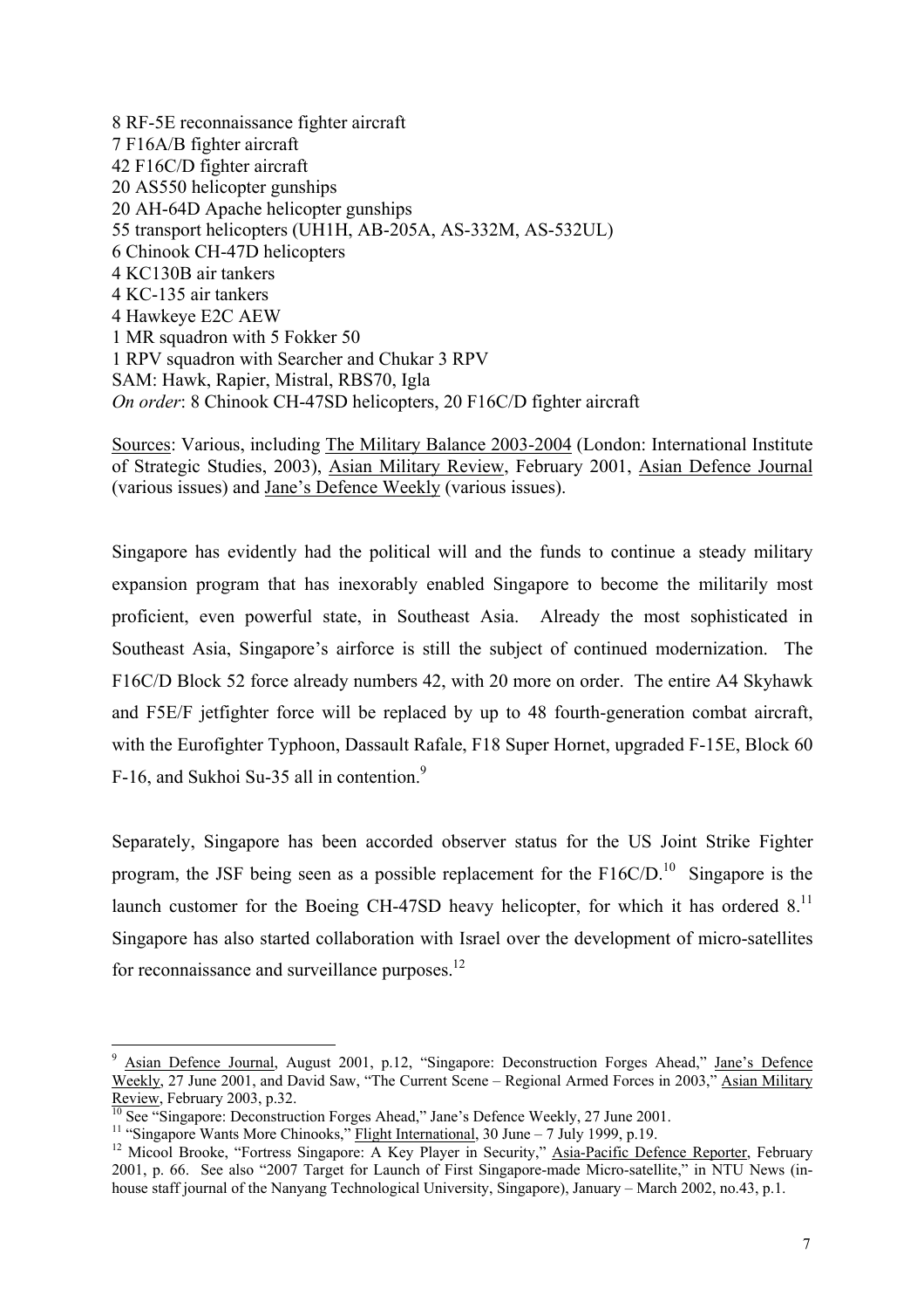8 RF-5E reconnaissance fighter aircraft
7 F16A/B fighter aircraft
42 F16C/D fighter aircraft
20 AS550 helicopter gunships
20 AH-64D Apache helicopter gunships
55 transport helicopters (UH1H, AB-205A, AS-332M, AS-532UL)
6 Chinook CH-47D helicopters
4 KC130B air tankers
4 KC-135 air tankers
4 Hawkeye E2C AEW
1 MR squadron with 5 Fokker 50
1 RPV squadron with Searcher and Chukar 3 RPV
SAM: Hawk, Rapier, Mistral, RBS70, Igla
*On order*: 8 Chinook CH-47SD helicopters, 20 F16C/D fighter aircraft

Sources: Various, including The Military Balance 2003-2004 (London: International Institute of Strategic Studies, 2003), Asian Military Review, February 2001, Asian Defence Journal (various issues) and Jane's Defence Weekly (various issues).

Singapore has evidently had the political will and the funds to continue a steady military expansion program that has inexorably enabled Singapore to become the militarily most proficient, even powerful state, in Southeast Asia. Already the most sophisticated in Southeast Asia, Singapore's airforce is still the subject of continued modernization. The F16C/D Block 52 force already numbers 42, with 20 more on order. The entire A4 Skyhawk and F5E/F jetfighter force will be replaced by up to 48 fourth-generation combat aircraft, with the Eurofighter Typhoon, Dassault Rafale, F18 Super Hornet, upgraded F-15E, Block 60 F-16, and Sukhoi Su-35 all in contention.[9]

Separately, Singapore has been accorded observer status for the US Joint Strike Fighter program, the JSF being seen as a possible replacement for the F16C/D.[10] Singapore is the launch customer for the Boeing CH-47SD heavy helicopter, for which it has ordered 8.[11] Singapore has also started collaboration with Israel over the development of micro-satellites for reconnaissance and surveillance purposes.[12]

---

[9] Asian Defence Journal, August 2001, p.12, "Singapore: Deconstruction Forges Ahead," Jane's Defence Weekly, 27 June 2001, and David Saw, "The Current Scene – Regional Armed Forces in 2003," Asian Military Review, February 2003, p.32.

[10] See "Singapore: Deconstruction Forges Ahead," Jane's Defence Weekly, 27 June 2001.

[11] "Singapore Wants More Chinooks," Flight International, 30 June – 7 July 1999, p.19.

[12] Micool Brooke, "Fortress Singapore: A Key Player in Security," Asia-Pacific Defence Reporter, February 2001, p. 66. See also "2007 Target for Launch of First Singapore-made Micro-satellite," in NTU News (in-house staff journal of the Nanyang Technological University, Singapore), January – March 2002, no.43, p.1.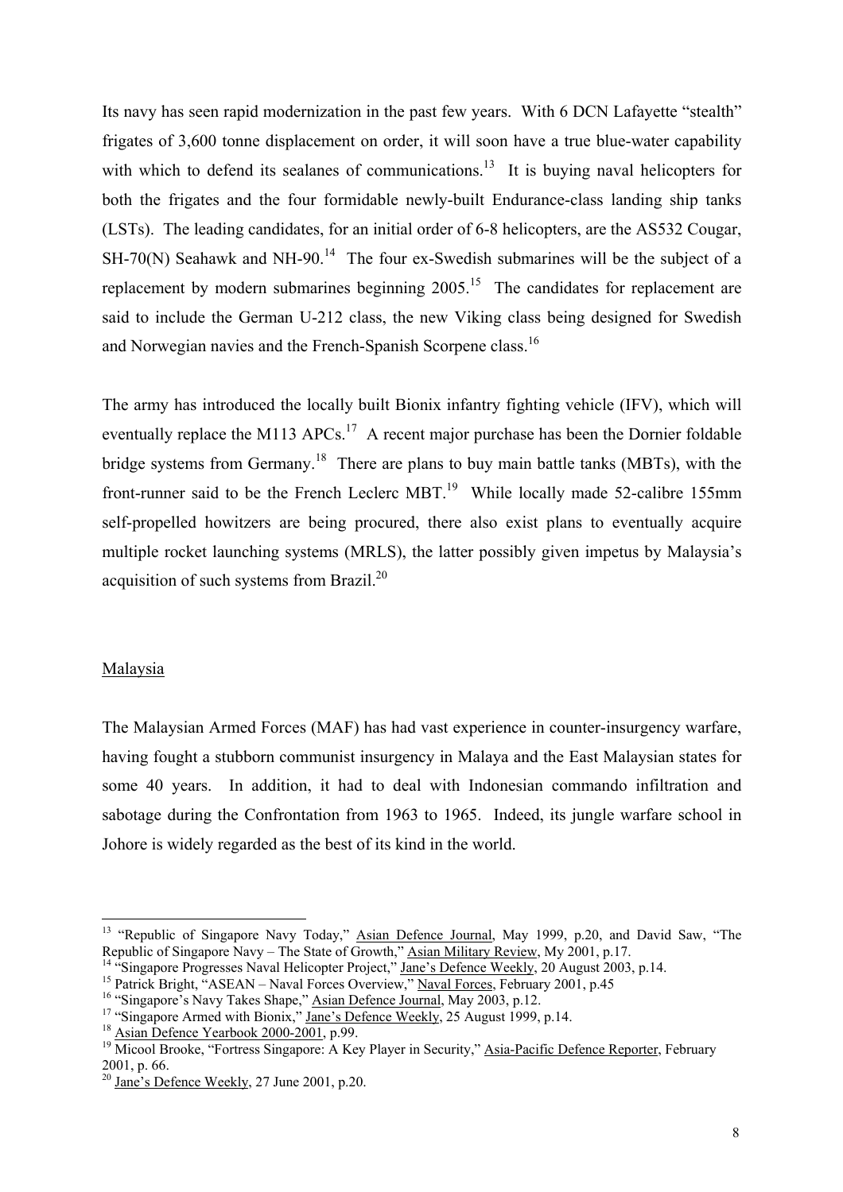Its navy has seen rapid modernization in the past few years. With 6 DCN Lafayette "stealth" frigates of 3,600 tonne displacement on order, it will soon have a true blue-water capability with which to defend its sealanes of communications.[13] It is buying naval helicopters for both the frigates and the four formidable newly-built Endurance-class landing ship tanks (LSTs). The leading candidates, for an initial order of 6-8 helicopters, are the AS532 Cougar, SH-70(N) Seahawk and NH-90.[14] The four ex-Swedish submarines will be the subject of a replacement by modern submarines beginning 2005.[15] The candidates for replacement are said to include the German U-212 class, the new Viking class being designed for Swedish and Norwegian navies and the French-Spanish Scorpene class.[16]

The army has introduced the locally built Bionix infantry fighting vehicle (IFV), which will eventually replace the M113 APCs.[17] A recent major purchase has been the Dornier foldable bridge systems from Germany.[18] There are plans to buy main battle tanks (MBTs), with the front-runner said to be the French Leclerc MBT.[19] While locally made 52-calibre 155mm self-propelled howitzers are being procured, there also exist plans to eventually acquire multiple rocket launching systems (MRLS), the latter possibly given impetus by Malaysia's acquisition of such systems from Brazil.[20]

Malaysia

The Malaysian Armed Forces (MAF) has had vast experience in counter-insurgency warfare, having fought a stubborn communist insurgency in Malaya and the East Malaysian states for some 40 years. In addition, it had to deal with Indonesian commando infiltration and sabotage during the Confrontation from 1963 to 1965. Indeed, its jungle warfare school in Johore is widely regarded as the best of its kind in the world.

---

[13] "Republic of Singapore Navy Today," Asian Defence Journal, May 1999, p.20, and David Saw, "The Republic of Singapore Navy – The State of Growth," Asian Military Review, My 2001, p.17.

[14] "Singapore Progresses Naval Helicopter Project," Jane's Defence Weekly, 20 August 2003, p.14.

[15] Patrick Bright, "ASEAN – Naval Forces Overview," Naval Forces, February 2001, p.45

[16] "Singapore's Navy Takes Shape," Asian Defence Journal, May 2003, p.12.

[17] "Singapore Armed with Bionix," Jane's Defence Weekly, 25 August 1999, p.14.

[18] Asian Defence Yearbook 2000-2001, p.99.

[19] Micool Brooke, "Fortress Singapore: A Key Player in Security," Asia-Pacific Defence Reporter, February 2001, p. 66.

[20] Jane's Defence Weekly, 27 June 2001, p.20.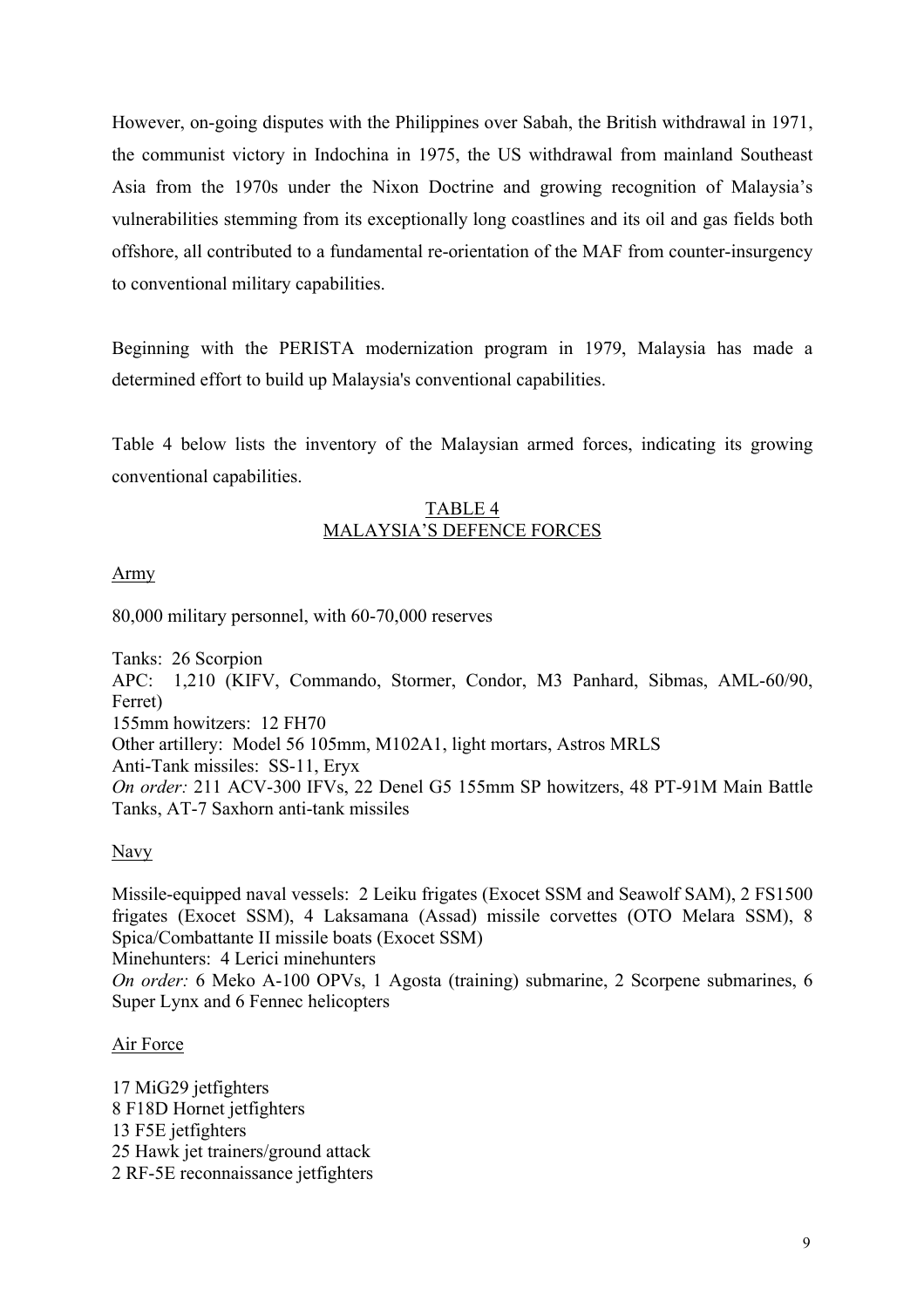However, on-going disputes with the Philippines over Sabah, the British withdrawal in 1971, the communist victory in Indochina in 1975, the US withdrawal from mainland Southeast Asia from the 1970s under the Nixon Doctrine and growing recognition of Malaysia's vulnerabilities stemming from its exceptionally long coastlines and its oil and gas fields both offshore, all contributed to a fundamental re-orientation of the MAF from counter-insurgency to conventional military capabilities.

Beginning with the PERISTA modernization program in 1979, Malaysia has made a determined effort to build up Malaysia's conventional capabilities.

Table 4 below lists the inventory of the Malaysian armed forces, indicating its growing conventional capabilities.

<u>TABLE 4</u>
<u>MALAYSIA'S DEFENCE FORCES</u>

<u>Army</u>

80,000 military personnel, with 60-70,000 reserves

Tanks: 26 Scorpion
APC: 1,210 (KIFV, Commando, Stormer, Condor, M3 Panhard, Sibmas, AML-60/90, Ferret)
155mm howitzers: 12 FH70
Other artillery: Model 56 105mm, M102A1, light mortars, Astros MRLS
Anti-Tank missiles: SS-11, Eryx
*On order:* 211 ACV-300 IFVs, 22 Denel G5 155mm SP howitzers, 48 PT-91M Main Battle Tanks, AT-7 Saxhorn anti-tank missiles

<u>Navy</u>

Missile-equipped naval vessels: 2 Leiku frigates (Exocet SSM and Seawolf SAM), 2 FS1500 frigates (Exocet SSM), 4 Laksamana (Assad) missile corvettes (OTO Melara SSM), 8 Spica/Combattante II missile boats (Exocet SSM)
Minehunters: 4 Lerici minehunters
*On order:* 6 Meko A-100 OPVs, 1 Agosta (training) submarine, 2 Scorpene submarines, 6 Super Lynx and 6 Fennec helicopters

<u>Air Force</u>

17 MiG29 jetfighters
8 F18D Hornet jetfighters
13 F5E jetfighters
25 Hawk jet trainers/ground attack
2 RF-5E reconnaissance jetfighters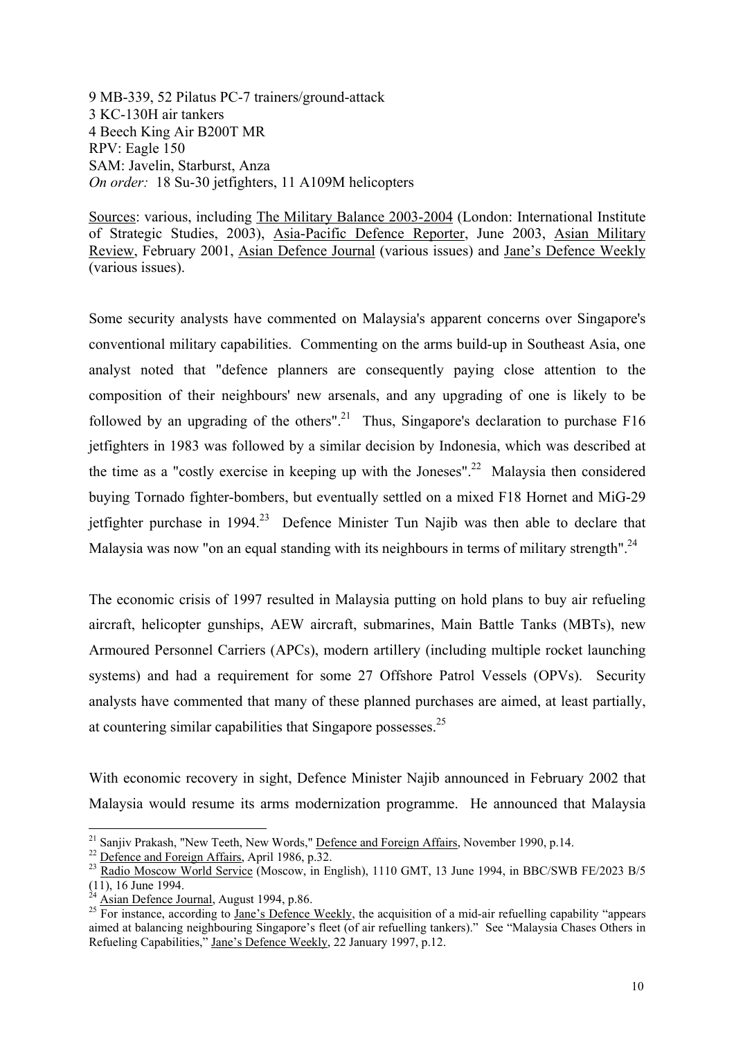9 MB-339, 52 Pilatus PC-7 trainers/ground-attack
3 KC-130H air tankers
4 Beech King Air B200T MR
RPV: Eagle 150
SAM: Javelin, Starburst, Anza
*On order:* 18 Su-30 jetfighters, 11 A109M helicopters

Sources: various, including The Military Balance 2003-2004 (London: International Institute of Strategic Studies, 2003), Asia-Pacific Defence Reporter, June 2003, Asian Military Review, February 2001, Asian Defence Journal (various issues) and Jane's Defence Weekly (various issues).

Some security analysts have commented on Malaysia's apparent concerns over Singapore's conventional military capabilities. Commenting on the arms build-up in Southeast Asia, one analyst noted that "defence planners are consequently paying close attention to the composition of their neighbours' new arsenals, and any upgrading of one is likely to be followed by an upgrading of the others".[21] Thus, Singapore's declaration to purchase F16 jetfighters in 1983 was followed by a similar decision by Indonesia, which was described at the time as a "costly exercise in keeping up with the Joneses".[22] Malaysia then considered buying Tornado fighter-bombers, but eventually settled on a mixed F18 Hornet and MiG-29 jetfighter purchase in 1994.[23] Defence Minister Tun Najib was then able to declare that Malaysia was now "on an equal standing with its neighbours in terms of military strength".[24]

The economic crisis of 1997 resulted in Malaysia putting on hold plans to buy air refueling aircraft, helicopter gunships, AEW aircraft, submarines, Main Battle Tanks (MBTs), new Armoured Personnel Carriers (APCs), modern artillery (including multiple rocket launching systems) and had a requirement for some 27 Offshore Patrol Vessels (OPVs). Security analysts have commented that many of these planned purchases are aimed, at least partially, at countering similar capabilities that Singapore possesses.[25]

With economic recovery in sight, Defence Minister Najib announced in February 2002 that Malaysia would resume its arms modernization programme. He announced that Malaysia

[21] Sanjiv Prakash, "New Teeth, New Words," Defence and Foreign Affairs, November 1990, p.14.

[22] Defence and Foreign Affairs, April 1986, p.32.

[23] Radio Moscow World Service (Moscow, in English), 1110 GMT, 13 June 1994, in BBC/SWB FE/2023 B/5 (11), 16 June 1994.

[24] Asian Defence Journal, August 1994, p.86.

[25] For instance, according to Jane's Defence Weekly, the acquisition of a mid-air refuelling capability "appears aimed at balancing neighbouring Singapore's fleet (of air refuelling tankers)." See "Malaysia Chases Others in Refueling Capabilities," Jane's Defence Weekly, 22 January 1997, p.12.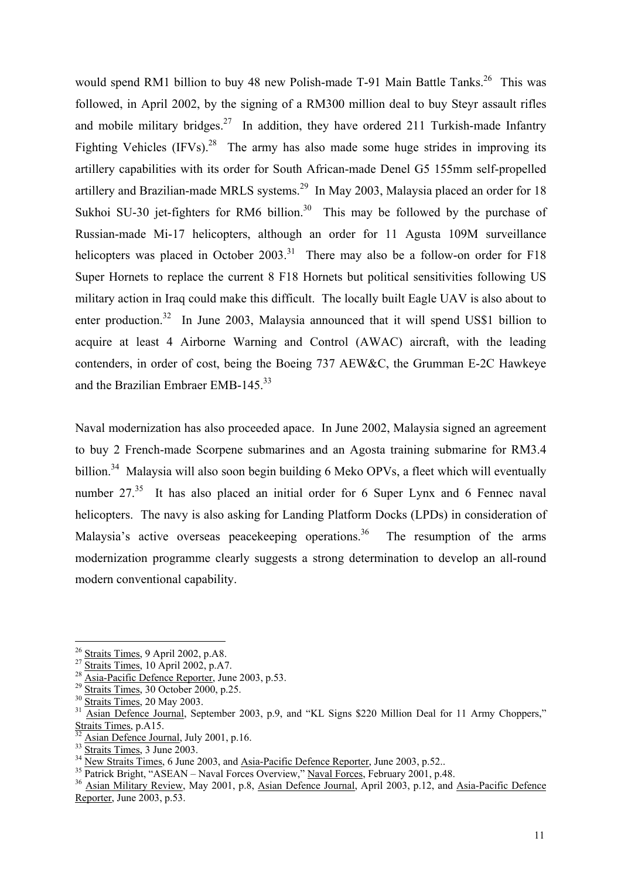would spend RM1 billion to buy 48 new Polish-made T-91 Main Battle Tanks.[26] This was followed, in April 2002, by the signing of a RM300 million deal to buy Steyr assault rifles and mobile military bridges.[27] In addition, they have ordered 211 Turkish-made Infantry Fighting Vehicles (IFVs).[28] The army has also made some huge strides in improving its artillery capabilities with its order for South African-made Denel G5 155mm self-propelled artillery and Brazilian-made MRLS systems.[29] In May 2003, Malaysia placed an order for 18 Sukhoi SU-30 jet-fighters for RM6 billion.[30] This may be followed by the purchase of Russian-made Mi-17 helicopters, although an order for 11 Agusta 109M surveillance helicopters was placed in October 2003.[31] There may also be a follow-on order for F18 Super Hornets to replace the current 8 F18 Hornets but political sensitivities following US military action in Iraq could make this difficult. The locally built Eagle UAV is also about to enter production.[32] In June 2003, Malaysia announced that it will spend US$1 billion to acquire at least 4 Airborne Warning and Control (AWAC) aircraft, with the leading contenders, in order of cost, being the Boeing 737 AEW&C, the Grumman E-2C Hawkeye and the Brazilian Embraer EMB-145.[33]

Naval modernization has also proceeded apace. In June 2002, Malaysia signed an agreement to buy 2 French-made Scorpene submarines and an Agosta training submarine for RM3.4 billion.[34] Malaysia will also soon begin building 6 Meko OPVs, a fleet which will eventually number 27.[35] It has also placed an initial order for 6 Super Lynx and 6 Fennec naval helicopters. The navy is also asking for Landing Platform Docks (LPDs) in consideration of Malaysia's active overseas peacekeeping operations.[36] The resumption of the arms modernization programme clearly suggests a strong determination to develop an all-round modern conventional capability.

---

[26] Straits Times, 9 April 2002, p.A8.

[27] Straits Times, 10 April 2002, p.A7.

[28] Asia-Pacific Defence Reporter, June 2003, p.53.

[29] Straits Times, 30 October 2000, p.25.

[30] Straits Times, 20 May 2003.

[31] Asian Defence Journal, September 2003, p.9, and "KL Signs $220 Million Deal for 11 Army Choppers," Straits Times, p.A15.

[32] Asian Defence Journal, July 2001, p.16.

[33] Straits Times, 3 June 2003.

[34] New Straits Times, 6 June 2003, and Asia-Pacific Defence Reporter, June 2003, p.52..

[35] Patrick Bright, "ASEAN – Naval Forces Overview," Naval Forces, February 2001, p.48.

[36] Asian Military Review, May 2001, p.8, Asian Defence Journal, April 2003, p.12, and Asia-Pacific Defence Reporter, June 2003, p.53.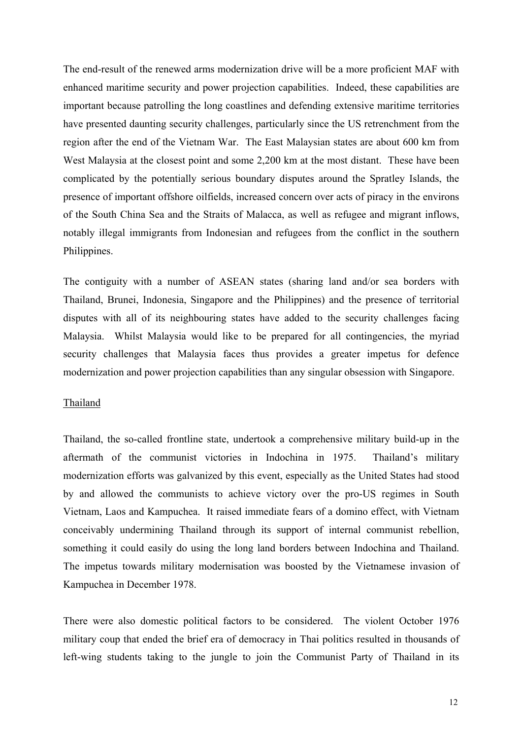The end-result of the renewed arms modernization drive will be a more proficient MAF with enhanced maritime security and power projection capabilities. Indeed, these capabilities are important because patrolling the long coastlines and defending extensive maritime territories have presented daunting security challenges, particularly since the US retrenchment from the region after the end of the Vietnam War. The East Malaysian states are about 600 km from West Malaysia at the closest point and some 2,200 km at the most distant. These have been complicated by the potentially serious boundary disputes around the Spratley Islands, the presence of important offshore oilfields, increased concern over acts of piracy in the environs of the South China Sea and the Straits of Malacca, as well as refugee and migrant inflows, notably illegal immigrants from Indonesian and refugees from the conflict in the southern Philippines.

The contiguity with a number of ASEAN states (sharing land and/or sea borders with Thailand, Brunei, Indonesia, Singapore and the Philippines) and the presence of territorial disputes with all of its neighbouring states have added to the security challenges facing Malaysia. Whilst Malaysia would like to be prepared for all contingencies, the myriad security challenges that Malaysia faces thus provides a greater impetus for defence modernization and power projection capabilities than any singular obsession with Singapore.

Thailand

Thailand, the so-called frontline state, undertook a comprehensive military build-up in the aftermath of the communist victories in Indochina in 1975. Thailand's military modernization efforts was galvanized by this event, especially as the United States had stood by and allowed the communists to achieve victory over the pro-US regimes in South Vietnam, Laos and Kampuchea. It raised immediate fears of a domino effect, with Vietnam conceivably undermining Thailand through its support of internal communist rebellion, something it could easily do using the long land borders between Indochina and Thailand. The impetus towards military modernisation was boosted by the Vietnamese invasion of Kampuchea in December 1978.

There were also domestic political factors to be considered. The violent October 1976 military coup that ended the brief era of democracy in Thai politics resulted in thousands of left-wing students taking to the jungle to join the Communist Party of Thailand in its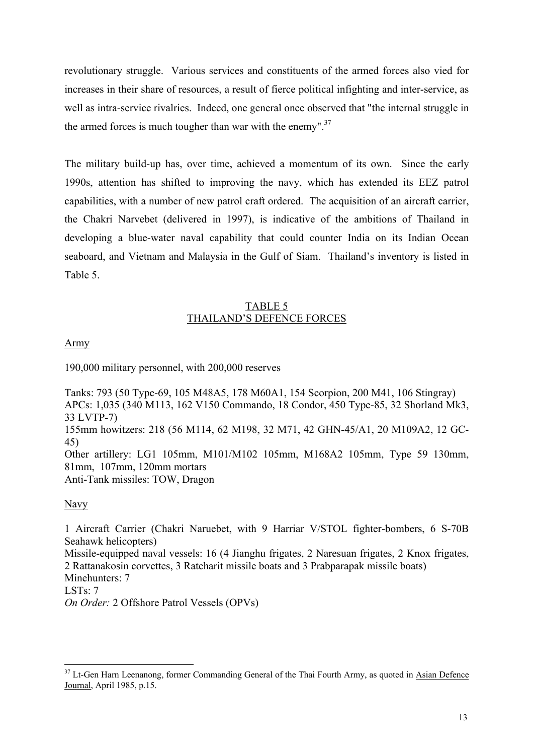revolutionary struggle. Various services and constituents of the armed forces also vied for increases in their share of resources, a result of fierce political infighting and inter-service, as well as intra-service rivalries. Indeed, one general once observed that "the internal struggle in the armed forces is much tougher than war with the enemy".[37]

The military build-up has, over time, achieved a momentum of its own. Since the early 1990s, attention has shifted to improving the navy, which has extended its EEZ patrol capabilities, with a number of new patrol craft ordered. The acquisition of an aircraft carrier, the Chakri Narvebet (delivered in 1997), is indicative of the ambitions of Thailand in developing a blue-water naval capability that could counter India on its Indian Ocean seaboard, and Vietnam and Malaysia in the Gulf of Siam. Thailand's inventory is listed in Table 5.

## TABLE 5
## THAILAND'S DEFENCE FORCES

### Army

190,000 military personnel, with 200,000 reserves

Tanks: 793 (50 Type-69, 105 M48A5, 178 M60A1, 154 Scorpion, 200 M41, 106 Stingray)
APCs: 1,035 (340 M113, 162 V150 Commando, 18 Condor, 450 Type-85, 32 Shorland Mk3, 33 LVTP-7)
155mm howitzers: 218 (56 M114, 62 M198, 32 M71, 42 GHN-45/A1, 20 M109A2, 12 GC-45)
Other artillery: LG1 105mm, M101/M102 105mm, M168A2 105mm, Type 59 130mm, 81mm, 107mm, 120mm mortars
Anti-Tank missiles: TOW, Dragon

### Navy

1 Aircraft Carrier (Chakri Naruebet, with 9 Harriar V/STOL fighter-bombers, 6 S-70B Seahawk helicopters)
Missile-equipped naval vessels: 16 (4 Jianghu frigates, 2 Naresuan frigates, 2 Knox frigates, 2 Rattanakosin corvettes, 3 Ratcharit missile boats and 3 Prabparapak missile boats)
Minehunters: 7
LSTs: 7
*On Order:* 2 Offshore Patrol Vessels (OPVs)

[37] Lt-Gen Harn Leenanong, former Commanding General of the Thai Fourth Army, as quoted in Asian Defence Journal, April 1985, p.15.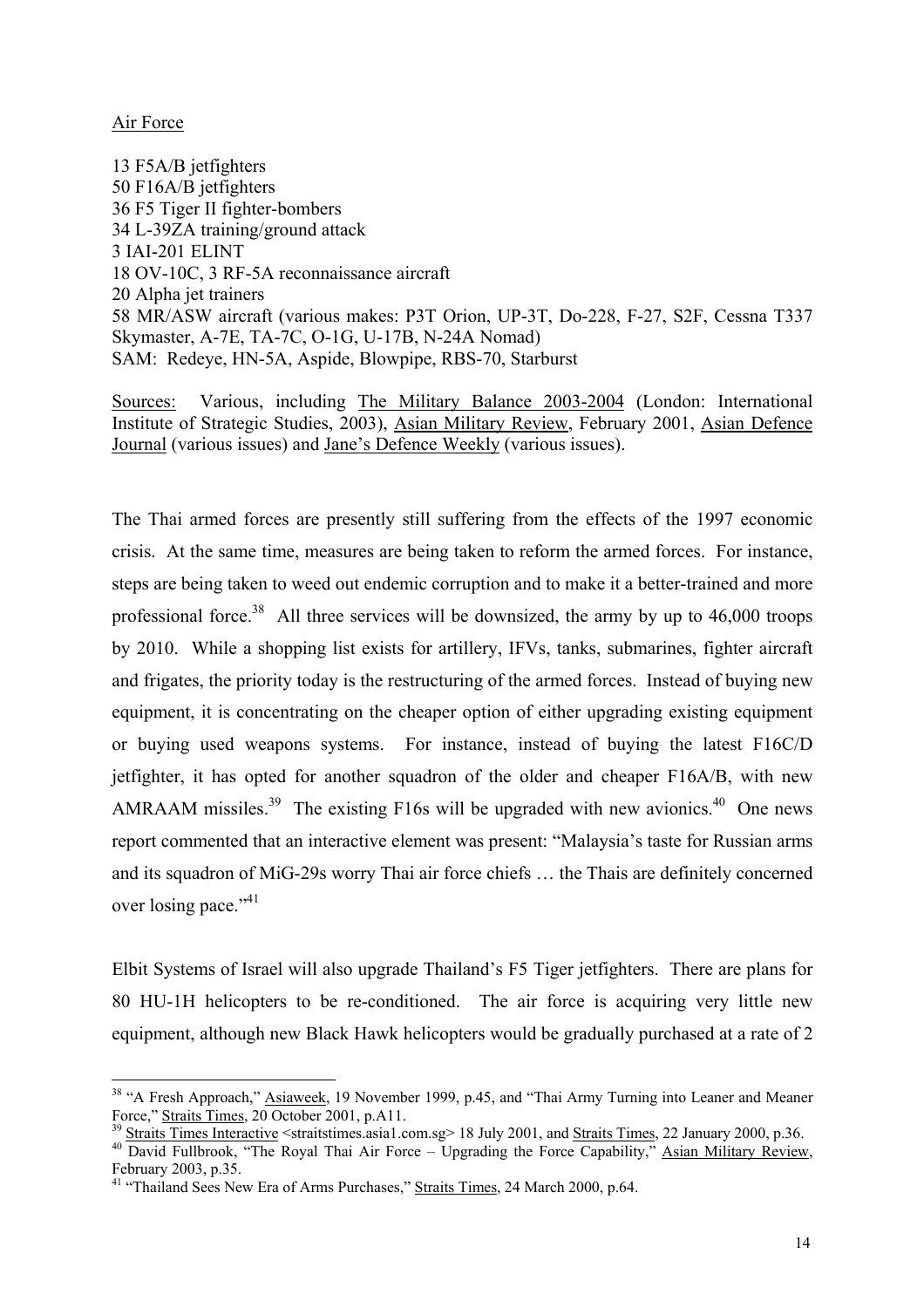Air Force

13 F5A/B jetfighters
50 F16A/B jetfighters
36 F5 Tiger II fighter-bombers
34 L-39ZA training/ground attack
3 IAI-201 ELINT
18 OV-10C, 3 RF-5A reconnaissance aircraft
20 Alpha jet trainers
58 MR/ASW aircraft (various makes: P3T Orion, UP-3T, Do-228, F-27, S2F, Cessna T337 Skymaster, A-7E, TA-7C, O-1G, U-17B, N-24A Nomad)
SAM: Redeye, HN-5A, Aspide, Blowpipe, RBS-70, Starburst

Sources: Various, including The Military Balance 2003-2004 (London: International Institute of Strategic Studies, 2003), Asian Military Review, February 2001, Asian Defence Journal (various issues) and Jane's Defence Weekly (various issues).

The Thai armed forces are presently still suffering from the effects of the 1997 economic crisis. At the same time, measures are being taken to reform the armed forces. For instance, steps are being taken to weed out endemic corruption and to make it a better-trained and more professional force.[38] All three services will be downsized, the army by up to 46,000 troops by 2010. While a shopping list exists for artillery, IFVs, tanks, submarines, fighter aircraft and frigates, the priority today is the restructuring of the armed forces. Instead of buying new equipment, it is concentrating on the cheaper option of either upgrading existing equipment or buying used weapons systems. For instance, instead of buying the latest F16C/D jetfighter, it has opted for another squadron of the older and cheaper F16A/B, with new AMRAAM missiles.[39] The existing F16s will be upgraded with new avionics.[40] One news report commented that an interactive element was present: "Malaysia's taste for Russian arms and its squadron of MiG-29s worry Thai air force chiefs … the Thais are definitely concerned over losing pace."[41]

Elbit Systems of Israel will also upgrade Thailand's F5 Tiger jetfighters. There are plans for 80 HU-1H helicopters to be re-conditioned. The air force is acquiring very little new equipment, although new Black Hawk helicopters would be gradually purchased at a rate of 2

---

[38] "A Fresh Approach," Asiaweek, 19 November 1999, p.45, and "Thai Army Turning into Leaner and Meaner Force," Straits Times, 20 October 2001, p.A11.

[39] Straits Times Interactive <straitstimes.asia1.com.sg> 18 July 2001, and Straits Times, 22 January 2000, p.36.

[40] David Fullbrook, "The Royal Thai Air Force – Upgrading the Force Capability," Asian Military Review, February 2003, p.35.

[41] "Thailand Sees New Era of Arms Purchases," Straits Times, 24 March 2000, p.64.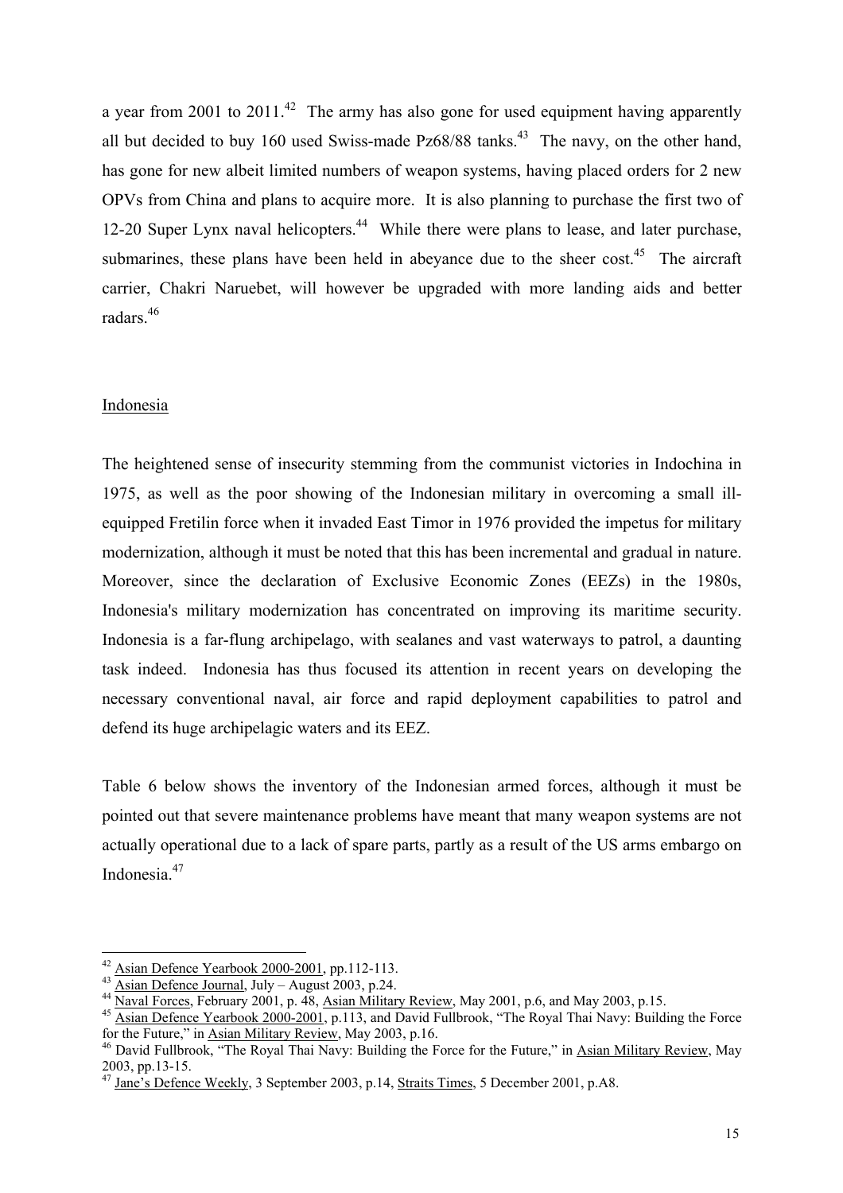a year from 2001 to 2011.[42] The army has also gone for used equipment having apparently all but decided to buy 160 used Swiss-made Pz68/88 tanks.[43] The navy, on the other hand, has gone for new albeit limited numbers of weapon systems, having placed orders for 2 new OPVs from China and plans to acquire more. It is also planning to purchase the first two of 12-20 Super Lynx naval helicopters.[44] While there were plans to lease, and later purchase, submarines, these plans have been held in abeyance due to the sheer cost.[45] The aircraft carrier, Chakri Naruebet, will however be upgraded with more landing aids and better radars.[46]

## Indonesia

The heightened sense of insecurity stemming from the communist victories in Indochina in 1975, as well as the poor showing of the Indonesian military in overcoming a small ill-equipped Fretilin force when it invaded East Timor in 1976 provided the impetus for military modernization, although it must be noted that this has been incremental and gradual in nature. Moreover, since the declaration of Exclusive Economic Zones (EEZs) in the 1980s, Indonesia's military modernization has concentrated on improving its maritime security. Indonesia is a far-flung archipelago, with sealanes and vast waterways to patrol, a daunting task indeed. Indonesia has thus focused its attention in recent years on developing the necessary conventional naval, air force and rapid deployment capabilities to patrol and defend its huge archipelagic waters and its EEZ.

Table 6 below shows the inventory of the Indonesian armed forces, although it must be pointed out that severe maintenance problems have meant that many weapon systems are not actually operational due to a lack of spare parts, partly as a result of the US arms embargo on Indonesia.[47]

---

[42] Asian Defence Yearbook 2000-2001, pp.112-113.

[43] Asian Defence Journal, July – August 2003, p.24.

[44] Naval Forces, February 2001, p. 48, Asian Military Review, May 2001, p.6, and May 2003, p.15.

[45] Asian Defence Yearbook 2000-2001, p.113, and David Fullbrook, "The Royal Thai Navy: Building the Force for the Future," in Asian Military Review, May 2003, p.16.

[46] David Fullbrook, "The Royal Thai Navy: Building the Force for the Future," in Asian Military Review, May 2003, pp.13-15.

[47] Jane's Defence Weekly, 3 September 2003, p.14, Straits Times, 5 December 2001, p.A8.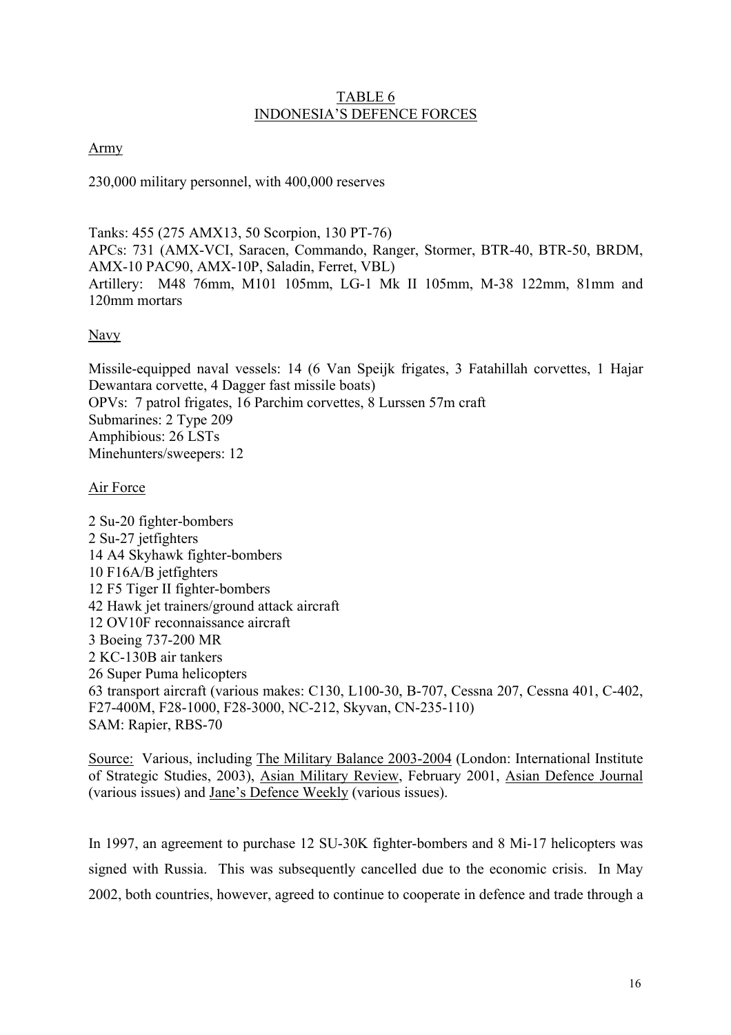# TABLE 6
# INDONESIA'S DEFENCE FORCES

## Army

230,000 military personnel, with 400,000 reserves

Tanks: 455 (275 AMX13, 50 Scorpion, 130 PT-76)
APCs: 731 (AMX-VCI, Saracen, Commando, Ranger, Stormer, BTR-40, BTR-50, BRDM, AMX-10 PAC90, AMX-10P, Saladin, Ferret, VBL)
Artillery: M48 76mm, M101 105mm, LG-1 Mk II 105mm, M-38 122mm, 81mm and 120mm mortars

## Navy

Missile-equipped naval vessels: 14 (6 Van Speijk frigates, 3 Fatahillah corvettes, 1 Hajar Dewantara corvette, 4 Dagger fast missile boats)
OPVs: 7 patrol frigates, 16 Parchim corvettes, 8 Lurssen 57m craft
Submarines: 2 Type 209
Amphibious: 26 LSTs
Minehunters/sweepers: 12

## Air Force

2 Su-20 fighter-bombers
2 Su-27 jetfighters
14 A4 Skyhawk fighter-bombers
10 F16A/B jetfighters
12 F5 Tiger II fighter-bombers
42 Hawk jet trainers/ground attack aircraft
12 OV10F reconnaissance aircraft
3 Boeing 737-200 MR
2 KC-130B air tankers
26 Super Puma helicopters
63 transport aircraft (various makes: C130, L100-30, B-707, Cessna 207, Cessna 401, C-402, F27-400M, F28-1000, F28-3000, NC-212, Skyvan, CN-235-110)
SAM: Rapier, RBS-70

Source: Various, including The Military Balance 2003-2004 (London: International Institute of Strategic Studies, 2003), Asian Military Review, February 2001, Asian Defence Journal (various issues) and Jane's Defence Weekly (various issues).

In 1997, an agreement to purchase 12 SU-30K fighter-bombers and 8 Mi-17 helicopters was signed with Russia. This was subsequently cancelled due to the economic crisis. In May 2002, both countries, however, agreed to continue to cooperate in defence and trade through a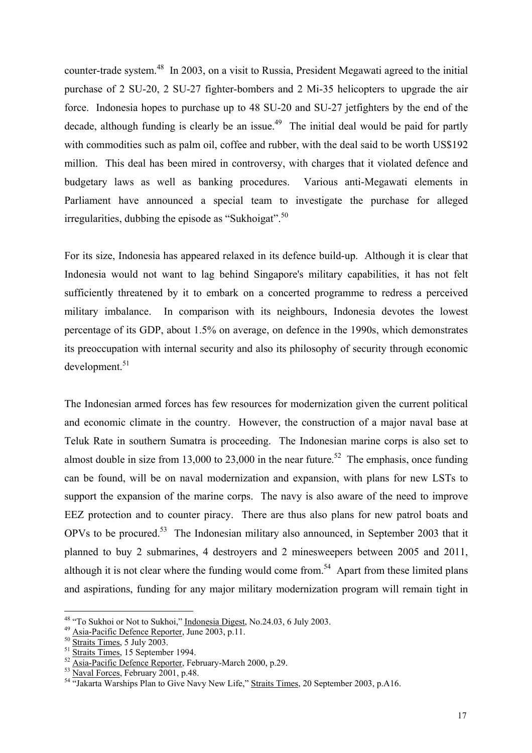counter-trade system.[48] In 2003, on a visit to Russia, President Megawati agreed to the initial purchase of 2 SU-20, 2 SU-27 fighter-bombers and 2 Mi-35 helicopters to upgrade the air force. Indonesia hopes to purchase up to 48 SU-20 and SU-27 jetfighters by the end of the decade, although funding is clearly be an issue.[49] The initial deal would be paid for partly with commodities such as palm oil, coffee and rubber, with the deal said to be worth US$192 million. This deal has been mired in controversy, with charges that it violated defence and budgetary laws as well as banking procedures. Various anti-Megawati elements in Parliament have announced a special team to investigate the purchase for alleged irregularities, dubbing the episode as "Sukhoigat".[50]

For its size, Indonesia has appeared relaxed in its defence build-up. Although it is clear that Indonesia would not want to lag behind Singapore's military capabilities, it has not felt sufficiently threatened by it to embark on a concerted programme to redress a perceived military imbalance. In comparison with its neighbours, Indonesia devotes the lowest percentage of its GDP, about 1.5% on average, on defence in the 1990s, which demonstrates its preoccupation with internal security and also its philosophy of security through economic development.[51]

The Indonesian armed forces has few resources for modernization given the current political and economic climate in the country. However, the construction of a major naval base at Teluk Rate in southern Sumatra is proceeding. The Indonesian marine corps is also set to almost double in size from 13,000 to 23,000 in the near future.[52] The emphasis, once funding can be found, will be on naval modernization and expansion, with plans for new LSTs to support the expansion of the marine corps. The navy is also aware of the need to improve EEZ protection and to counter piracy. There are thus also plans for new patrol boats and OPVs to be procured.[53] The Indonesian military also announced, in September 2003 that it planned to buy 2 submarines, 4 destroyers and 2 minesweepers between 2005 and 2011, although it is not clear where the funding would come from.[54] Apart from these limited plans and aspirations, funding for any major military modernization program will remain tight in

[48] "To Sukhoi or Not to Sukhoi," Indonesia Digest, No.24.03, 6 July 2003.
[49] Asia-Pacific Defence Reporter, June 2003, p.11.
[50] Straits Times, 5 July 2003.
[51] Straits Times, 15 September 1994.
[52] Asia-Pacific Defence Reporter, February-March 2000, p.29.
[53] Naval Forces, February 2001, p.48.
[54] "Jakarta Warships Plan to Give Navy New Life," Straits Times, 20 September 2003, p.A16.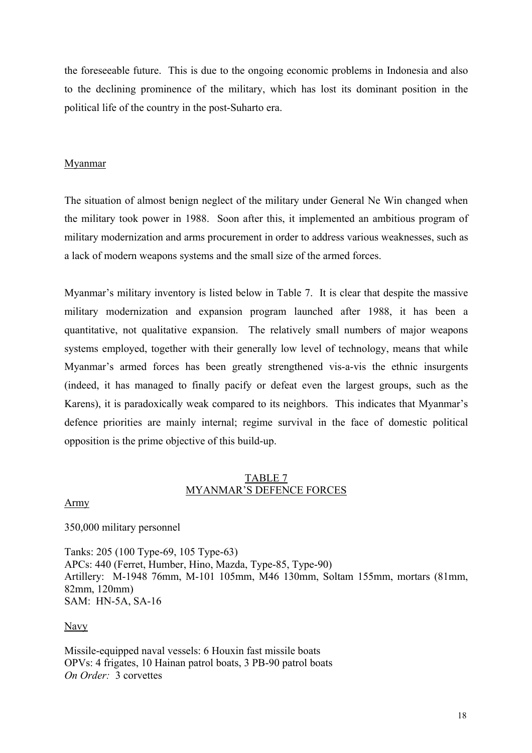the foreseeable future. This is due to the ongoing economic problems in Indonesia and also to the declining prominence of the military, which has lost its dominant position in the political life of the country in the post-Suharto era.

## Myanmar

The situation of almost benign neglect of the military under General Ne Win changed when the military took power in 1988. Soon after this, it implemented an ambitious program of military modernization and arms procurement in order to address various weaknesses, such as a lack of modern weapons systems and the small size of the armed forces.

Myanmar's military inventory is listed below in Table 7. It is clear that despite the massive military modernization and expansion program launched after 1988, it has been a quantitative, not qualitative expansion. The relatively small numbers of major weapons systems employed, together with their generally low level of technology, means that while Myanmar's armed forces has been greatly strengthened vis-a-vis the ethnic insurgents (indeed, it has managed to finally pacify or defeat even the largest groups, such as the Karens), it is paradoxically weak compared to its neighbors. This indicates that Myanmar's defence priorities are mainly internal; regime survival in the face of domestic political opposition is the prime objective of this build-up.

### TABLE 7
### MYANMAR'S DEFENCE FORCES

Army

350,000 military personnel

Tanks: 205 (100 Type-69, 105 Type-63)
APCs: 440 (Ferret, Humber, Hino, Mazda, Type-85, Type-90)
Artillery: M-1948 76mm, M-101 105mm, M46 130mm, Soltam 155mm, mortars (81mm, 82mm, 120mm)
SAM: HN-5A, SA-16

Navy

Missile-equipped naval vessels: 6 Houxin fast missile boats
OPVs: 4 frigates, 10 Hainan patrol boats, 3 PB-90 patrol boats
*On Order:* 3 corvettes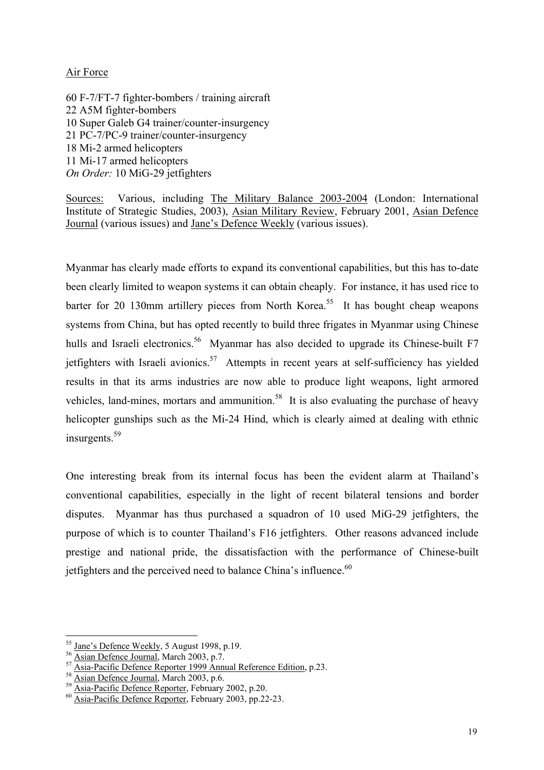Air Force

60 F-7/FT-7 fighter-bombers / training aircraft
22 A5M fighter-bombers
10 Super Galeb G4 trainer/counter-insurgency
21 PC-7/PC-9 trainer/counter-insurgency
18 Mi-2 armed helicopters
11 Mi-17 armed helicopters
*On Order:* 10 MiG-29 jetfighters

Sources: Various, including The Military Balance 2003-2004 (London: International Institute of Strategic Studies, 2003), Asian Military Review, February 2001, Asian Defence Journal (various issues) and Jane's Defence Weekly (various issues).

Myanmar has clearly made efforts to expand its conventional capabilities, but this has to-date been clearly limited to weapon systems it can obtain cheaply. For instance, it has used rice to barter for 20 130mm artillery pieces from North Korea.[55] It has bought cheap weapons systems from China, but has opted recently to build three frigates in Myanmar using Chinese hulls and Israeli electronics.[56] Myanmar has also decided to upgrade its Chinese-built F7 jetfighters with Israeli avionics.[57] Attempts in recent years at self-sufficiency has yielded results in that its arms industries are now able to produce light weapons, light armored vehicles, land-mines, mortars and ammunition.[58] It is also evaluating the purchase of heavy helicopter gunships such as the Mi-24 Hind, which is clearly aimed at dealing with ethnic insurgents.[59]

One interesting break from its internal focus has been the evident alarm at Thailand's conventional capabilities, especially in the light of recent bilateral tensions and border disputes. Myanmar has thus purchased a squadron of 10 used MiG-29 jetfighters, the purpose of which is to counter Thailand's F16 jetfighters. Other reasons advanced include prestige and national pride, the dissatisfaction with the performance of Chinese-built jetfighters and the perceived need to balance China's influence.[60]

---

[55] Jane's Defence Weekly, 5 August 1998, p.19.
[56] Asian Defence Journal, March 2003, p.7.
[57] Asia-Pacific Defence Reporter 1999 Annual Reference Edition, p.23.
[58] Asian Defence Journal, March 2003, p.6.
[59] Asia-Pacific Defence Reporter, February 2002, p.20.
[60] Asia-Pacific Defence Reporter, February 2003, pp.22-23.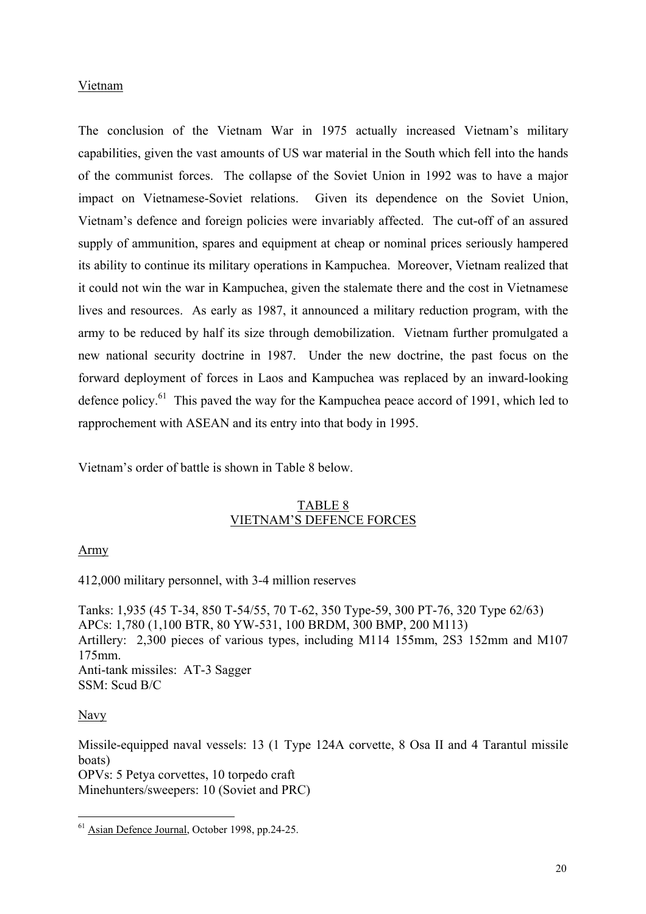Vietnam

The conclusion of the Vietnam War in 1975 actually increased Vietnam's military capabilities, given the vast amounts of US war material in the South which fell into the hands of the communist forces. The collapse of the Soviet Union in 1992 was to have a major impact on Vietnamese-Soviet relations. Given its dependence on the Soviet Union, Vietnam's defence and foreign policies were invariably affected. The cut-off of an assured supply of ammunition, spares and equipment at cheap or nominal prices seriously hampered its ability to continue its military operations in Kampuchea. Moreover, Vietnam realized that it could not win the war in Kampuchea, given the stalemate there and the cost in Vietnamese lives and resources. As early as 1987, it announced a military reduction program, with the army to be reduced by half its size through demobilization. Vietnam further promulgated a new national security doctrine in 1987. Under the new doctrine, the past focus on the forward deployment of forces in Laos and Kampuchea was replaced by an inward-looking defence policy.[61] This paved the way for the Kampuchea peace accord of 1991, which led to rapprochement with ASEAN and its entry into that body in 1995.

Vietnam's order of battle is shown in Table 8 below.

TABLE 8
VIETNAM'S DEFENCE FORCES

Army

412,000 military personnel, with 3-4 million reserves

Tanks: 1,935 (45 T-34, 850 T-54/55, 70 T-62, 350 Type-59, 300 PT-76, 320 Type 62/63)
APCs: 1,780 (1,100 BTR, 80 YW-531, 100 BRDM, 300 BMP, 200 M113)
Artillery: 2,300 pieces of various types, including M114 155mm, 2S3 152mm and M107 175mm.
Anti-tank missiles: AT-3 Sagger
SSM: Scud B/C

Navy

Missile-equipped naval vessels: 13 (1 Type 124A corvette, 8 Osa II and 4 Tarantul missile boats)
OPVs: 5 Petya corvettes, 10 torpedo craft
Minehunters/sweepers: 10 (Soviet and PRC)

[61] Asian Defence Journal, October 1998, pp.24-25.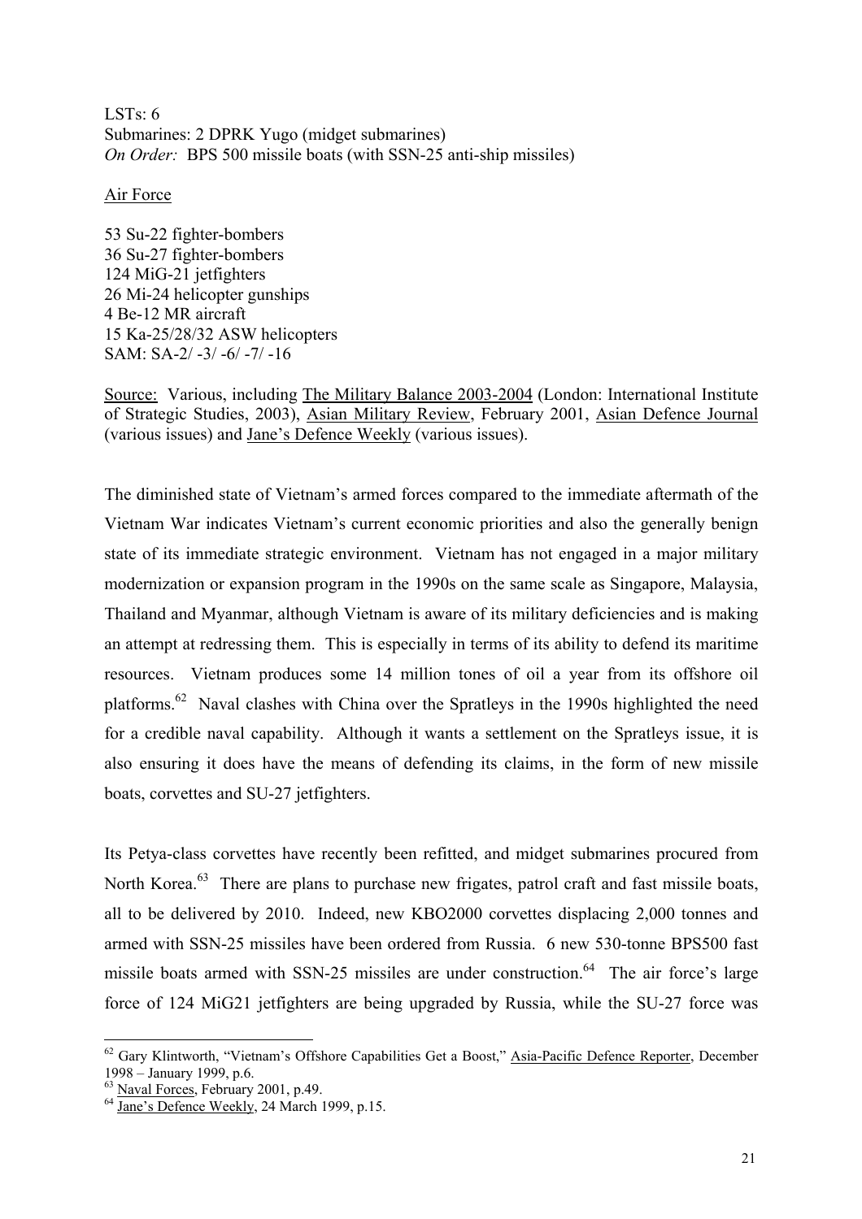LSTs: 6
Submarines: 2 DPRK Yugo (midget submarines)
*On Order:* BPS 500 missile boats (with SSN-25 anti-ship missiles)

Air Force

53 Su-22 fighter-bombers
36 Su-27 fighter-bombers
124 MiG-21 jetfighters
26 Mi-24 helicopter gunships
4 Be-12 MR aircraft
15 Ka-25/28/32 ASW helicopters
SAM: SA-2/ -3/ -6/ -7/ -16

Source: Various, including The Military Balance 2003-2004 (London: International Institute of Strategic Studies, 2003), Asian Military Review, February 2001, Asian Defence Journal (various issues) and Jane's Defence Weekly (various issues).

The diminished state of Vietnam's armed forces compared to the immediate aftermath of the Vietnam War indicates Vietnam's current economic priorities and also the generally benign state of its immediate strategic environment. Vietnam has not engaged in a major military modernization or expansion program in the 1990s on the same scale as Singapore, Malaysia, Thailand and Myanmar, although Vietnam is aware of its military deficiencies and is making an attempt at redressing them. This is especially in terms of its ability to defend its maritime resources. Vietnam produces some 14 million tones of oil a year from its offshore oil platforms.[62] Naval clashes with China over the Spratleys in the 1990s highlighted the need for a credible naval capability. Although it wants a settlement on the Spratleys issue, it is also ensuring it does have the means of defending its claims, in the form of new missile boats, corvettes and SU-27 jetfighters.

Its Petya-class corvettes have recently been refitted, and midget submarines procured from North Korea.[63] There are plans to purchase new frigates, patrol craft and fast missile boats, all to be delivered by 2010. Indeed, new KBO2000 corvettes displacing 2,000 tonnes and armed with SSN-25 missiles have been ordered from Russia. 6 new 530-tonne BPS500 fast missile boats armed with SSN-25 missiles are under construction.[64] The air force's large force of 124 MiG21 jetfighters are being upgraded by Russia, while the SU-27 force was

[62] Gary Klintworth, "Vietnam's Offshore Capabilities Get a Boost," Asia-Pacific Defence Reporter, December 1998 – January 1999, p.6.

[63] Naval Forces, February 2001, p.49.

[64] Jane's Defence Weekly, 24 March 1999, p.15.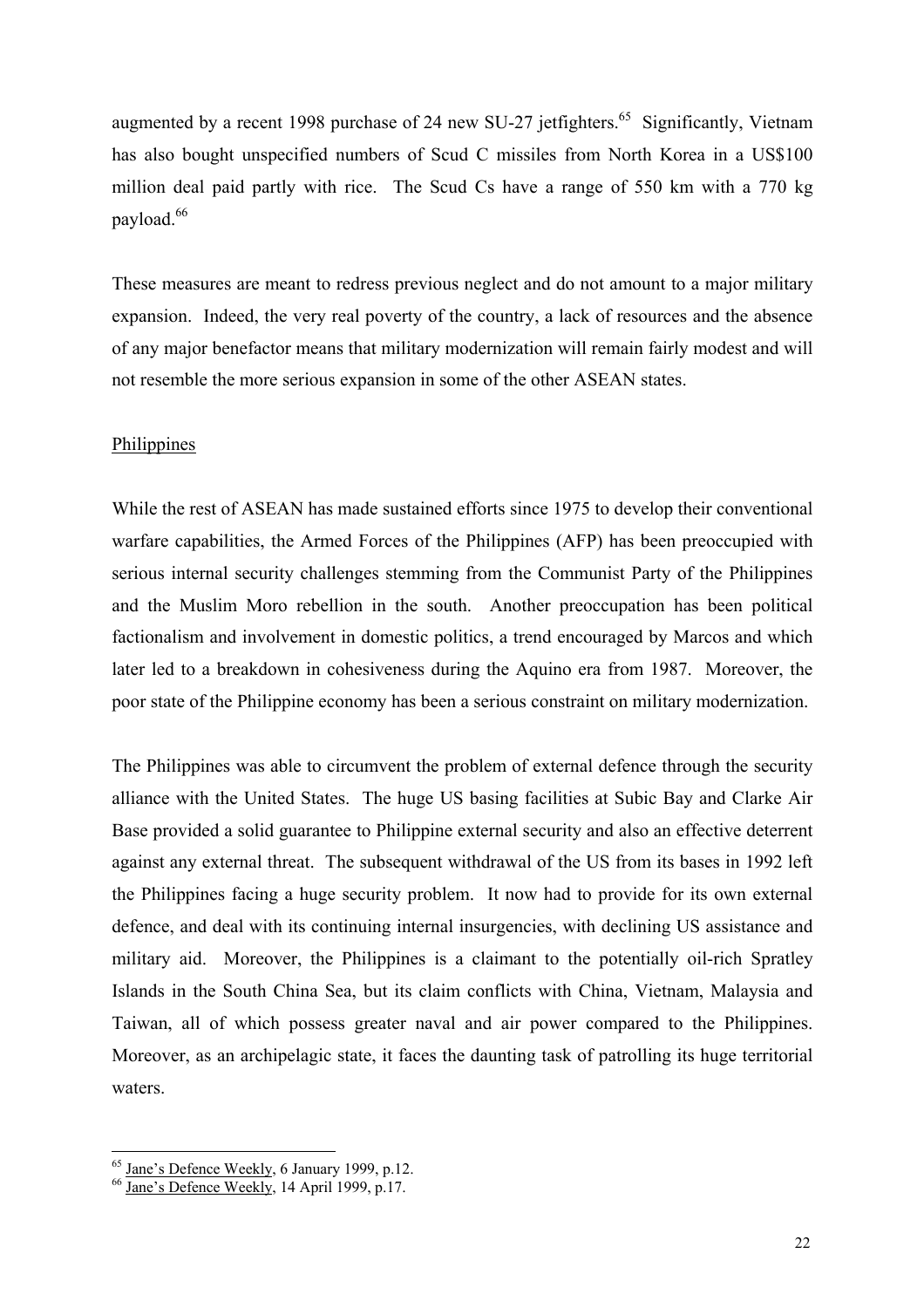augmented by a recent 1998 purchase of 24 new SU-27 jetfighters.[65] Significantly, Vietnam has also bought unspecified numbers of Scud C missiles from North Korea in a US$100 million deal paid partly with rice. The Scud Cs have a range of 550 km with a 770 kg payload.[66]

These measures are meant to redress previous neglect and do not amount to a major military expansion. Indeed, the very real poverty of the country, a lack of resources and the absence of any major benefactor means that military modernization will remain fairly modest and will not resemble the more serious expansion in some of the other ASEAN states.

Philippines

While the rest of ASEAN has made sustained efforts since 1975 to develop their conventional warfare capabilities, the Armed Forces of the Philippines (AFP) has been preoccupied with serious internal security challenges stemming from the Communist Party of the Philippines and the Muslim Moro rebellion in the south. Another preoccupation has been political factionalism and involvement in domestic politics, a trend encouraged by Marcos and which later led to a breakdown in cohesiveness during the Aquino era from 1987. Moreover, the poor state of the Philippine economy has been a serious constraint on military modernization.

The Philippines was able to circumvent the problem of external defence through the security alliance with the United States. The huge US basing facilities at Subic Bay and Clarke Air Base provided a solid guarantee to Philippine external security and also an effective deterrent against any external threat. The subsequent withdrawal of the US from its bases in 1992 left the Philippines facing a huge security problem. It now had to provide for its own external defence, and deal with its continuing internal insurgencies, with declining US assistance and military aid. Moreover, the Philippines is a claimant to the potentially oil-rich Spratley Islands in the South China Sea, but its claim conflicts with China, Vietnam, Malaysia and Taiwan, all of which possess greater naval and air power compared to the Philippines. Moreover, as an archipelagic state, it faces the daunting task of patrolling its huge territorial waters.

---

[65] Jane's Defence Weekly, 6 January 1999, p.12.

[66] Jane's Defence Weekly, 14 April 1999, p.17.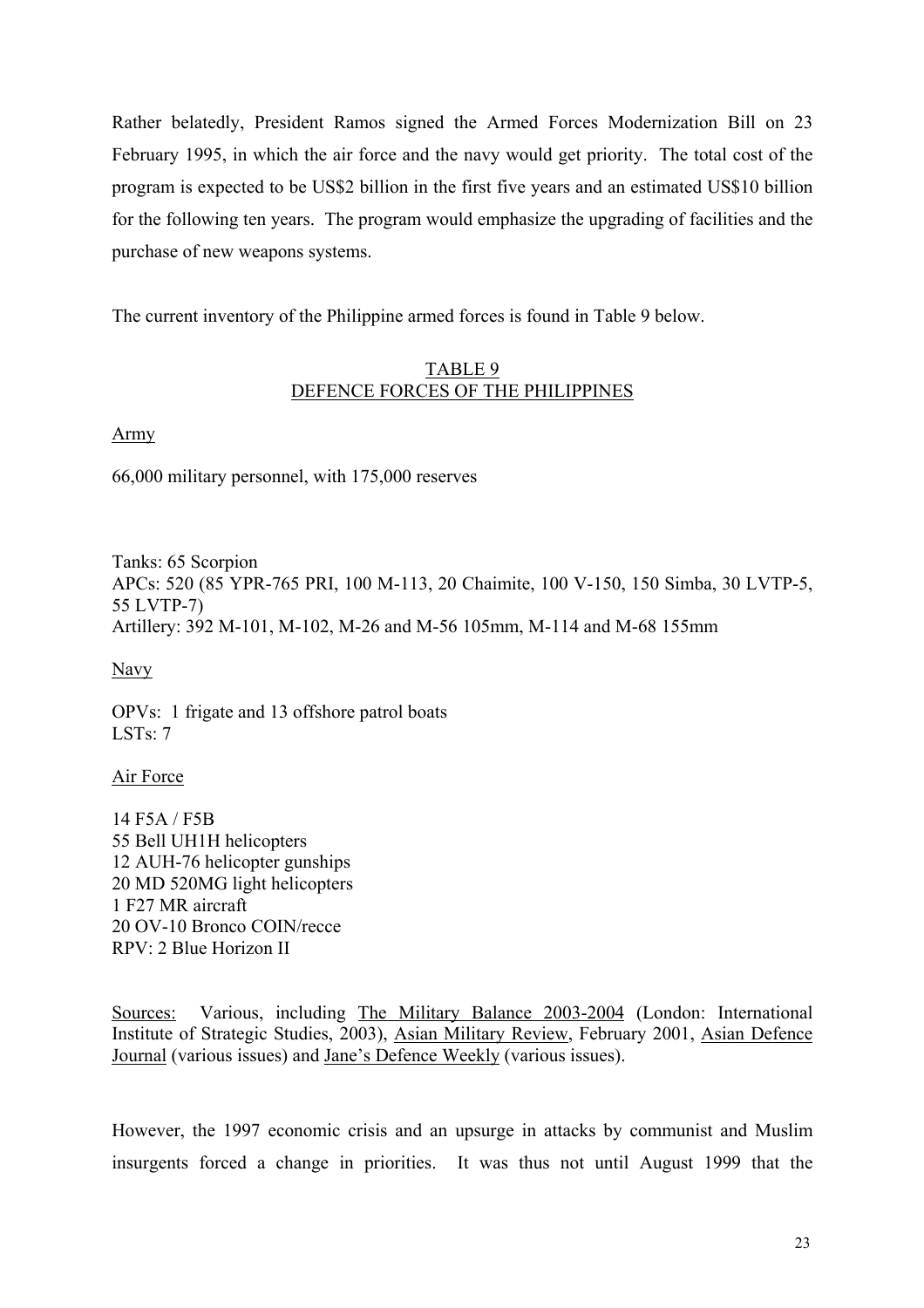Rather belatedly, President Ramos signed the Armed Forces Modernization Bill on 23 February 1995, in which the air force and the navy would get priority. The total cost of the program is expected to be US$2 billion in the first five years and an estimated US$10 billion for the following ten years. The program would emphasize the upgrading of facilities and the purchase of new weapons systems.

The current inventory of the Philippine armed forces is found in Table 9 below.

TABLE 9
DEFENCE FORCES OF THE PHILIPPINES

Army

66,000 military personnel, with 175,000 reserves

Tanks: 65 Scorpion
APCs: 520 (85 YPR-765 PRI, 100 M-113, 20 Chaimite, 100 V-150, 150 Simba, 30 LVTP-5, 55 LVTP-7)
Artillery: 392 M-101, M-102, M-26 and M-56 105mm, M-114 and M-68 155mm

Navy

OPVs: 1 frigate and 13 offshore patrol boats
LSTs: 7

Air Force

14 F5A / F5B
55 Bell UH1H helicopters
12 AUH-76 helicopter gunships
20 MD 520MG light helicopters
1 F27 MR aircraft
20 OV-10 Bronco COIN/recce
RPV: 2 Blue Horizon II

Sources: Various, including The Military Balance 2003-2004 (London: International Institute of Strategic Studies, 2003), Asian Military Review, February 2001, Asian Defence Journal (various issues) and Jane's Defence Weekly (various issues).

However, the 1997 economic crisis and an upsurge in attacks by communist and Muslim insurgents forced a change in priorities. It was thus not until August 1999 that the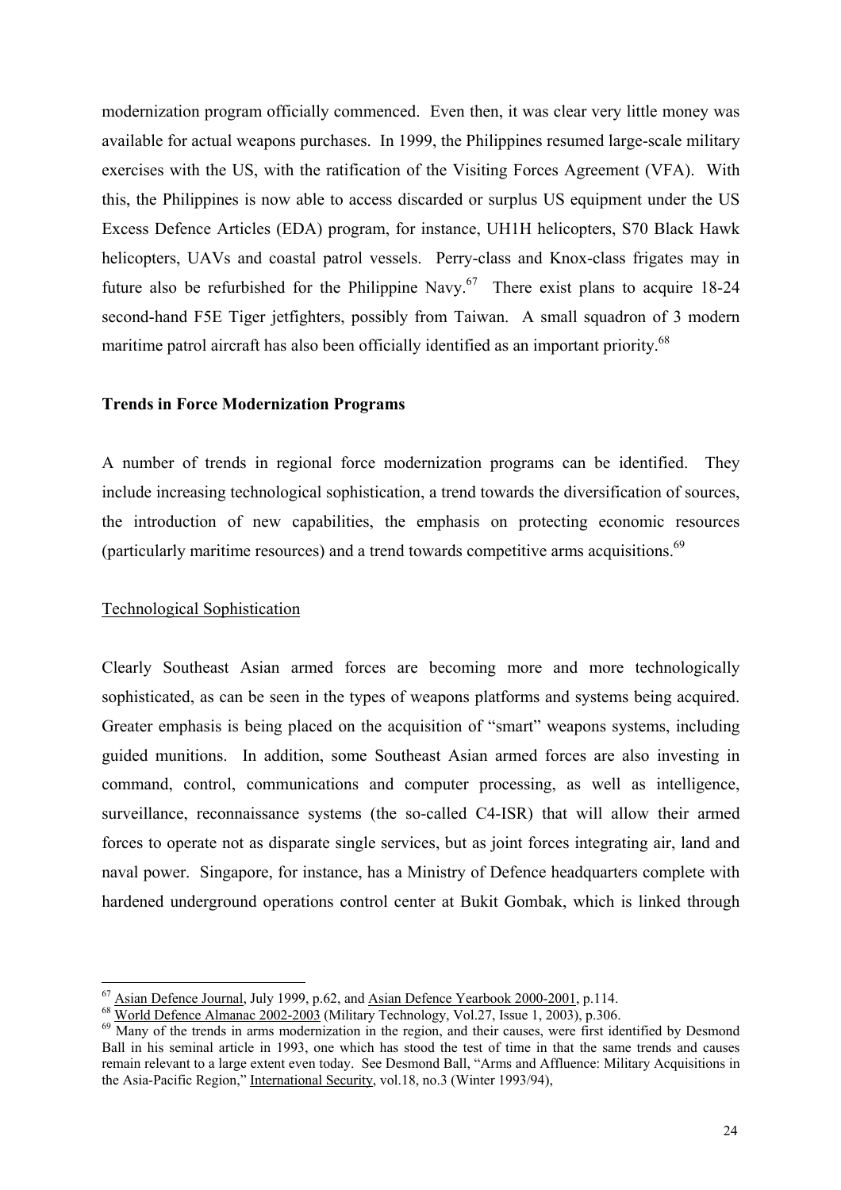modernization program officially commenced. Even then, it was clear very little money was available for actual weapons purchases. In 1999, the Philippines resumed large-scale military exercises with the US, with the ratification of the Visiting Forces Agreement (VFA). With this, the Philippines is now able to access discarded or surplus US equipment under the US Excess Defence Articles (EDA) program, for instance, UH1H helicopters, S70 Black Hawk helicopters, UAVs and coastal patrol vessels. Perry-class and Knox-class frigates may in future also be refurbished for the Philippine Navy.[67] There exist plans to acquire 18-24 second-hand F5E Tiger jetfighters, possibly from Taiwan. A small squadron of 3 modern maritime patrol aircraft has also been officially identified as an important priority.[68]

**Trends in Force Modernization Programs**

A number of trends in regional force modernization programs can be identified. They include increasing technological sophistication, a trend towards the diversification of sources, the introduction of new capabilities, the emphasis on protecting economic resources (particularly maritime resources) and a trend towards competitive arms acquisitions.[69]

Technological Sophistication

Clearly Southeast Asian armed forces are becoming more and more technologically sophisticated, as can be seen in the types of weapons platforms and systems being acquired. Greater emphasis is being placed on the acquisition of "smart" weapons systems, including guided munitions. In addition, some Southeast Asian armed forces are also investing in command, control, communications and computer processing, as well as intelligence, surveillance, reconnaissance systems (the so-called C4-ISR) that will allow their armed forces to operate not as disparate single services, but as joint forces integrating air, land and naval power. Singapore, for instance, has a Ministry of Defence headquarters complete with hardened underground operations control center at Bukit Gombak, which is linked through

---

[67] Asian Defence Journal, July 1999, p.62, and Asian Defence Yearbook 2000-2001, p.114.

[68] World Defence Almanac 2002-2003 (Military Technology, Vol.27, Issue 1, 2003), p.306.

[69] Many of the trends in arms modernization in the region, and their causes, were first identified by Desmond Ball in his seminal article in 1993, one which has stood the test of time in that the same trends and causes remain relevant to a large extent even today. See Desmond Ball, "Arms and Affluence: Military Acquisitions in the Asia-Pacific Region," International Security, vol.18, no.3 (Winter 1993/94),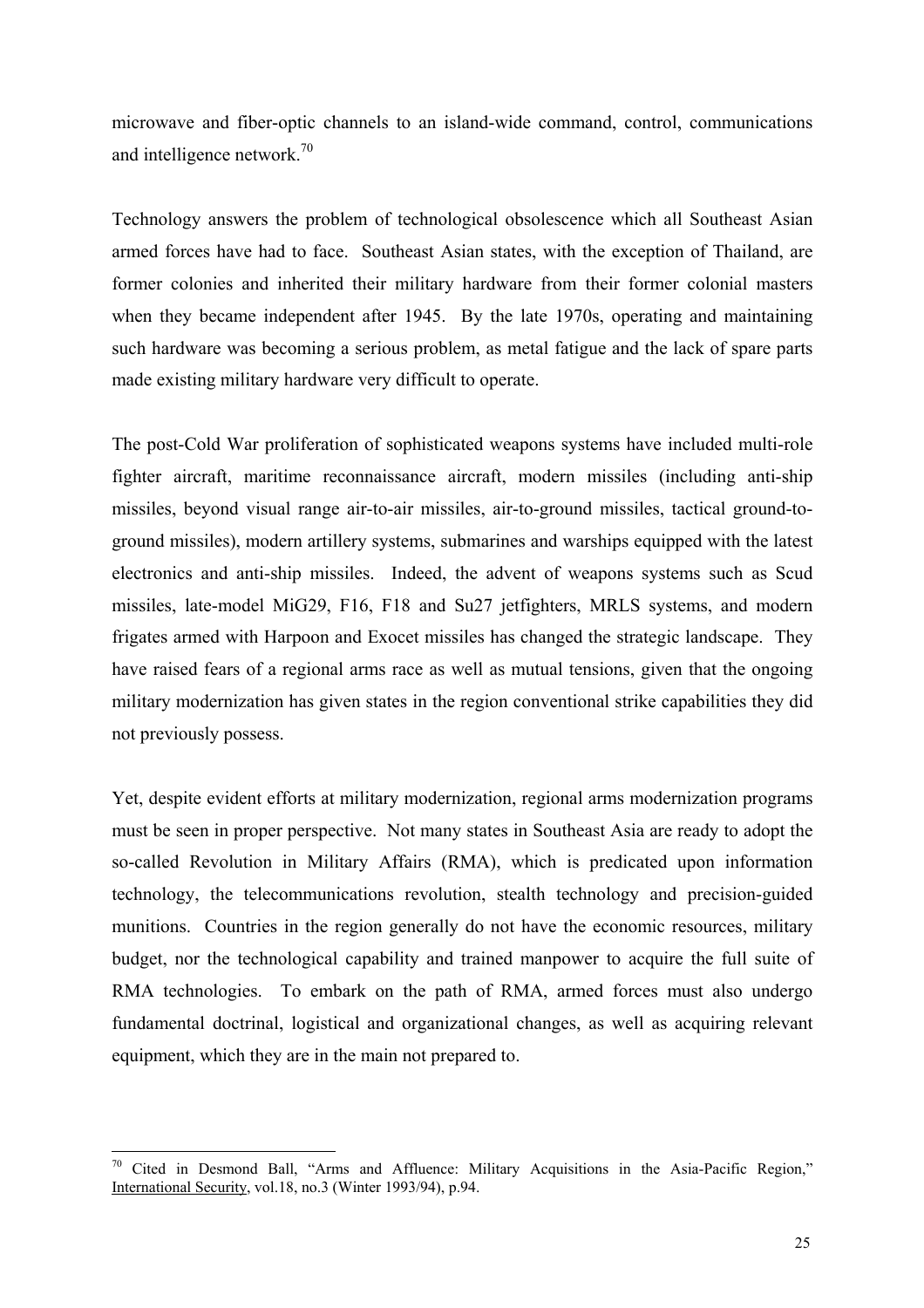microwave and fiber-optic channels to an island-wide command, control, communications and intelligence network.[70]

Technology answers the problem of technological obsolescence which all Southeast Asian armed forces have had to face. Southeast Asian states, with the exception of Thailand, are former colonies and inherited their military hardware from their former colonial masters when they became independent after 1945. By the late 1970s, operating and maintaining such hardware was becoming a serious problem, as metal fatigue and the lack of spare parts made existing military hardware very difficult to operate.

The post-Cold War proliferation of sophisticated weapons systems have included multi-role fighter aircraft, maritime reconnaissance aircraft, modern missiles (including anti-ship missiles, beyond visual range air-to-air missiles, air-to-ground missiles, tactical ground-to-ground missiles), modern artillery systems, submarines and warships equipped with the latest electronics and anti-ship missiles. Indeed, the advent of weapons systems such as Scud missiles, late-model MiG29, F16, F18 and Su27 jetfighters, MRLS systems, and modern frigates armed with Harpoon and Exocet missiles has changed the strategic landscape. They have raised fears of a regional arms race as well as mutual tensions, given that the ongoing military modernization has given states in the region conventional strike capabilities they did not previously possess.

Yet, despite evident efforts at military modernization, regional arms modernization programs must be seen in proper perspective. Not many states in Southeast Asia are ready to adopt the so-called Revolution in Military Affairs (RMA), which is predicated upon information technology, the telecommunications revolution, stealth technology and precision-guided munitions. Countries in the region generally do not have the economic resources, military budget, nor the technological capability and trained manpower to acquire the full suite of RMA technologies. To embark on the path of RMA, armed forces must also undergo fundamental doctrinal, logistical and organizational changes, as well as acquiring relevant equipment, which they are in the main not prepared to.

[70] Cited in Desmond Ball, "Arms and Affluence: Military Acquisitions in the Asia-Pacific Region," International Security, vol.18, no.3 (Winter 1993/94), p.94.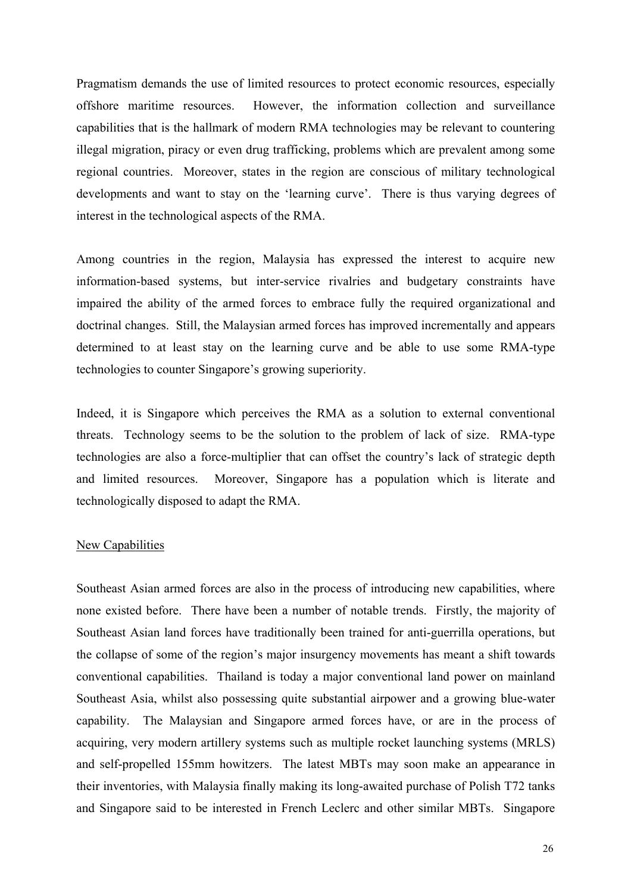Pragmatism demands the use of limited resources to protect economic resources, especially offshore maritime resources. However, the information collection and surveillance capabilities that is the hallmark of modern RMA technologies may be relevant to countering illegal migration, piracy or even drug trafficking, problems which are prevalent among some regional countries. Moreover, states in the region are conscious of military technological developments and want to stay on the 'learning curve'. There is thus varying degrees of interest in the technological aspects of the RMA.

Among countries in the region, Malaysia has expressed the interest to acquire new information-based systems, but inter-service rivalries and budgetary constraints have impaired the ability of the armed forces to embrace fully the required organizational and doctrinal changes. Still, the Malaysian armed forces has improved incrementally and appears determined to at least stay on the learning curve and be able to use some RMA-type technologies to counter Singapore's growing superiority.

Indeed, it is Singapore which perceives the RMA as a solution to external conventional threats. Technology seems to be the solution to the problem of lack of size. RMA-type technologies are also a force-multiplier that can offset the country's lack of strategic depth and limited resources. Moreover, Singapore has a population which is literate and technologically disposed to adapt the RMA.

<u>New Capabilities</u>

Southeast Asian armed forces are also in the process of introducing new capabilities, where none existed before. There have been a number of notable trends. Firstly, the majority of Southeast Asian land forces have traditionally been trained for anti-guerrilla operations, but the collapse of some of the region's major insurgency movements has meant a shift towards conventional capabilities. Thailand is today a major conventional land power on mainland Southeast Asia, whilst also possessing quite substantial airpower and a growing blue-water capability. The Malaysian and Singapore armed forces have, or are in the process of acquiring, very modern artillery systems such as multiple rocket launching systems (MRLS) and self-propelled 155mm howitzers. The latest MBTs may soon make an appearance in their inventories, with Malaysia finally making its long-awaited purchase of Polish T72 tanks and Singapore said to be interested in French Leclerc and other similar MBTs. Singapore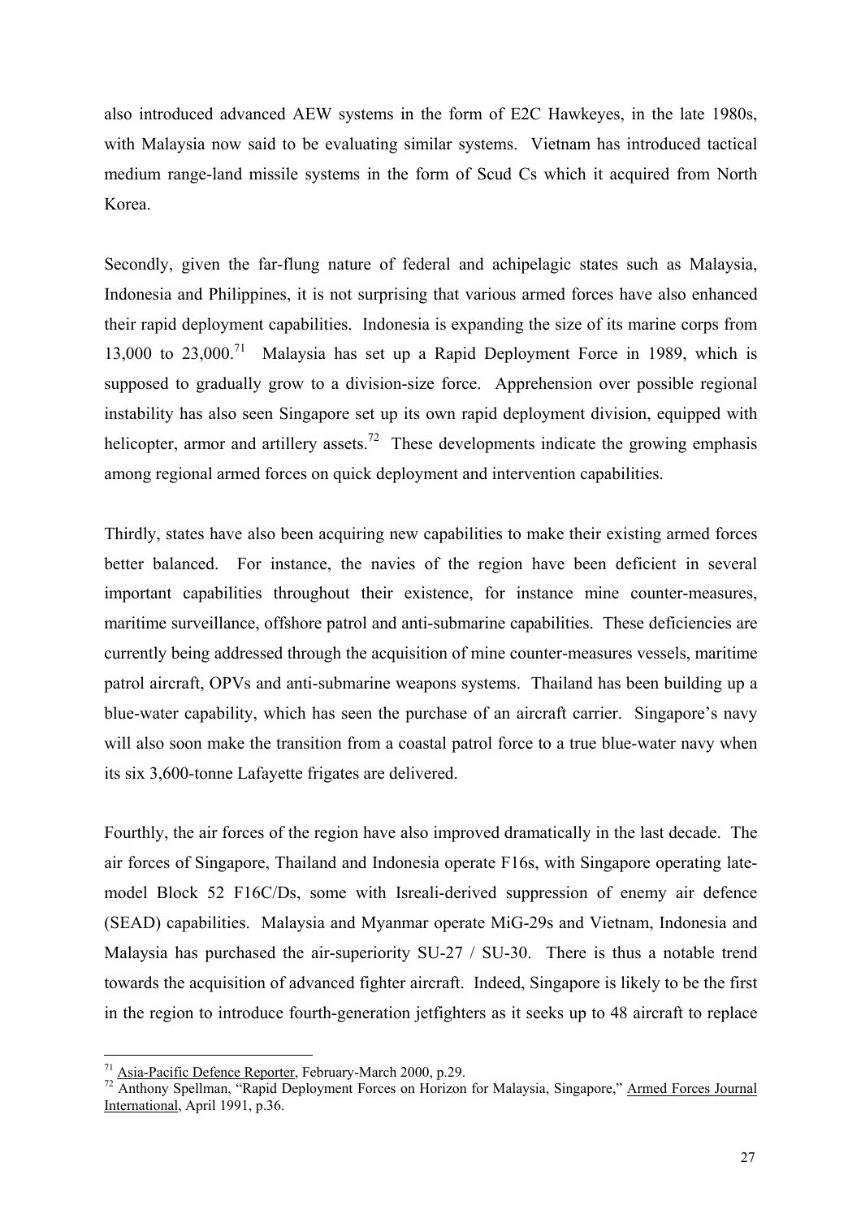also introduced advanced AEW systems in the form of E2C Hawkeyes, in the late 1980s, with Malaysia now said to be evaluating similar systems. Vietnam has introduced tactical medium range-land missile systems in the form of Scud Cs which it acquired from North Korea.

Secondly, given the far-flung nature of federal and achipelagic states such as Malaysia, Indonesia and Philippines, it is not surprising that various armed forces have also enhanced their rapid deployment capabilities. Indonesia is expanding the size of its marine corps from 13,000 to 23,000.[71] Malaysia has set up a Rapid Deployment Force in 1989, which is supposed to gradually grow to a division-size force. Apprehension over possible regional instability has also seen Singapore set up its own rapid deployment division, equipped with helicopter, armor and artillery assets.[72] These developments indicate the growing emphasis among regional armed forces on quick deployment and intervention capabilities.

Thirdly, states have also been acquiring new capabilities to make their existing armed forces better balanced. For instance, the navies of the region have been deficient in several important capabilities throughout their existence, for instance mine counter-measures, maritime surveillance, offshore patrol and anti-submarine capabilities. These deficiencies are currently being addressed through the acquisition of mine counter-measures vessels, maritime patrol aircraft, OPVs and anti-submarine weapons systems. Thailand has been building up a blue-water capability, which has seen the purchase of an aircraft carrier. Singapore's navy will also soon make the transition from a coastal patrol force to a true blue-water navy when its six 3,600-tonne Lafayette frigates are delivered.

Fourthly, the air forces of the region have also improved dramatically in the last decade. The air forces of Singapore, Thailand and Indonesia operate F16s, with Singapore operating late-model Block 52 F16C/Ds, some with Isreali-derived suppression of enemy air defence (SEAD) capabilities. Malaysia and Myanmar operate MiG-29s and Vietnam, Indonesia and Malaysia has purchased the air-superiority SU-27 / SU-30. There is thus a notable trend towards the acquisition of advanced fighter aircraft. Indeed, Singapore is likely to be the first in the region to introduce fourth-generation jetfighters as it seeks up to 48 aircraft to replace

---

[71] Asia-Pacific Defence Reporter, February-March 2000, p.29.

[72] Anthony Spellman, "Rapid Deployment Forces on Horizon for Malaysia, Singapore," Armed Forces Journal International, April 1991, p.36.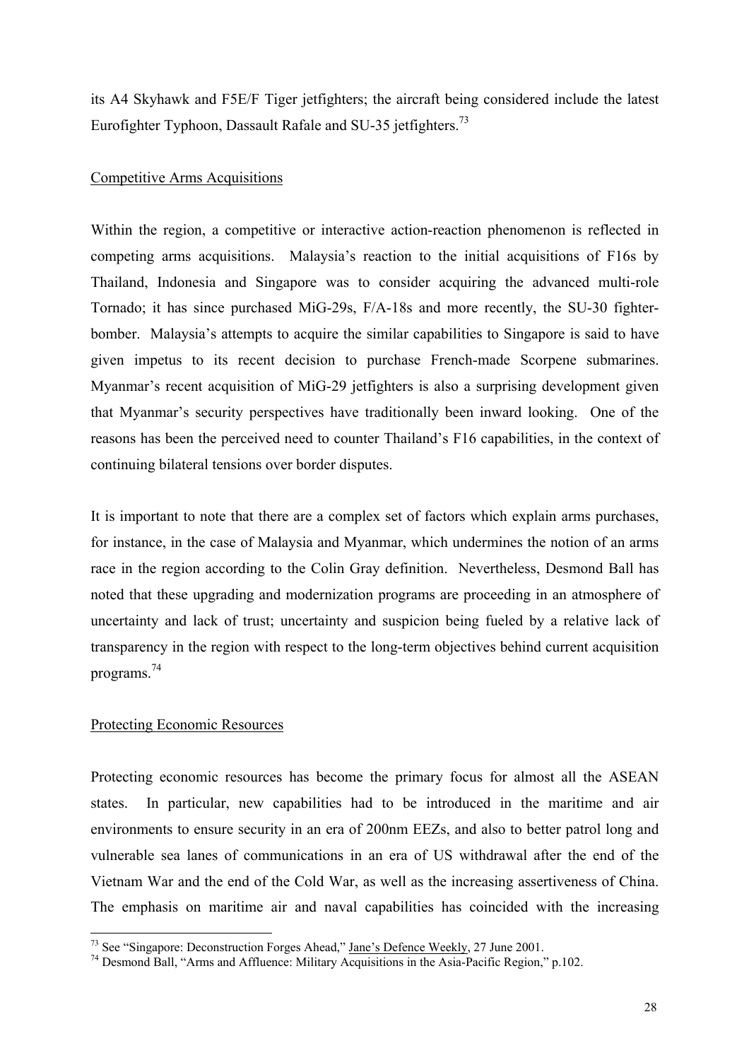its A4 Skyhawk and F5E/F Tiger jetfighters; the aircraft being considered include the latest Eurofighter Typhoon, Dassault Rafale and SU-35 jetfighters.[73]

Competitive Arms Acquisitions

Within the region, a competitive or interactive action-reaction phenomenon is reflected in competing arms acquisitions. Malaysia's reaction to the initial acquisitions of F16s by Thailand, Indonesia and Singapore was to consider acquiring the advanced multi-role Tornado; it has since purchased MiG-29s, F/A-18s and more recently, the SU-30 fighter-bomber. Malaysia's attempts to acquire the similar capabilities to Singapore is said to have given impetus to its recent decision to purchase French-made Scorpene submarines. Myanmar's recent acquisition of MiG-29 jetfighters is also a surprising development given that Myanmar's security perspectives have traditionally been inward looking. One of the reasons has been the perceived need to counter Thailand's F16 capabilities, in the context of continuing bilateral tensions over border disputes.

It is important to note that there are a complex set of factors which explain arms purchases, for instance, in the case of Malaysia and Myanmar, which undermines the notion of an arms race in the region according to the Colin Gray definition. Nevertheless, Desmond Ball has noted that these upgrading and modernization programs are proceeding in an atmosphere of uncertainty and lack of trust; uncertainty and suspicion being fueled by a relative lack of transparency in the region with respect to the long-term objectives behind current acquisition programs.[74]

Protecting Economic Resources

Protecting economic resources has become the primary focus for almost all the ASEAN states. In particular, new capabilities had to be introduced in the maritime and air environments to ensure security in an era of 200nm EEZs, and also to better patrol long and vulnerable sea lanes of communications in an era of US withdrawal after the end of the Vietnam War and the end of the Cold War, as well as the increasing assertiveness of China. The emphasis on maritime air and naval capabilities has coincided with the increasing

---

[73] See "Singapore: Deconstruction Forges Ahead," Jane's Defence Weekly, 27 June 2001.

[74] Desmond Ball, "Arms and Affluence: Military Acquisitions in the Asia-Pacific Region," p.102.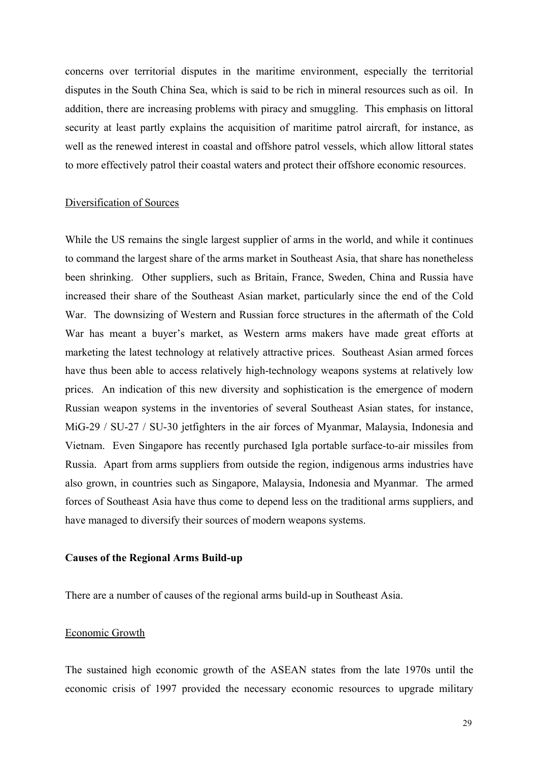concerns over territorial disputes in the maritime environment, especially the territorial disputes in the South China Sea, which is said to be rich in mineral resources such as oil. In addition, there are increasing problems with piracy and smuggling. This emphasis on littoral security at least partly explains the acquisition of maritime patrol aircraft, for instance, as well as the renewed interest in coastal and offshore patrol vessels, which allow littoral states to more effectively patrol their coastal waters and protect their offshore economic resources.

Diversification of Sources

While the US remains the single largest supplier of arms in the world, and while it continues to command the largest share of the arms market in Southeast Asia, that share has nonetheless been shrinking. Other suppliers, such as Britain, France, Sweden, China and Russia have increased their share of the Southeast Asian market, particularly since the end of the Cold War. The downsizing of Western and Russian force structures in the aftermath of the Cold War has meant a buyer's market, as Western arms makers have made great efforts at marketing the latest technology at relatively attractive prices. Southeast Asian armed forces have thus been able to access relatively high-technology weapons systems at relatively low prices. An indication of this new diversity and sophistication is the emergence of modern Russian weapon systems in the inventories of several Southeast Asian states, for instance, MiG-29 / SU-27 / SU-30 jetfighters in the air forces of Myanmar, Malaysia, Indonesia and Vietnam. Even Singapore has recently purchased Igla portable surface-to-air missiles from Russia. Apart from arms suppliers from outside the region, indigenous arms industries have also grown, in countries such as Singapore, Malaysia, Indonesia and Myanmar. The armed forces of Southeast Asia have thus come to depend less on the traditional arms suppliers, and have managed to diversify their sources of modern weapons systems.

**Causes of the Regional Arms Build-up**

There are a number of causes of the regional arms build-up in Southeast Asia.

Economic Growth

The sustained high economic growth of the ASEAN states from the late 1970s until the economic crisis of 1997 provided the necessary economic resources to upgrade military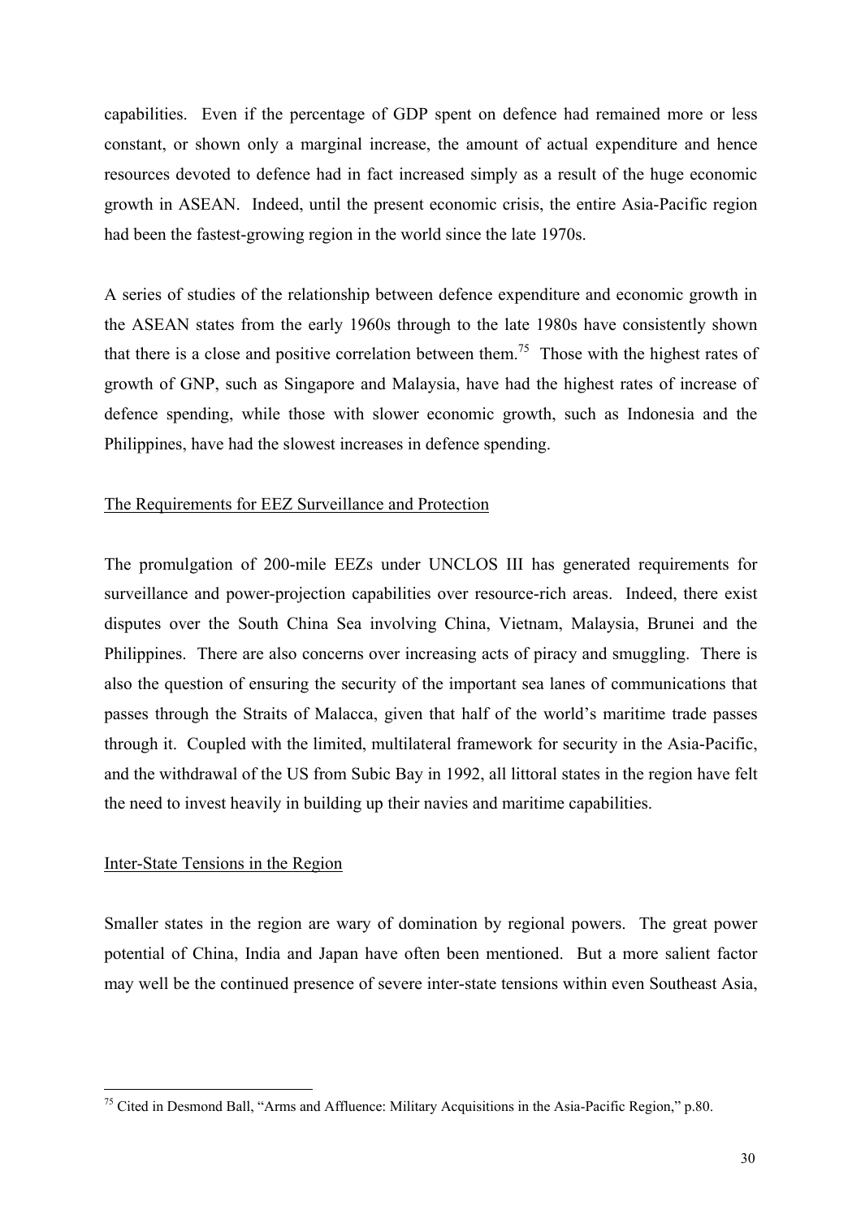capabilities. Even if the percentage of GDP spent on defence had remained more or less constant, or shown only a marginal increase, the amount of actual expenditure and hence resources devoted to defence had in fact increased simply as a result of the huge economic growth in ASEAN. Indeed, until the present economic crisis, the entire Asia-Pacific region had been the fastest-growing region in the world since the late 1970s.

A series of studies of the relationship between defence expenditure and economic growth in the ASEAN states from the early 1960s through to the late 1980s have consistently shown that there is a close and positive correlation between them.[75] Those with the highest rates of growth of GNP, such as Singapore and Malaysia, have had the highest rates of increase of defence spending, while those with slower economic growth, such as Indonesia and the Philippines, have had the slowest increases in defence spending.

## The Requirements for EEZ Surveillance and Protection

The promulgation of 200-mile EEZs under UNCLOS III has generated requirements for surveillance and power-projection capabilities over resource-rich areas. Indeed, there exist disputes over the South China Sea involving China, Vietnam, Malaysia, Brunei and the Philippines. There are also concerns over increasing acts of piracy and smuggling. There is also the question of ensuring the security of the important sea lanes of communications that passes through the Straits of Malacca, given that half of the world's maritime trade passes through it. Coupled with the limited, multilateral framework for security in the Asia-Pacific, and the withdrawal of the US from Subic Bay in 1992, all littoral states in the region have felt the need to invest heavily in building up their navies and maritime capabilities.

## Inter-State Tensions in the Region

Smaller states in the region are wary of domination by regional powers. The great power potential of China, India and Japan have often been mentioned. But a more salient factor may well be the continued presence of severe inter-state tensions within even Southeast Asia,

[75] Cited in Desmond Ball, "Arms and Affluence: Military Acquisitions in the Asia-Pacific Region," p.80.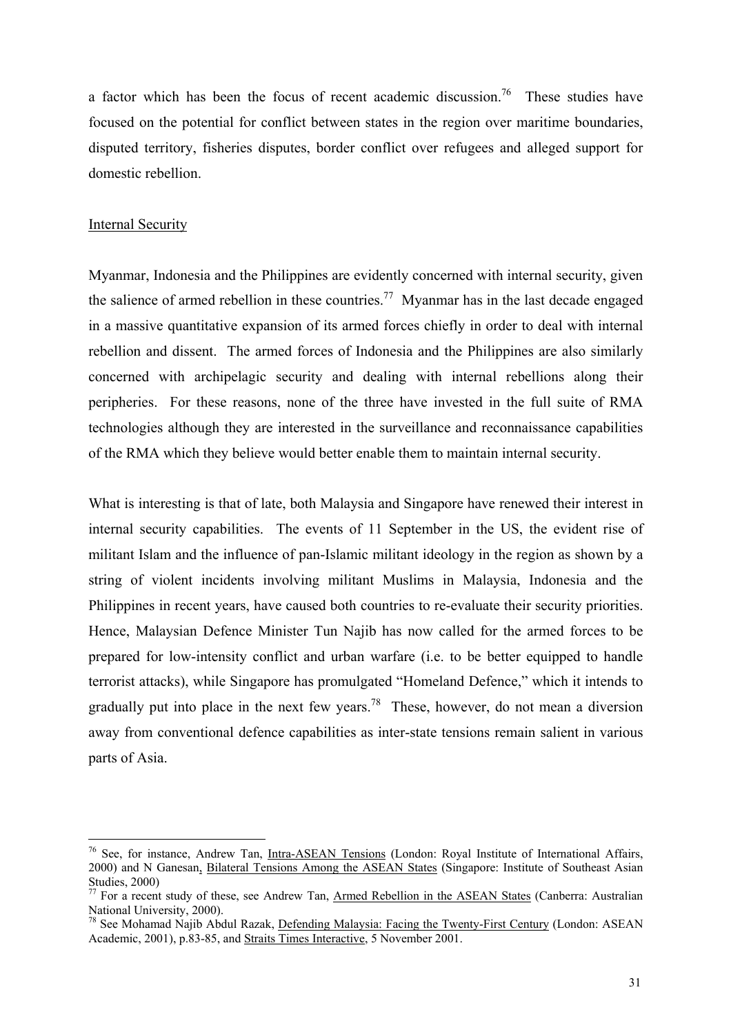a factor which has been the focus of recent academic discussion.[76] These studies have focused on the potential for conflict between states in the region over maritime boundaries, disputed territory, fisheries disputes, border conflict over refugees and alleged support for domestic rebellion.

## Internal Security

Myanmar, Indonesia and the Philippines are evidently concerned with internal security, given the salience of armed rebellion in these countries.[77] Myanmar has in the last decade engaged in a massive quantitative expansion of its armed forces chiefly in order to deal with internal rebellion and dissent. The armed forces of Indonesia and the Philippines are also similarly concerned with archipelagic security and dealing with internal rebellions along their peripheries. For these reasons, none of the three have invested in the full suite of RMA technologies although they are interested in the surveillance and reconnaissance capabilities of the RMA which they believe would better enable them to maintain internal security.

What is interesting is that of late, both Malaysia and Singapore have renewed their interest in internal security capabilities. The events of 11 September in the US, the evident rise of militant Islam and the influence of pan-Islamic militant ideology in the region as shown by a string of violent incidents involving militant Muslims in Malaysia, Indonesia and the Philippines in recent years, have caused both countries to re-evaluate their security priorities. Hence, Malaysian Defence Minister Tun Najib has now called for the armed forces to be prepared for low-intensity conflict and urban warfare (i.e. to be better equipped to handle terrorist attacks), while Singapore has promulgated "Homeland Defence," which it intends to gradually put into place in the next few years.[78] These, however, do not mean a diversion away from conventional defence capabilities as inter-state tensions remain salient in various parts of Asia.

---

[76] See, for instance, Andrew Tan, Intra-ASEAN Tensions (London: Royal Institute of International Affairs, 2000) and N Ganesan, Bilateral Tensions Among the ASEAN States (Singapore: Institute of Southeast Asian Studies, 2000)

[77] For a recent study of these, see Andrew Tan, Armed Rebellion in the ASEAN States (Canberra: Australian National University, 2000).

[78] See Mohamad Najib Abdul Razak, Defending Malaysia: Facing the Twenty-First Century (London: ASEAN Academic, 2001), p.83-85, and Straits Times Interactive, 5 November 2001.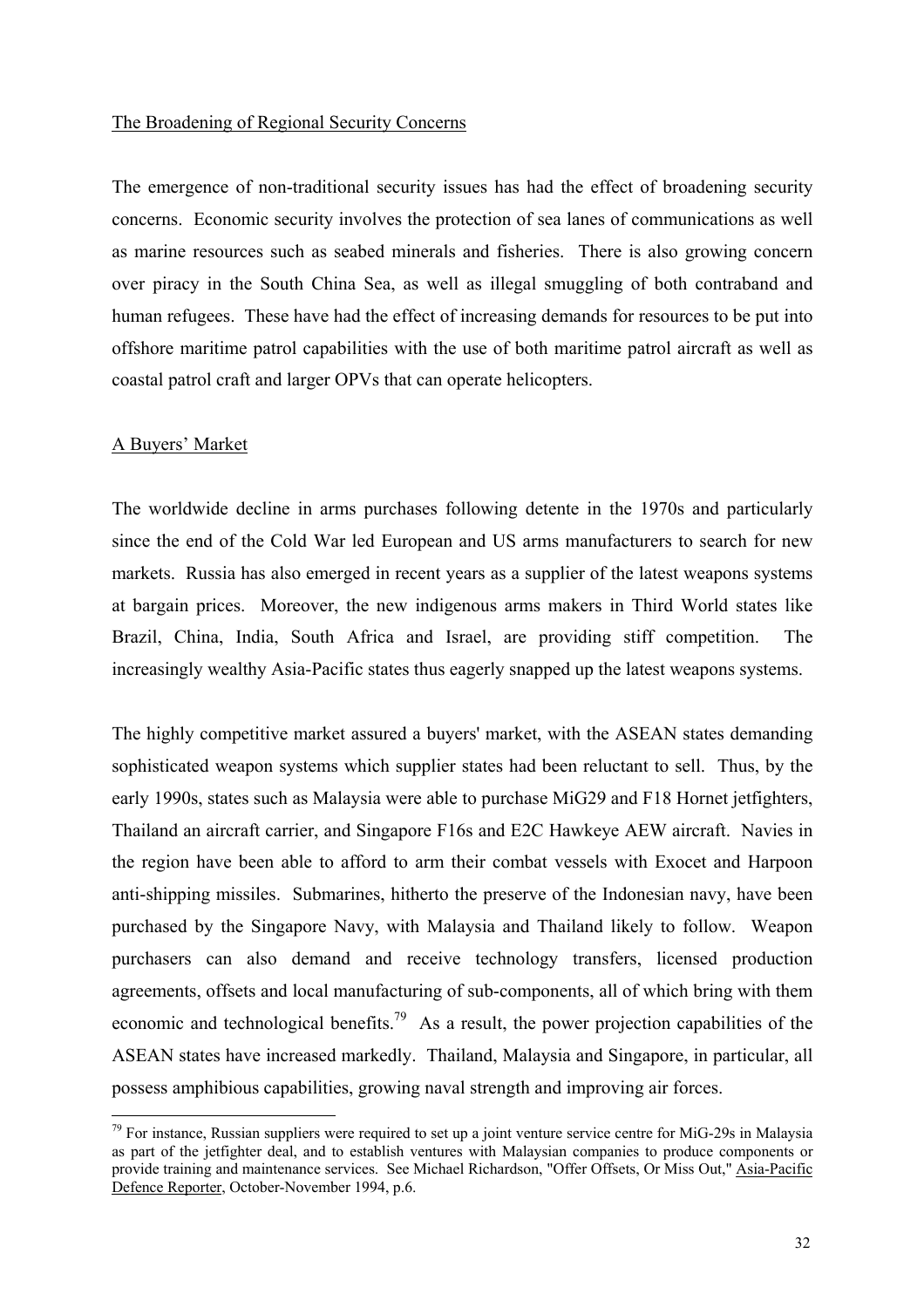## The Broadening of Regional Security Concerns

The emergence of non-traditional security issues has had the effect of broadening security concerns. Economic security involves the protection of sea lanes of communications as well as marine resources such as seabed minerals and fisheries. There is also growing concern over piracy in the South China Sea, as well as illegal smuggling of both contraband and human refugees. These have had the effect of increasing demands for resources to be put into offshore maritime patrol capabilities with the use of both maritime patrol aircraft as well as coastal patrol craft and larger OPVs that can operate helicopters.

## A Buyers' Market

The worldwide decline in arms purchases following detente in the 1970s and particularly since the end of the Cold War led European and US arms manufacturers to search for new markets. Russia has also emerged in recent years as a supplier of the latest weapons systems at bargain prices. Moreover, the new indigenous arms makers in Third World states like Brazil, China, India, South Africa and Israel, are providing stiff competition. The increasingly wealthy Asia-Pacific states thus eagerly snapped up the latest weapons systems.

The highly competitive market assured a buyers' market, with the ASEAN states demanding sophisticated weapon systems which supplier states had been reluctant to sell. Thus, by the early 1990s, states such as Malaysia were able to purchase MiG29 and F18 Hornet jetfighters, Thailand an aircraft carrier, and Singapore F16s and E2C Hawkeye AEW aircraft. Navies in the region have been able to afford to arm their combat vessels with Exocet and Harpoon anti-shipping missiles. Submarines, hitherto the preserve of the Indonesian navy, have been purchased by the Singapore Navy, with Malaysia and Thailand likely to follow. Weapon purchasers can also demand and receive technology transfers, licensed production agreements, offsets and local manufacturing of sub-components, all of which bring with them economic and technological benefits.[79] As a result, the power projection capabilities of the ASEAN states have increased markedly. Thailand, Malaysia and Singapore, in particular, all possess amphibious capabilities, growing naval strength and improving air forces.

---

[79] For instance, Russian suppliers were required to set up a joint venture service centre for MiG-29s in Malaysia as part of the jetfighter deal, and to establish ventures with Malaysian companies to produce components or provide training and maintenance services. See Michael Richardson, "Offer Offsets, Or Miss Out," Asia-Pacific Defence Reporter, October-November 1994, p.6.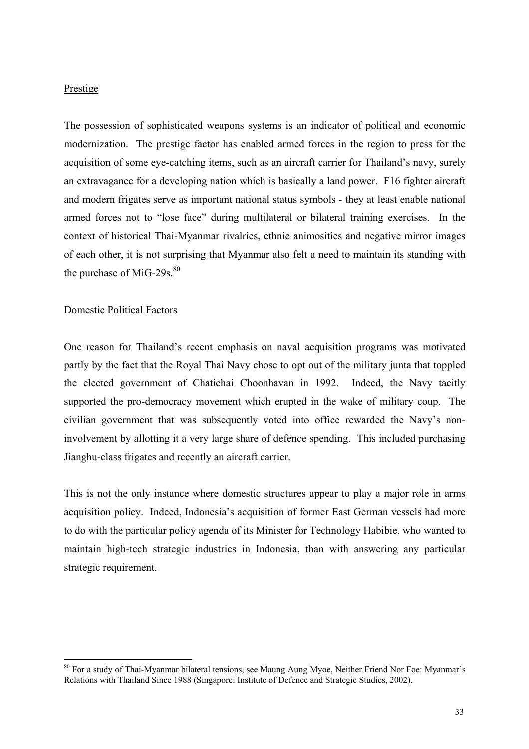Prestige

The possession of sophisticated weapons systems is an indicator of political and economic modernization. The prestige factor has enabled armed forces in the region to press for the acquisition of some eye-catching items, such as an aircraft carrier for Thailand's navy, surely an extravagance for a developing nation which is basically a land power. F16 fighter aircraft and modern frigates serve as important national status symbols - they at least enable national armed forces not to "lose face" during multilateral or bilateral training exercises. In the context of historical Thai-Myanmar rivalries, ethnic animosities and negative mirror images of each other, it is not surprising that Myanmar also felt a need to maintain its standing with the purchase of MiG-29s.[80]

Domestic Political Factors

One reason for Thailand's recent emphasis on naval acquisition programs was motivated partly by the fact that the Royal Thai Navy chose to opt out of the military junta that toppled the elected government of Chatichai Choonhavan in 1992. Indeed, the Navy tacitly supported the pro-democracy movement which erupted in the wake of military coup. The civilian government that was subsequently voted into office rewarded the Navy's non-involvement by allotting it a very large share of defence spending. This included purchasing Jianghu-class frigates and recently an aircraft carrier.

This is not the only instance where domestic structures appear to play a major role in arms acquisition policy. Indeed, Indonesia's acquisition of former East German vessels had more to do with the particular policy agenda of its Minister for Technology Habibie, who wanted to maintain high-tech strategic industries in Indonesia, than with answering any particular strategic requirement.

[80] For a study of Thai-Myanmar bilateral tensions, see Maung Aung Myoe, Neither Friend Nor Foe: Myanmar's Relations with Thailand Since 1988 (Singapore: Institute of Defence and Strategic Studies, 2002).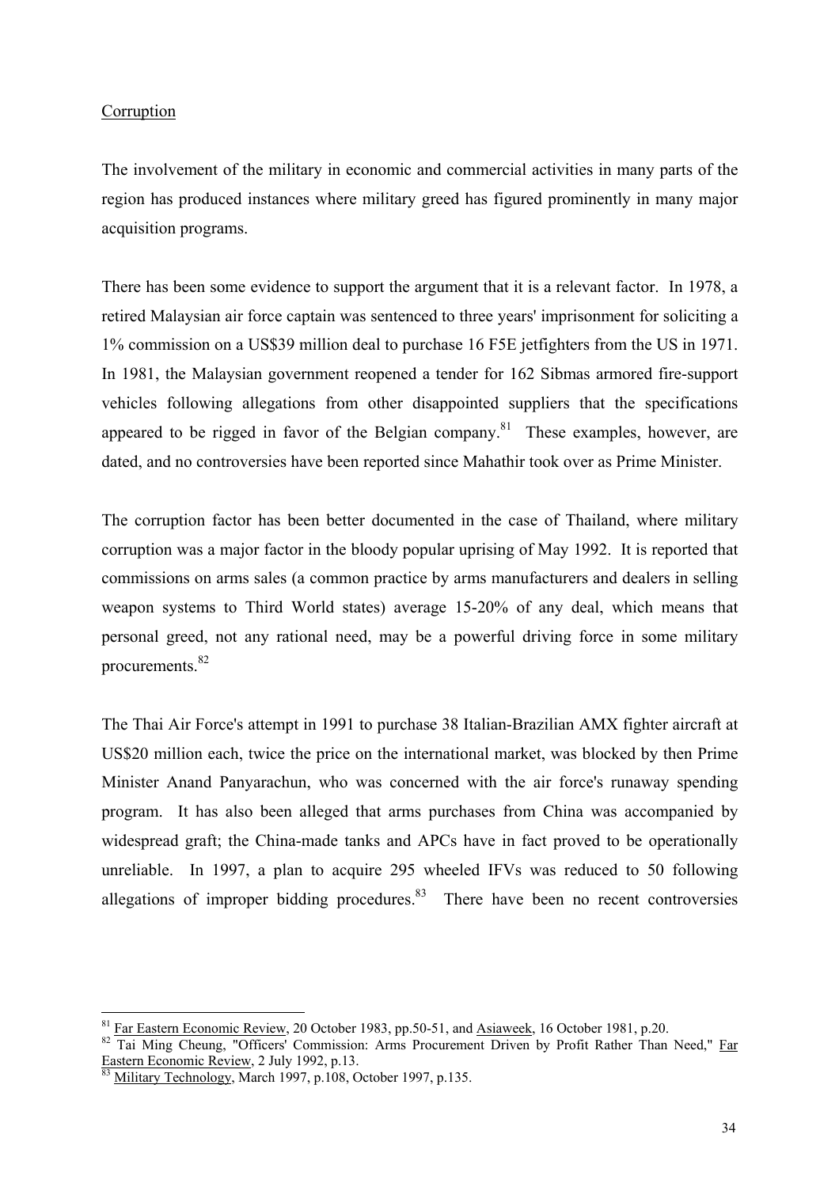Corruption

The involvement of the military in economic and commercial activities in many parts of the region has produced instances where military greed has figured prominently in many major acquisition programs.

There has been some evidence to support the argument that it is a relevant factor. In 1978, a retired Malaysian air force captain was sentenced to three years' imprisonment for soliciting a 1% commission on a US$39 million deal to purchase 16 F5E jetfighters from the US in 1971. In 1981, the Malaysian government reopened a tender for 162 Sibmas armored fire-support vehicles following allegations from other disappointed suppliers that the specifications appeared to be rigged in favor of the Belgian company.[81] These examples, however, are dated, and no controversies have been reported since Mahathir took over as Prime Minister.

The corruption factor has been better documented in the case of Thailand, where military corruption was a major factor in the bloody popular uprising of May 1992. It is reported that commissions on arms sales (a common practice by arms manufacturers and dealers in selling weapon systems to Third World states) average 15-20% of any deal, which means that personal greed, not any rational need, may be a powerful driving force in some military procurements.[82]

The Thai Air Force's attempt in 1991 to purchase 38 Italian-Brazilian AMX fighter aircraft at US$20 million each, twice the price on the international market, was blocked by then Prime Minister Anand Panyarachun, who was concerned with the air force's runaway spending program. It has also been alleged that arms purchases from China was accompanied by widespread graft; the China-made tanks and APCs have in fact proved to be operationally unreliable. In 1997, a plan to acquire 295 wheeled IFVs was reduced to 50 following allegations of improper bidding procedures.[83] There have been no recent controversies

---

[81] Far Eastern Economic Review, 20 October 1983, pp.50-51, and Asiaweek, 16 October 1981, p.20.

[82] Tai Ming Cheung, "Officers' Commission: Arms Procurement Driven by Profit Rather Than Need," Far Eastern Economic Review, 2 July 1992, p.13.

[83] Military Technology, March 1997, p.108, October 1997, p.135.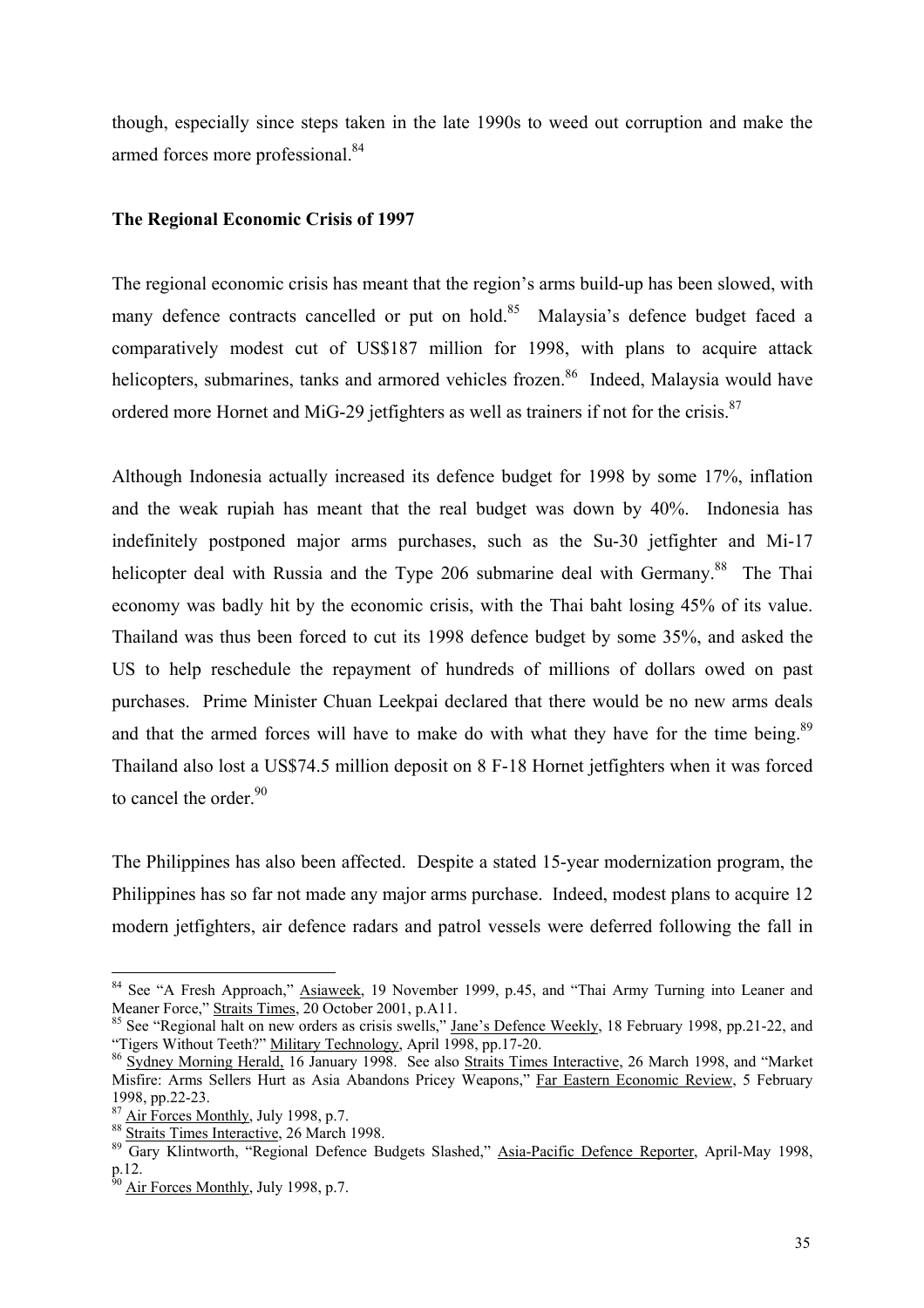though, especially since steps taken in the late 1990s to weed out corruption and make the armed forces more professional.[84]

**The Regional Economic Crisis of 1997**

The regional economic crisis has meant that the region's arms build-up has been slowed, with many defence contracts cancelled or put on hold.[85] Malaysia's defence budget faced a comparatively modest cut of US$187 million for 1998, with plans to acquire attack helicopters, submarines, tanks and armored vehicles frozen.[86] Indeed, Malaysia would have ordered more Hornet and MiG-29 jetfighters as well as trainers if not for the crisis.[87]

Although Indonesia actually increased its defence budget for 1998 by some 17%, inflation and the weak rupiah has meant that the real budget was down by 40%. Indonesia has indefinitely postponed major arms purchases, such as the Su-30 jetfighter and Mi-17 helicopter deal with Russia and the Type 206 submarine deal with Germany.[88] The Thai economy was badly hit by the economic crisis, with the Thai baht losing 45% of its value. Thailand was thus been forced to cut its 1998 defence budget by some 35%, and asked the US to help reschedule the repayment of hundreds of millions of dollars owed on past purchases. Prime Minister Chuan Leekpai declared that there would be no new arms deals and that the armed forces will have to make do with what they have for the time being.[89] Thailand also lost a US$74.5 million deposit on 8 F-18 Hornet jetfighters when it was forced to cancel the order.[90]

The Philippines has also been affected. Despite a stated 15-year modernization program, the Philippines has so far not made any major arms purchase. Indeed, modest plans to acquire 12 modern jetfighters, air defence radars and patrol vessels were deferred following the fall in

---

[84] See "A Fresh Approach," Asiaweek, 19 November 1999, p.45, and "Thai Army Turning into Leaner and Meaner Force," Straits Times, 20 October 2001, p.A11.

[85] See "Regional halt on new orders as crisis swells," Jane's Defence Weekly, 18 February 1998, pp.21-22, and "Tigers Without Teeth?" Military Technology, April 1998, pp.17-20.

[86] Sydney Morning Herald, 16 January 1998. See also Straits Times Interactive, 26 March 1998, and "Market Misfire: Arms Sellers Hurt as Asia Abandons Pricey Weapons," Far Eastern Economic Review, 5 February 1998, pp.22-23.

[87] Air Forces Monthly, July 1998, p.7.

[88] Straits Times Interactive, 26 March 1998.

[89] Gary Klintworth, "Regional Defence Budgets Slashed," Asia-Pacific Defence Reporter, April-May 1998, p.12.

[90] Air Forces Monthly, July 1998, p.7.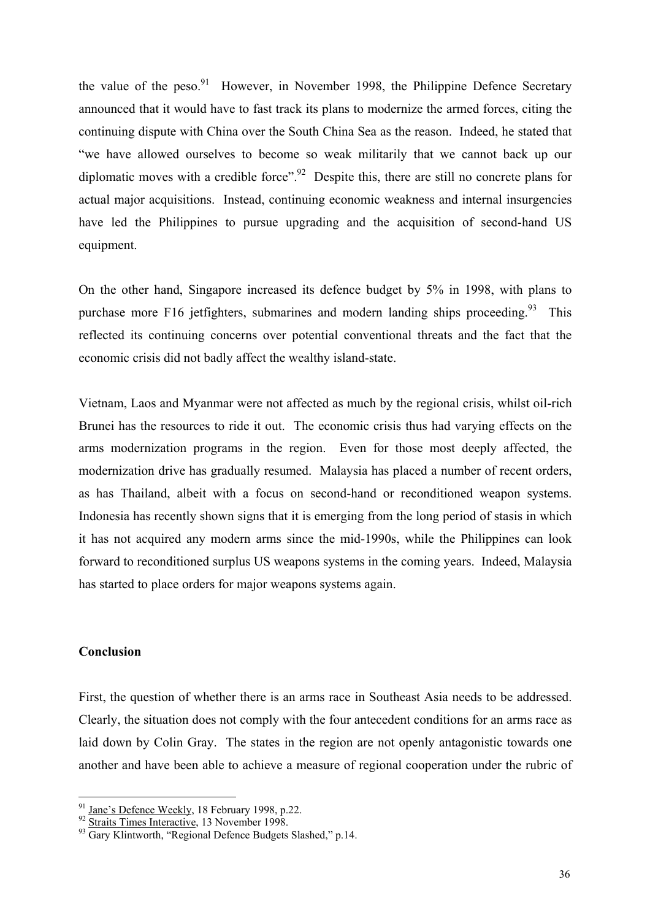the value of the peso.[91] However, in November 1998, the Philippine Defence Secretary announced that it would have to fast track its plans to modernize the armed forces, citing the continuing dispute with China over the South China Sea as the reason. Indeed, he stated that "we have allowed ourselves to become so weak militarily that we cannot back up our diplomatic moves with a credible force".[92] Despite this, there are still no concrete plans for actual major acquisitions. Instead, continuing economic weakness and internal insurgencies have led the Philippines to pursue upgrading and the acquisition of second-hand US equipment.

On the other hand, Singapore increased its defence budget by 5% in 1998, with plans to purchase more F16 jetfighters, submarines and modern landing ships proceeding.[93] This reflected its continuing concerns over potential conventional threats and the fact that the economic crisis did not badly affect the wealthy island-state.

Vietnam, Laos and Myanmar were not affected as much by the regional crisis, whilst oil-rich Brunei has the resources to ride it out. The economic crisis thus had varying effects on the arms modernization programs in the region. Even for those most deeply affected, the modernization drive has gradually resumed. Malaysia has placed a number of recent orders, as has Thailand, albeit with a focus on second-hand or reconditioned weapon systems. Indonesia has recently shown signs that it is emerging from the long period of stasis in which it has not acquired any modern arms since the mid-1990s, while the Philippines can look forward to reconditioned surplus US weapons systems in the coming years. Indeed, Malaysia has started to place orders for major weapons systems again.

## Conclusion

First, the question of whether there is an arms race in Southeast Asia needs to be addressed. Clearly, the situation does not comply with the four antecedent conditions for an arms race as laid down by Colin Gray. The states in the region are not openly antagonistic towards one another and have been able to achieve a measure of regional cooperation under the rubric of

---

[91] Jane's Defence Weekly, 18 February 1998, p.22.

[92] Straits Times Interactive, 13 November 1998.

[93] Gary Klintworth, "Regional Defence Budgets Slashed," p.14.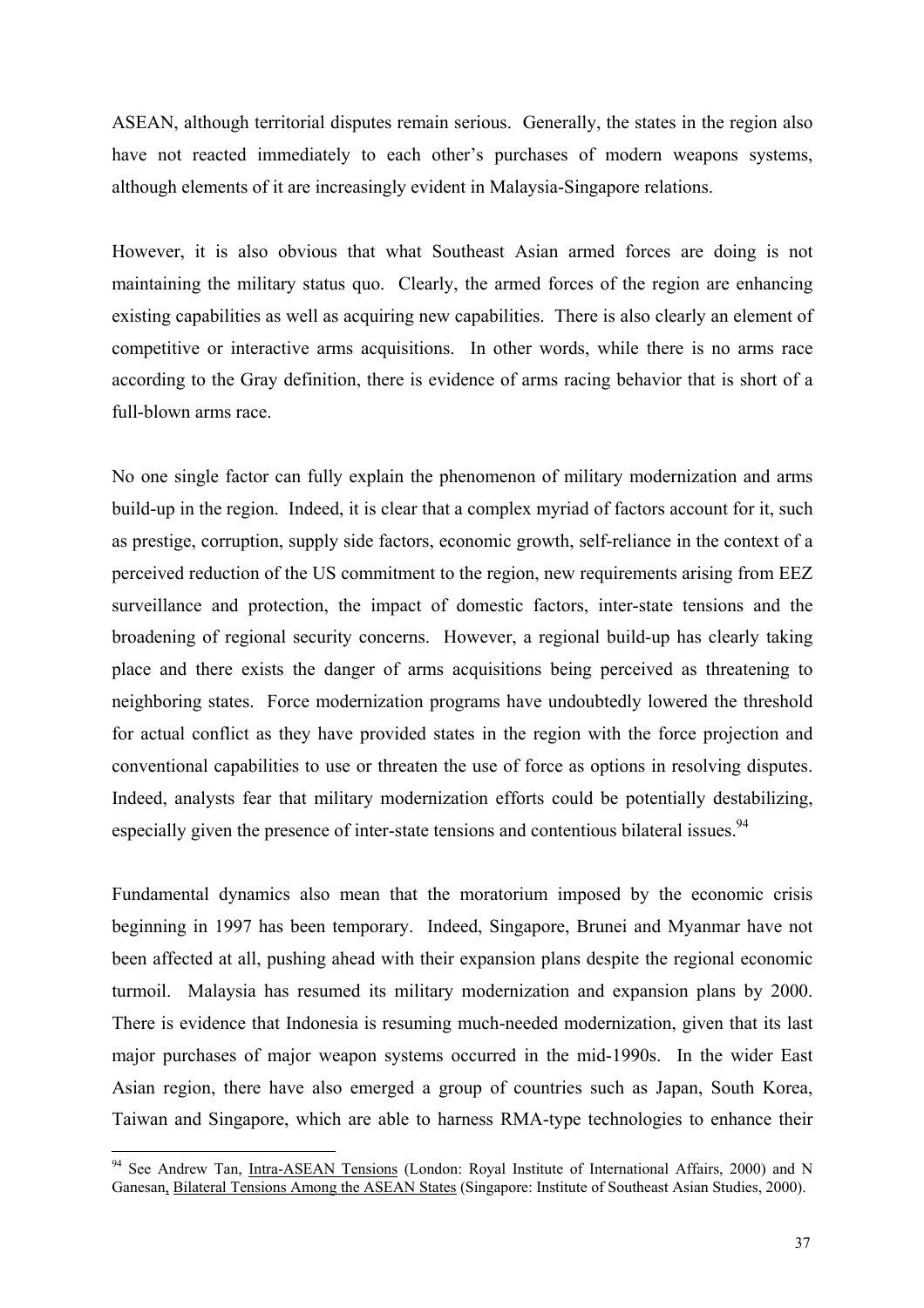ASEAN, although territorial disputes remain serious. Generally, the states in the region also have not reacted immediately to each other's purchases of modern weapons systems, although elements of it are increasingly evident in Malaysia-Singapore relations.

However, it is also obvious that what Southeast Asian armed forces are doing is not maintaining the military status quo. Clearly, the armed forces of the region are enhancing existing capabilities as well as acquiring new capabilities. There is also clearly an element of competitive or interactive arms acquisitions. In other words, while there is no arms race according to the Gray definition, there is evidence of arms racing behavior that is short of a full-blown arms race.

No one single factor can fully explain the phenomenon of military modernization and arms build-up in the region. Indeed, it is clear that a complex myriad of factors account for it, such as prestige, corruption, supply side factors, economic growth, self-reliance in the context of a perceived reduction of the US commitment to the region, new requirements arising from EEZ surveillance and protection, the impact of domestic factors, inter-state tensions and the broadening of regional security concerns. However, a regional build-up has clearly taking place and there exists the danger of arms acquisitions being perceived as threatening to neighboring states. Force modernization programs have undoubtedly lowered the threshold for actual conflict as they have provided states in the region with the force projection and conventional capabilities to use or threaten the use of force as options in resolving disputes. Indeed, analysts fear that military modernization efforts could be potentially destabilizing, especially given the presence of inter-state tensions and contentious bilateral issues.[94]

Fundamental dynamics also mean that the moratorium imposed by the economic crisis beginning in 1997 has been temporary. Indeed, Singapore, Brunei and Myanmar have not been affected at all, pushing ahead with their expansion plans despite the regional economic turmoil. Malaysia has resumed its military modernization and expansion plans by 2000. There is evidence that Indonesia is resuming much-needed modernization, given that its last major purchases of major weapon systems occurred in the mid-1990s. In the wider East Asian region, there have also emerged a group of countries such as Japan, South Korea, Taiwan and Singapore, which are able to harness RMA-type technologies to enhance their

---

[94] See Andrew Tan, Intra-ASEAN Tensions (London: Royal Institute of International Affairs, 2000) and N Ganesan, Bilateral Tensions Among the ASEAN States (Singapore: Institute of Southeast Asian Studies, 2000).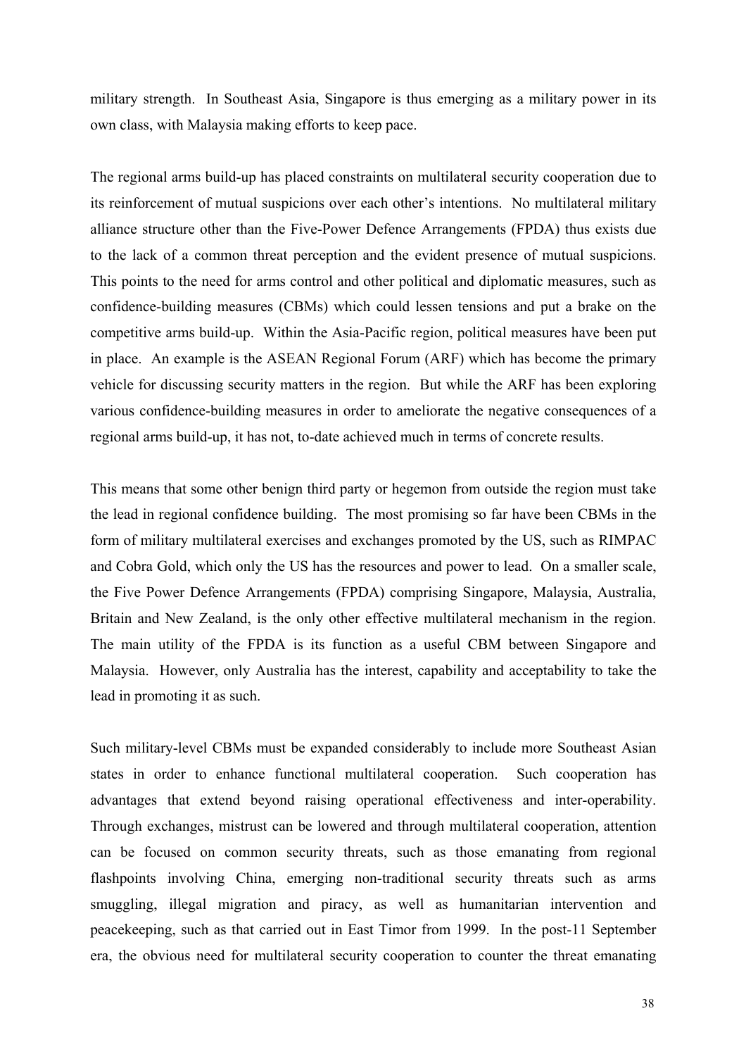military strength. In Southeast Asia, Singapore is thus emerging as a military power in its own class, with Malaysia making efforts to keep pace.

The regional arms build-up has placed constraints on multilateral security cooperation due to its reinforcement of mutual suspicions over each other's intentions. No multilateral military alliance structure other than the Five-Power Defence Arrangements (FPDA) thus exists due to the lack of a common threat perception and the evident presence of mutual suspicions. This points to the need for arms control and other political and diplomatic measures, such as confidence-building measures (CBMs) which could lessen tensions and put a brake on the competitive arms build-up. Within the Asia-Pacific region, political measures have been put in place. An example is the ASEAN Regional Forum (ARF) which has become the primary vehicle for discussing security matters in the region. But while the ARF has been exploring various confidence-building measures in order to ameliorate the negative consequences of a regional arms build-up, it has not, to-date achieved much in terms of concrete results.

This means that some other benign third party or hegemon from outside the region must take the lead in regional confidence building. The most promising so far have been CBMs in the form of military multilateral exercises and exchanges promoted by the US, such as RIMPAC and Cobra Gold, which only the US has the resources and power to lead. On a smaller scale, the Five Power Defence Arrangements (FPDA) comprising Singapore, Malaysia, Australia, Britain and New Zealand, is the only other effective multilateral mechanism in the region. The main utility of the FPDA is its function as a useful CBM between Singapore and Malaysia. However, only Australia has the interest, capability and acceptability to take the lead in promoting it as such.

Such military-level CBMs must be expanded considerably to include more Southeast Asian states in order to enhance functional multilateral cooperation. Such cooperation has advantages that extend beyond raising operational effectiveness and inter-operability. Through exchanges, mistrust can be lowered and through multilateral cooperation, attention can be focused on common security threats, such as those emanating from regional flashpoints involving China, emerging non-traditional security threats such as arms smuggling, illegal migration and piracy, as well as humanitarian intervention and peacekeeping, such as that carried out in East Timor from 1999. In the post-11 September era, the obvious need for multilateral security cooperation to counter the threat emanating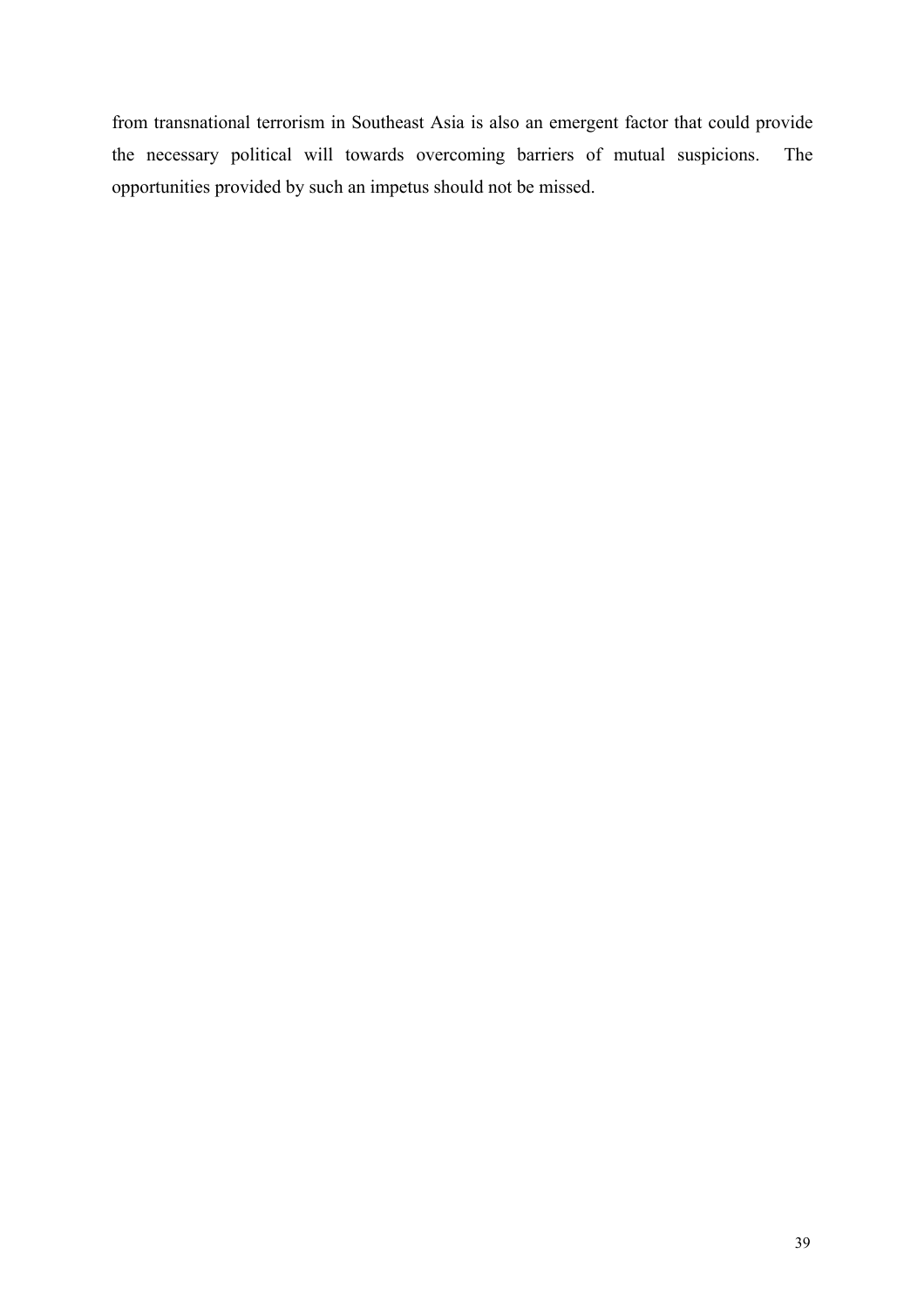from transnational terrorism in Southeast Asia is also an emergent factor that could provide the necessary political will towards overcoming barriers of mutual suspicions. The opportunities provided by such an impetus should not be missed.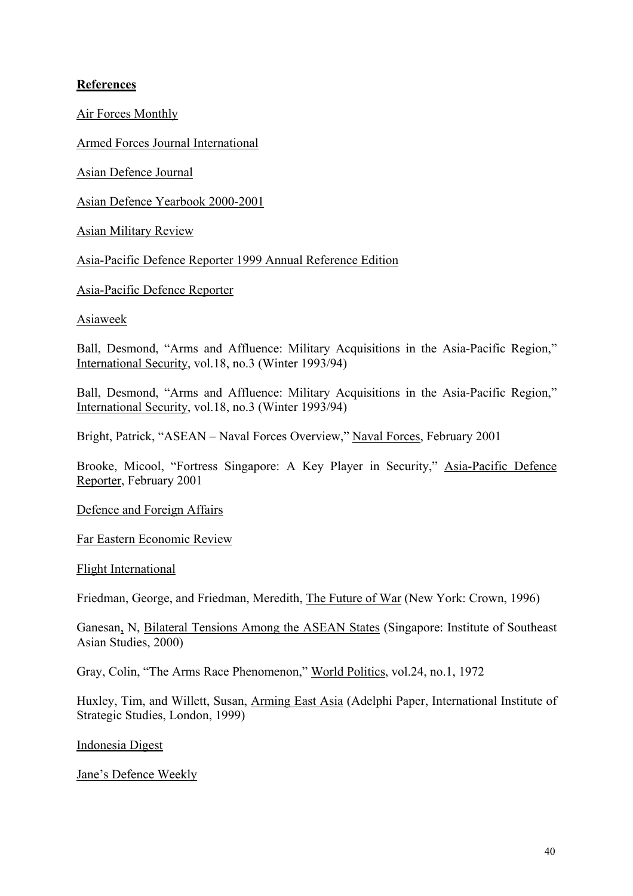**References**

Air Forces Monthly

Armed Forces Journal International

Asian Defence Journal

Asian Defence Yearbook 2000-2001

Asian Military Review

Asia-Pacific Defence Reporter 1999 Annual Reference Edition

Asia-Pacific Defence Reporter

Asiaweek

Ball, Desmond, "Arms and Affluence: Military Acquisitions in the Asia-Pacific Region," International Security, vol.18, no.3 (Winter 1993/94)

Ball, Desmond, "Arms and Affluence: Military Acquisitions in the Asia-Pacific Region," International Security, vol.18, no.3 (Winter 1993/94)

Bright, Patrick, "ASEAN – Naval Forces Overview," Naval Forces, February 2001

Brooke, Micool, "Fortress Singapore: A Key Player in Security," Asia-Pacific Defence Reporter, February 2001

Defence and Foreign Affairs

Far Eastern Economic Review

Flight International

Friedman, George, and Friedman, Meredith, The Future of War (New York: Crown, 1996)

Ganesan, N, Bilateral Tensions Among the ASEAN States (Singapore: Institute of Southeast Asian Studies, 2000)

Gray, Colin, "The Arms Race Phenomenon," World Politics, vol.24, no.1, 1972

Huxley, Tim, and Willett, Susan, Arming East Asia (Adelphi Paper, International Institute of Strategic Studies, London, 1999)

Indonesia Digest

Jane's Defence Weekly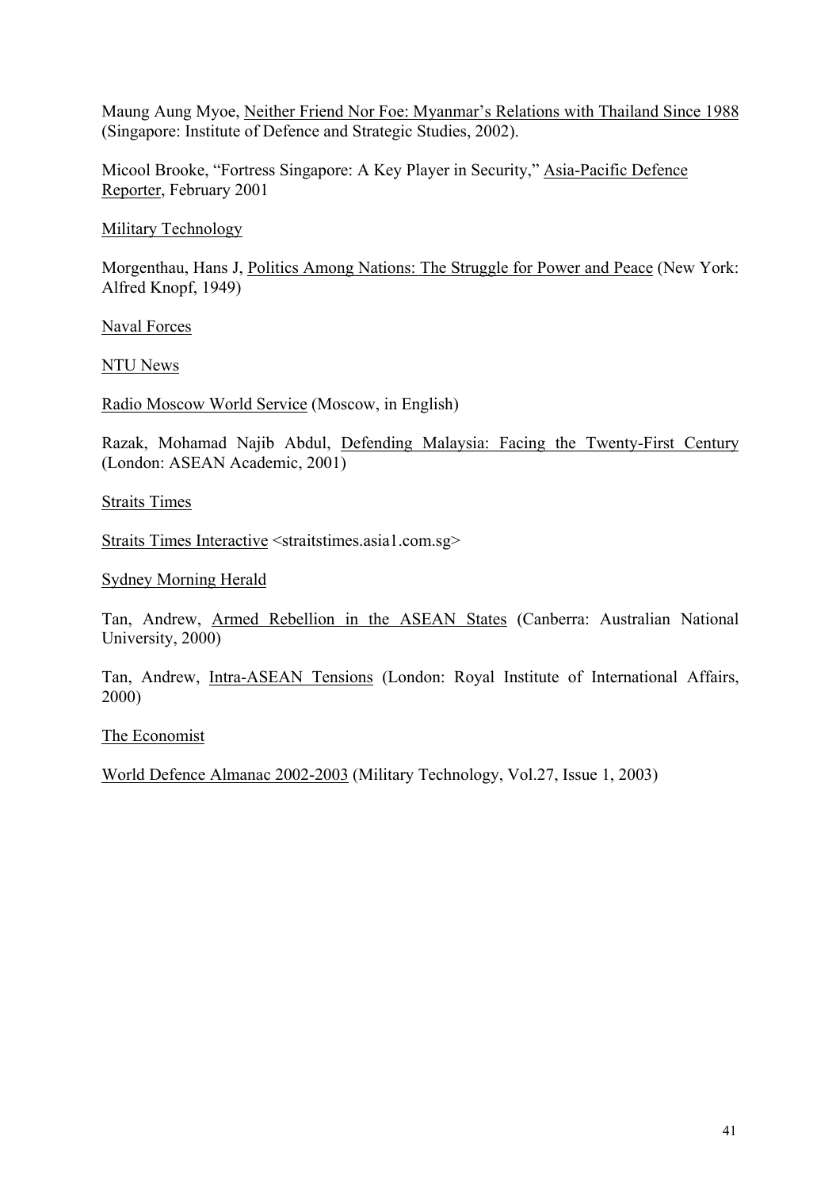Maung Aung Myoe, Neither Friend Nor Foe: Myanmar's Relations with Thailand Since 1988 (Singapore: Institute of Defence and Strategic Studies, 2002).

Micool Brooke, "Fortress Singapore: A Key Player in Security," Asia-Pacific Defence Reporter, February 2001

Military Technology

Morgenthau, Hans J, Politics Among Nations: The Struggle for Power and Peace (New York: Alfred Knopf, 1949)

Naval Forces

NTU News

Radio Moscow World Service (Moscow, in English)

Razak, Mohamad Najib Abdul, Defending Malaysia: Facing the Twenty-First Century (London: ASEAN Academic, 2001)

Straits Times

Straits Times Interactive <straitstimes.asia1.com.sg>

Sydney Morning Herald

Tan, Andrew, Armed Rebellion in the ASEAN States (Canberra: Australian National University, 2000)

Tan, Andrew, Intra-ASEAN Tensions (London: Royal Institute of International Affairs, 2000)

The Economist

World Defence Almanac 2002-2003 (Military Technology, Vol.27, Issue 1, 2003)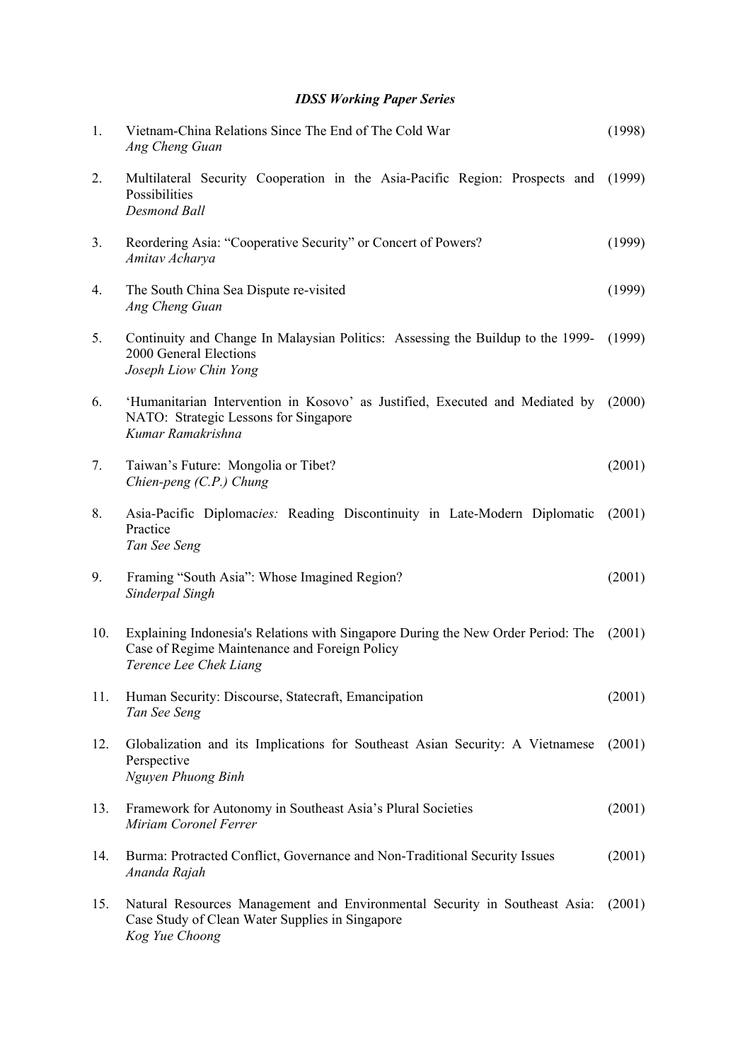***IDSS Working Paper Series***

1. Vietnam-China Relations Since The End of The Cold War (1998)
   *Ang Cheng Guan*

2. Multilateral Security Cooperation in the Asia-Pacific Region: Prospects and Possibilities (1999)
   *Desmond Ball*

3. Reordering Asia: "Cooperative Security" or Concert of Powers? (1999)
   *Amitav Acharya*

4. The South China Sea Dispute re-visited (1999)
   *Ang Cheng Guan*

5. Continuity and Change In Malaysian Politics: Assessing the Buildup to the 1999-2000 General Elections (1999)
   *Joseph Liow Chin Yong*

6. 'Humanitarian Intervention in Kosovo' as Justified, Executed and Mediated by NATO: Strategic Lessons for Singapore (2000)
   *Kumar Ramakrishna*

7. Taiwan's Future: Mongolia or Tibet? (2001)
   *Chien-peng (C.P.) Chung*

8. Asia-Pacific Diplomac*ies:* Reading Discontinuity in Late-Modern Diplomatic Practice (2001)
   *Tan See Seng*

9. Framing "South Asia": Whose Imagined Region? (2001)
   *Sinderpal Singh*

10. Explaining Indonesia's Relations with Singapore During the New Order Period: The Case of Regime Maintenance and Foreign Policy (2001)
    *Terence Lee Chek Liang*

11. Human Security: Discourse, Statecraft, Emancipation (2001)
    *Tan See Seng*

12. Globalization and its Implications for Southeast Asian Security: A Vietnamese Perspective (2001)
    *Nguyen Phuong Binh*

13. Framework for Autonomy in Southeast Asia's Plural Societies (2001)
    *Miriam Coronel Ferrer*

14. Burma: Protracted Conflict, Governance and Non-Traditional Security Issues (2001)
    *Ananda Rajah*

15. Natural Resources Management and Environmental Security in Southeast Asia: Case Study of Clean Water Supplies in Singapore (2001)
    *Kog Yue Choong*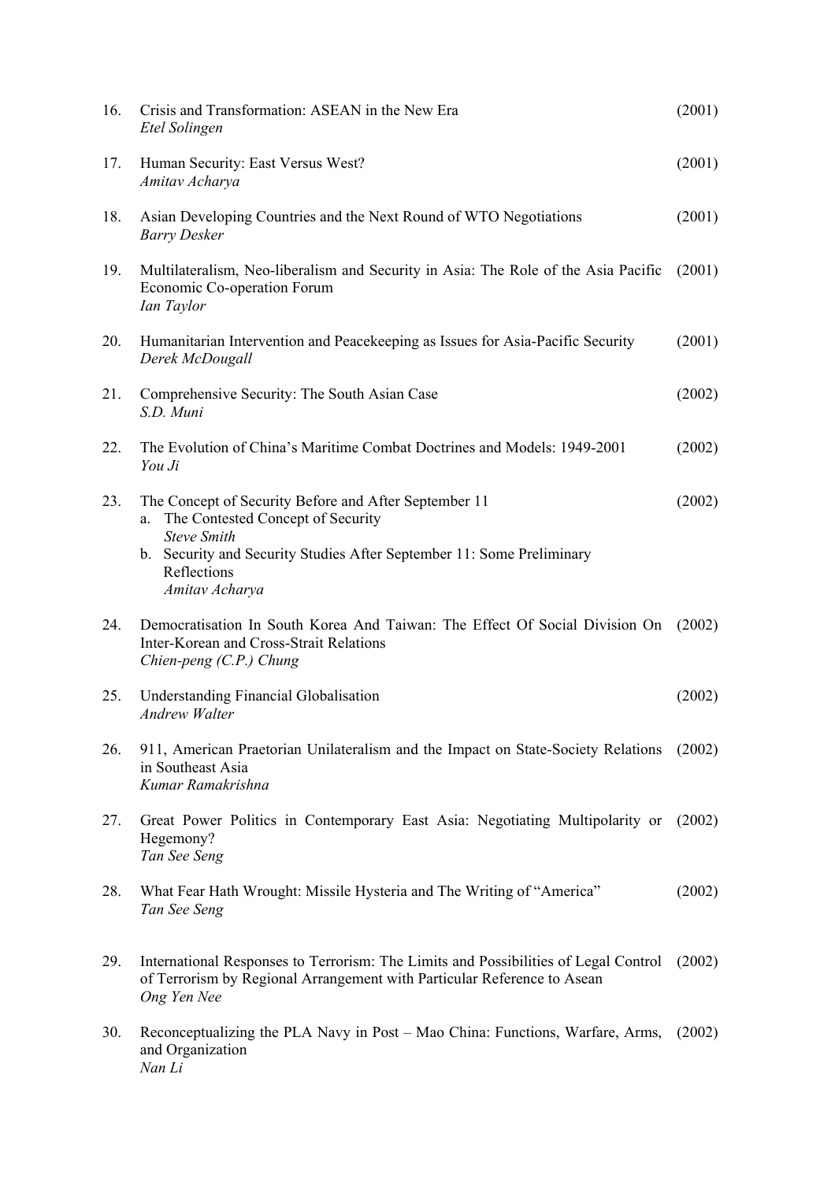16. Crisis and Transformation: ASEAN in the New Era (2001)
    *Etel Solingen*

17. Human Security: East Versus West? (2001)
    *Amitav Acharya*

18. Asian Developing Countries and the Next Round of WTO Negotiations (2001)
    *Barry Desker*

19. Multilateralism, Neo-liberalism and Security in Asia: The Role of the Asia Pacific Economic Co-operation Forum (2001)
    *Ian Taylor*

20. Humanitarian Intervention and Peacekeeping as Issues for Asia-Pacific Security (2001)
    *Derek McDougall*

21. Comprehensive Security: The South Asian Case (2002)
    *S.D. Muni*

22. The Evolution of China's Maritime Combat Doctrines and Models: 1949-2001 (2002)
    *You Ji*

23. The Concept of Security Before and After September 11 (2002)
    a. The Contested Concept of Security
       *Steve Smith*
    b. Security and Security Studies After September 11: Some Preliminary Reflections
       *Amitav Acharya*

24. Democratisation In South Korea And Taiwan: The Effect Of Social Division On Inter-Korean and Cross-Strait Relations (2002)
    *Chien-peng (C.P.) Chung*

25. Understanding Financial Globalisation (2002)
    *Andrew Walter*

26. 911, American Praetorian Unilateralism and the Impact on State-Society Relations in Southeast Asia (2002)
    *Kumar Ramakrishna*

27. Great Power Politics in Contemporary East Asia: Negotiating Multipolarity or Hegemony? (2002)
    *Tan See Seng*

28. What Fear Hath Wrought: Missile Hysteria and The Writing of "America" (2002)
    *Tan See Seng*

29. International Responses to Terrorism: The Limits and Possibilities of Legal Control of Terrorism by Regional Arrangement with Particular Reference to Asean (2002)
    *Ong Yen Nee*

30. Reconceptualizing the PLA Navy in Post – Mao China: Functions, Warfare, Arms, and Organization (2002)
    *Nan Li*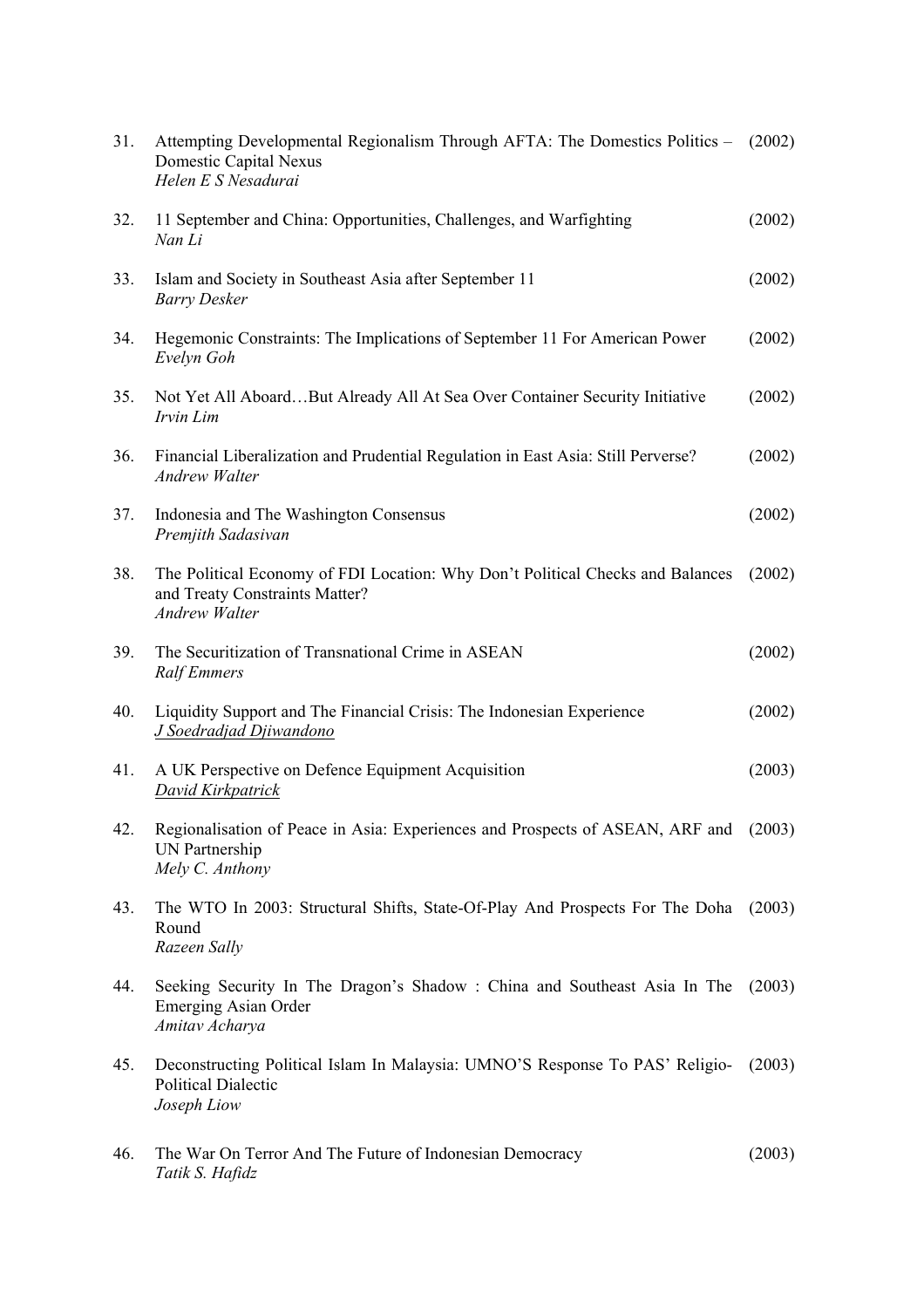31. Attempting Developmental Regionalism Through AFTA: The Domestics Politics – Domestic Capital Nexus (2002)
    *Helen E S Nesadurai*

32. 11 September and China: Opportunities, Challenges, and Warfighting (2002)
    *Nan Li*

33. Islam and Society in Southeast Asia after September 11 (2002)
    *Barry Desker*

34. Hegemonic Constraints: The Implications of September 11 For American Power (2002)
    *Evelyn Goh*

35. Not Yet All Aboard…But Already All At Sea Over Container Security Initiative (2002)
    *Irvin Lim*

36. Financial Liberalization and Prudential Regulation in East Asia: Still Perverse? (2002)
    *Andrew Walter*

37. Indonesia and The Washington Consensus (2002)
    *Premjith Sadasivan*

38. The Political Economy of FDI Location: Why Don't Political Checks and Balances and Treaty Constraints Matter? (2002)
    *Andrew Walter*

39. The Securitization of Transnational Crime in ASEAN (2002)
    *Ralf Emmers*

40. Liquidity Support and The Financial Crisis: The Indonesian Experience (2002)
    *J Soedradjad Djiwandono*

41. A UK Perspective on Defence Equipment Acquisition (2003)
    *David Kirkpatrick*

42. Regionalisation of Peace in Asia: Experiences and Prospects of ASEAN, ARF and UN Partnership (2003)
    *Mely C. Anthony*

43. The WTO In 2003: Structural Shifts, State-Of-Play And Prospects For The Doha Round (2003)
    *Razeen Sally*

44. Seeking Security In The Dragon's Shadow : China and Southeast Asia In The Emerging Asian Order (2003)
    *Amitav Acharya*

45. Deconstructing Political Islam In Malaysia: UMNO'S Response To PAS' Religio-Political Dialectic (2003)
    *Joseph Liow*

46. The War On Terror And The Future of Indonesian Democracy (2003)
    *Tatik S. Hafidz*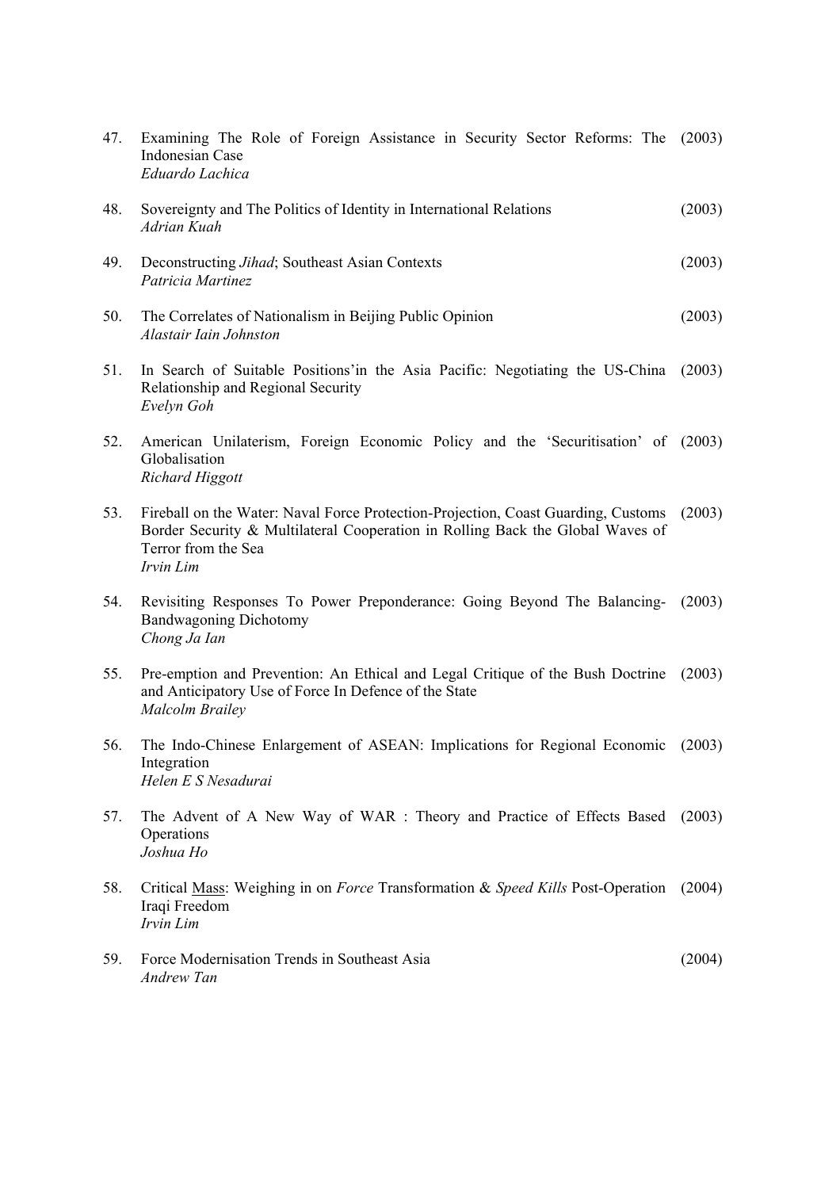47. Examining The Role of Foreign Assistance in Security Sector Reforms: The Indonesian Case (2003)
*Eduardo Lachica*

48. Sovereignty and The Politics of Identity in International Relations (2003)
*Adrian Kuah*

49. Deconstructing *Jihad*; Southeast Asian Contexts (2003)
*Patricia Martinez*

50. The Correlates of Nationalism in Beijing Public Opinion (2003)
*Alastair Iain Johnston*

51. In Search of Suitable Positions'in the Asia Pacific: Negotiating the US-China Relationship and Regional Security (2003)
*Evelyn Goh*

52. American Unilaterism, Foreign Economic Policy and the 'Securitisation' of Globalisation (2003)
*Richard Higgott*

53. Fireball on the Water: Naval Force Protection-Projection, Coast Guarding, Customs Border Security & Multilateral Cooperation in Rolling Back the Global Waves of Terror from the Sea (2003)
*Irvin Lim*

54. Revisiting Responses To Power Preponderance: Going Beyond The Balancing-Bandwagoning Dichotomy (2003)
*Chong Ja Ian*

55. Pre-emption and Prevention: An Ethical and Legal Critique of the Bush Doctrine and Anticipatory Use of Force In Defence of the State (2003)
*Malcolm Brailey*

56. The Indo-Chinese Enlargement of ASEAN: Implications for Regional Economic Integration (2003)
*Helen E S Nesadurai*

57. The Advent of A New Way of WAR : Theory and Practice of Effects Based Operations (2003)
*Joshua Ho*

58. Critical <u>Mass</u>: Weighing in on *Force* Transformation & *Speed Kills* Post-Operation Iraqi Freedom (2004)
*Irvin Lim*

59. Force Modernisation Trends in Southeast Asia (2004)
*Andrew Tan*